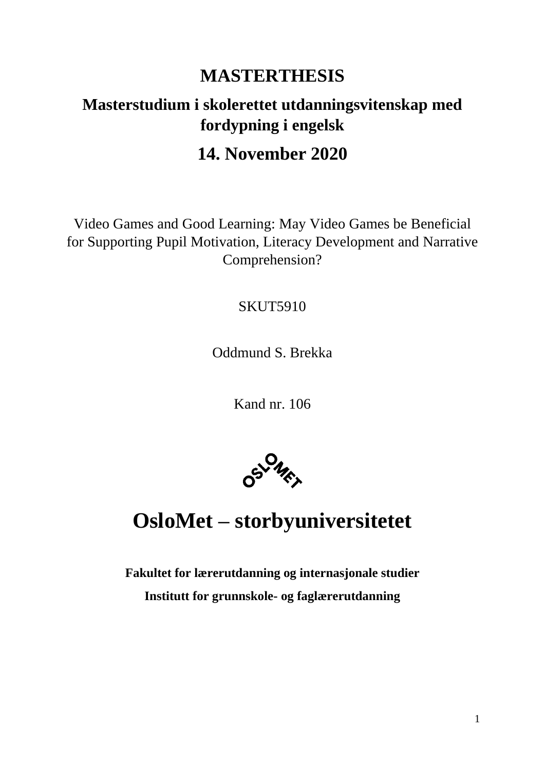# MASTERTHESIS

## Masterstudium i skolerettet utdanningsvitenskap med fordypning i engelsk

## 14. November 2020

Video Games and Good Learning: May Video Games be Beneficial for Supporting Pupil Motivation, Literacy Development and Narrative Comprehension?

SKUT5910

Oddmund S. Brekka

Kand nr. 106

# OsloMet – storbyuniversitetet

**Fakultet for lærerutdanning og internasjonale studier**

**Institutt for grunnskole- og faglærerutdanning**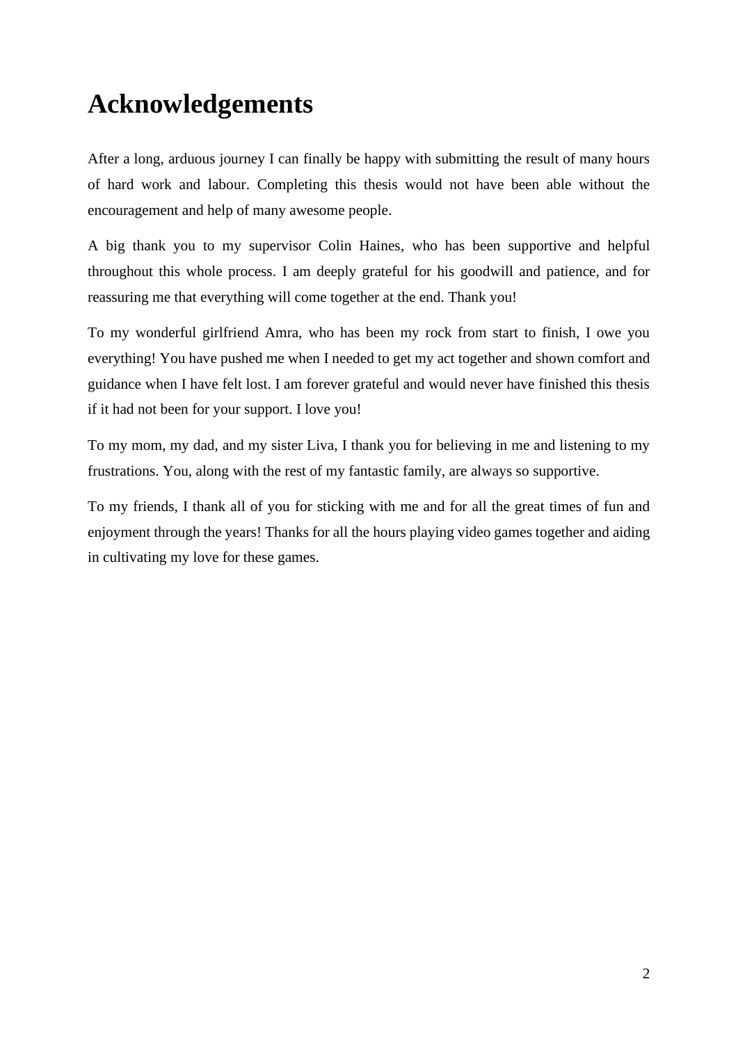# Acknowledgements

After a long, arduous journey I can finally be happy with submitting the result of many hours of hard work and labour. Completing this thesis would not have been able without the encouragement and help of many awesome people.

A big thank you to my supervisor Colin Haines, who has been supportive and helpful throughout this whole process. I am deeply grateful for his goodwill and patience, and for reassuring me that everything will come together at the end. Thank you!

To my wonderful girlfriend Amra, who has been my rock from start to finish, I owe you everything! You have pushed me when I needed to get my act together and shown comfort and guidance when I have felt lost. I am forever grateful and would never have finished this thesis if it had not been for your support. I love you!

To my mom, my dad, and my sister Liva, I thank you for believing in me and listening to my frustrations. You, along with the rest of my fantastic family, are always so supportive.

To my friends, I thank all of you for sticking with me and for all the great times of fun and enjoyment through the years! Thanks for all the hours playing video games together and aiding in cultivating my love for these games.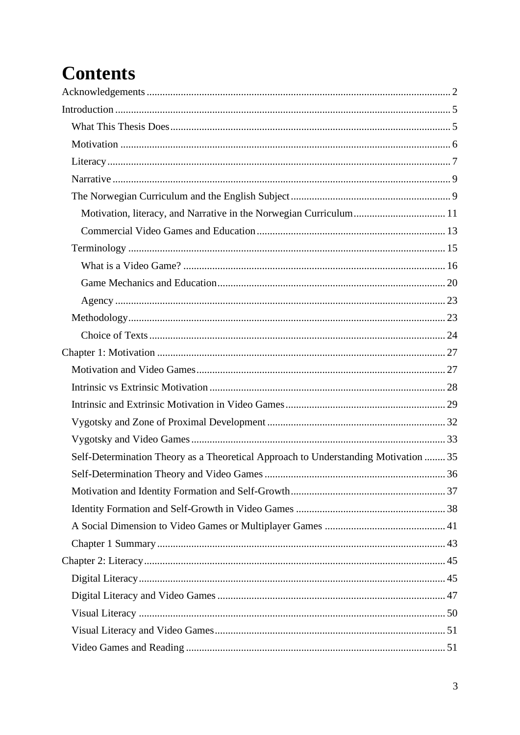# Contents

Acknowledgements ..... 2

Introduction ..... 5

- What This Thesis Does ..... 5
- Motivation ..... 6
- Literacy ..... 7
- Narrative ..... 9
- The Norwegian Curriculum and the English Subject ..... 9
  - Motivation, literacy, and Narrative in the Norwegian Curriculum ..... 11
  - Commercial Video Games and Education ..... 13
- Terminology ..... 15
  - What is a Video Game? ..... 16
  - Game Mechanics and Education ..... 20
  - Agency ..... 23
- Methodology ..... 23
  - Choice of Texts ..... 24

Chapter 1: Motivation ..... 27

- Motivation and Video Games ..... 27
- Intrinsic vs Extrinsic Motivation ..... 28
- Intrinsic and Extrinsic Motivation in Video Games ..... 29
- Vygotsky and Zone of Proximal Development ..... 32
- Vygotsky and Video Games ..... 33
- Self-Determination Theory as a Theoretical Approach to Understanding Motivation ..... 35
- Self-Determination Theory and Video Games ..... 36
- Motivation and Identity Formation and Self-Growth ..... 37
- Identity Formation and Self-Growth in Video Games ..... 38
- A Social Dimension to Video Games or Multiplayer Games ..... 41
- Chapter 1 Summary ..... 43

Chapter 2: Literacy ..... 45

- Digital Literacy ..... 45
- Digital Literacy and Video Games ..... 47
- Visual Literacy ..... 50
- Visual Literacy and Video Games ..... 51
- Video Games and Reading ..... 51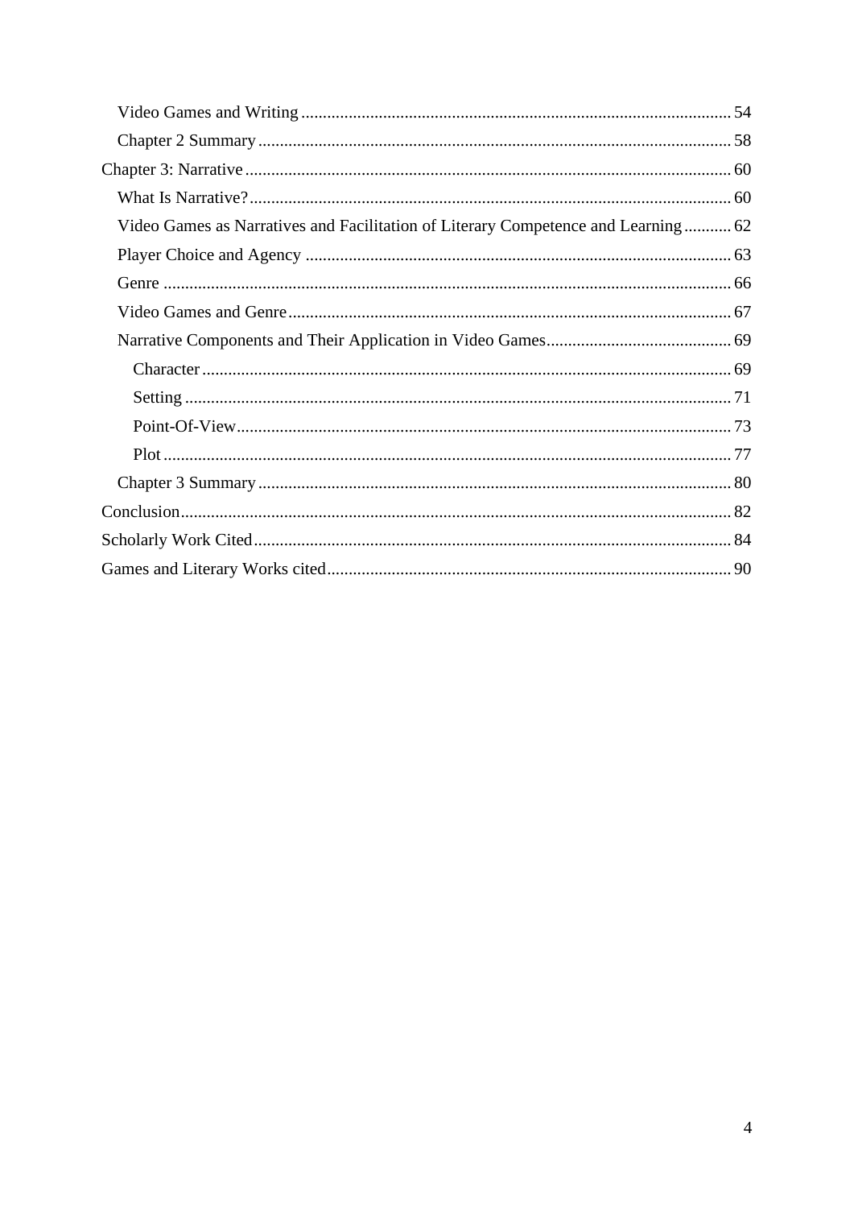- Video Games and Writing ........ 54
- Chapter 2 Summary ........ 58

Chapter 3: Narrative ........ 60

- What Is Narrative? ........ 60
- Video Games as Narratives and Facilitation of Literary Competence and Learning ........ 62
- Player Choice and Agency ........ 63
- Genre ........ 66
- Video Games and Genre ........ 67
- Narrative Components and Their Application in Video Games ........ 69
  - Character ........ 69
  - Setting ........ 71
  - Point-Of-View ........ 73
  - Plot ........ 77
- Chapter 3 Summary ........ 80

Conclusion ........ 82

Scholarly Work Cited ........ 84

Games and Literary Works cited ........ 90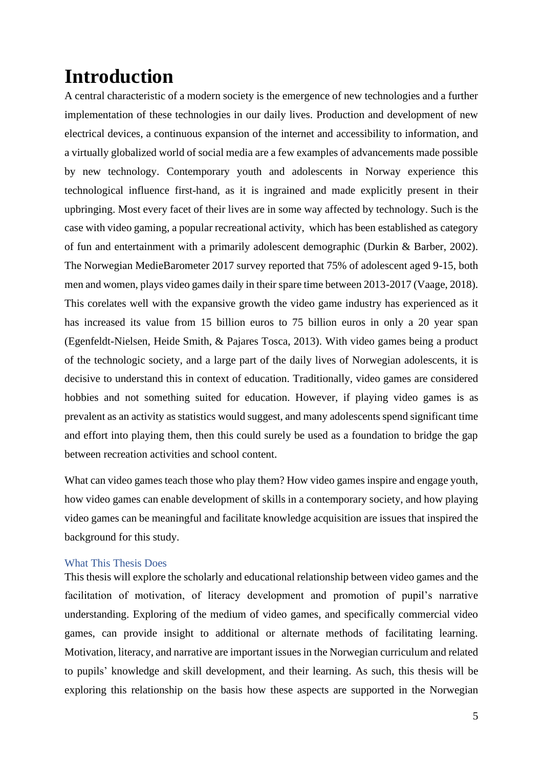# Introduction

A central characteristic of a modern society is the emergence of new technologies and a further implementation of these technologies in our daily lives. Production and development of new electrical devices, a continuous expansion of the internet and accessibility to information, and a virtually globalized world of social media are a few examples of advancements made possible by new technology. Contemporary youth and adolescents in Norway experience this technological influence first-hand, as it is ingrained and made explicitly present in their upbringing. Most every facet of their lives are in some way affected by technology. Such is the case with video gaming, a popular recreational activity, which has been established as category of fun and entertainment with a primarily adolescent demographic (Durkin & Barber, 2002). The Norwegian MedieBarometer 2017 survey reported that 75% of adolescent aged 9-15, both men and women, plays video games daily in their spare time between 2013-2017 (Vaage, 2018). This corelates well with the expansive growth the video game industry has experienced as it has increased its value from 15 billion euros to 75 billion euros in only a 20 year span (Egenfeldt-Nielsen, Heide Smith, & Pajares Tosca, 2013). With video games being a product of the technologic society, and a large part of the daily lives of Norwegian adolescents, it is decisive to understand this in context of education. Traditionally, video games are considered hobbies and not something suited for education. However, if playing video games is as prevalent as an activity as statistics would suggest, and many adolescents spend significant time and effort into playing them, then this could surely be used as a foundation to bridge the gap between recreation activities and school content.

What can video games teach those who play them? How video games inspire and engage youth, how video games can enable development of skills in a contemporary society, and how playing video games can be meaningful and facilitate knowledge acquisition are issues that inspired the background for this study.

## What This Thesis Does

This thesis will explore the scholarly and educational relationship between video games and the facilitation of motivation, of literacy development and promotion of pupil's narrative understanding. Exploring of the medium of video games, and specifically commercial video games, can provide insight to additional or alternate methods of facilitating learning. Motivation, literacy, and narrative are important issues in the Norwegian curriculum and related to pupils' knowledge and skill development, and their learning. As such, this thesis will be exploring this relationship on the basis how these aspects are supported in the Norwegian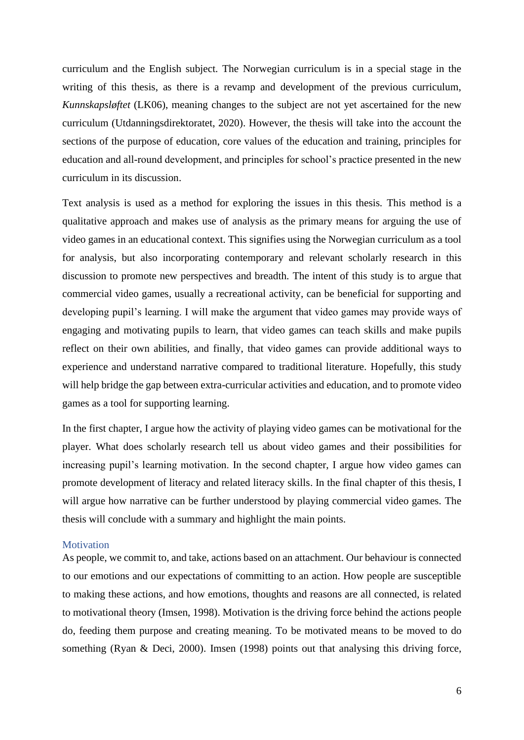curriculum and the English subject. The Norwegian curriculum is in a special stage in the writing of this thesis, as there is a revamp and development of the previous curriculum, *Kunnskapsløftet* (LK06), meaning changes to the subject are not yet ascertained for the new curriculum (Utdanningsdirektoratet, 2020). However, the thesis will take into the account the sections of the purpose of education, core values of the education and training, principles for education and all-round development, and principles for school's practice presented in the new curriculum in its discussion.

Text analysis is used as a method for exploring the issues in this thesis. This method is a qualitative approach and makes use of analysis as the primary means for arguing the use of video games in an educational context. This signifies using the Norwegian curriculum as a tool for analysis, but also incorporating contemporary and relevant scholarly research in this discussion to promote new perspectives and breadth. The intent of this study is to argue that commercial video games, usually a recreational activity, can be beneficial for supporting and developing pupil's learning. I will make the argument that video games may provide ways of engaging and motivating pupils to learn, that video games can teach skills and make pupils reflect on their own abilities, and finally, that video games can provide additional ways to experience and understand narrative compared to traditional literature. Hopefully, this study will help bridge the gap between extra-curricular activities and education, and to promote video games as a tool for supporting learning.

In the first chapter, I argue how the activity of playing video games can be motivational for the player. What does scholarly research tell us about video games and their possibilities for increasing pupil's learning motivation. In the second chapter, I argue how video games can promote development of literacy and related literacy skills. In the final chapter of this thesis, I will argue how narrative can be further understood by playing commercial video games. The thesis will conclude with a summary and highlight the main points.

## Motivation

As people, we commit to, and take, actions based on an attachment. Our behaviour is connected to our emotions and our expectations of committing to an action. How people are susceptible to making these actions, and how emotions, thoughts and reasons are all connected, is related to motivational theory (Imsen, 1998). Motivation is the driving force behind the actions people do, feeding them purpose and creating meaning. To be motivated means to be moved to do something (Ryan & Deci, 2000). Imsen (1998) points out that analysing this driving force,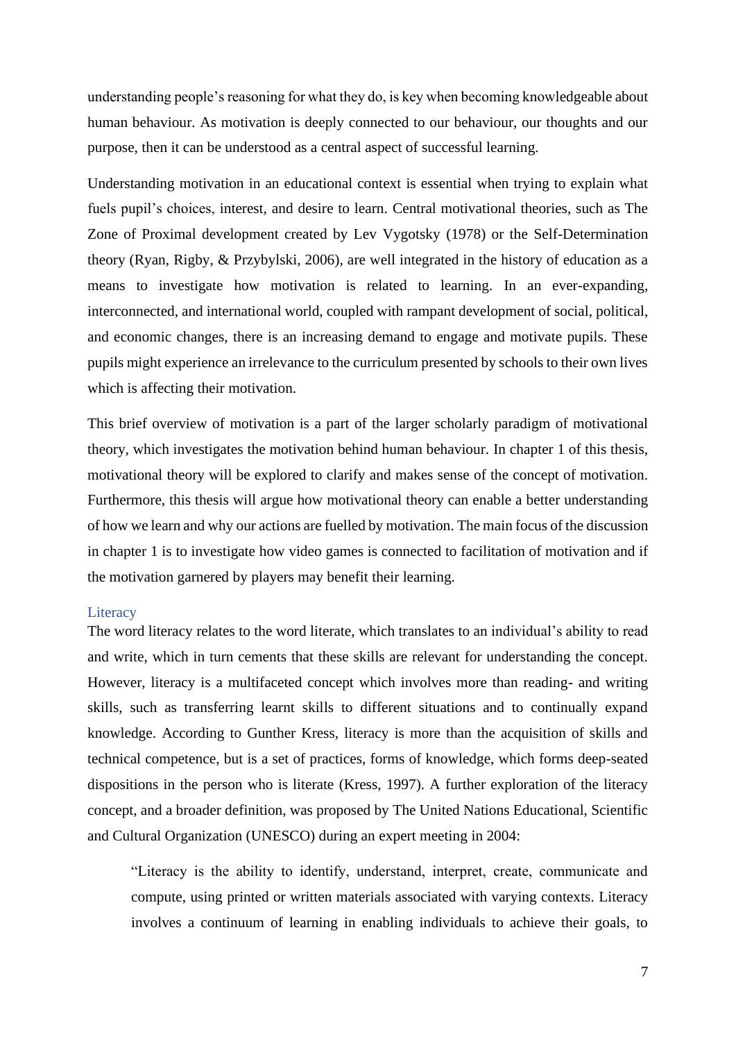understanding people's reasoning for what they do, is key when becoming knowledgeable about human behaviour. As motivation is deeply connected to our behaviour, our thoughts and our purpose, then it can be understood as a central aspect of successful learning.

Understanding motivation in an educational context is essential when trying to explain what fuels pupil's choices, interest, and desire to learn. Central motivational theories, such as The Zone of Proximal development created by Lev Vygotsky (1978) or the Self-Determination theory (Ryan, Rigby, & Przybylski, 2006), are well integrated in the history of education as a means to investigate how motivation is related to learning. In an ever-expanding, interconnected, and international world, coupled with rampant development of social, political, and economic changes, there is an increasing demand to engage and motivate pupils. These pupils might experience an irrelevance to the curriculum presented by schools to their own lives which is affecting their motivation.

This brief overview of motivation is a part of the larger scholarly paradigm of motivational theory, which investigates the motivation behind human behaviour. In chapter 1 of this thesis, motivational theory will be explored to clarify and makes sense of the concept of motivation. Furthermore, this thesis will argue how motivational theory can enable a better understanding of how we learn and why our actions are fuelled by motivation. The main focus of the discussion in chapter 1 is to investigate how video games is connected to facilitation of motivation and if the motivation garnered by players may benefit their learning.

### Literacy

The word literacy relates to the word literate, which translates to an individual's ability to read and write, which in turn cements that these skills are relevant for understanding the concept. However, literacy is a multifaceted concept which involves more than reading- and writing skills, such as transferring learnt skills to different situations and to continually expand knowledge. According to Gunther Kress, literacy is more than the acquisition of skills and technical competence, but is a set of practices, forms of knowledge, which forms deep-seated dispositions in the person who is literate (Kress, 1997). A further exploration of the literacy concept, and a broader definition, was proposed by The United Nations Educational, Scientific and Cultural Organization (UNESCO) during an expert meeting in 2004:

> "Literacy is the ability to identify, understand, interpret, create, communicate and compute, using printed or written materials associated with varying contexts. Literacy involves a continuum of learning in enabling individuals to achieve their goals, to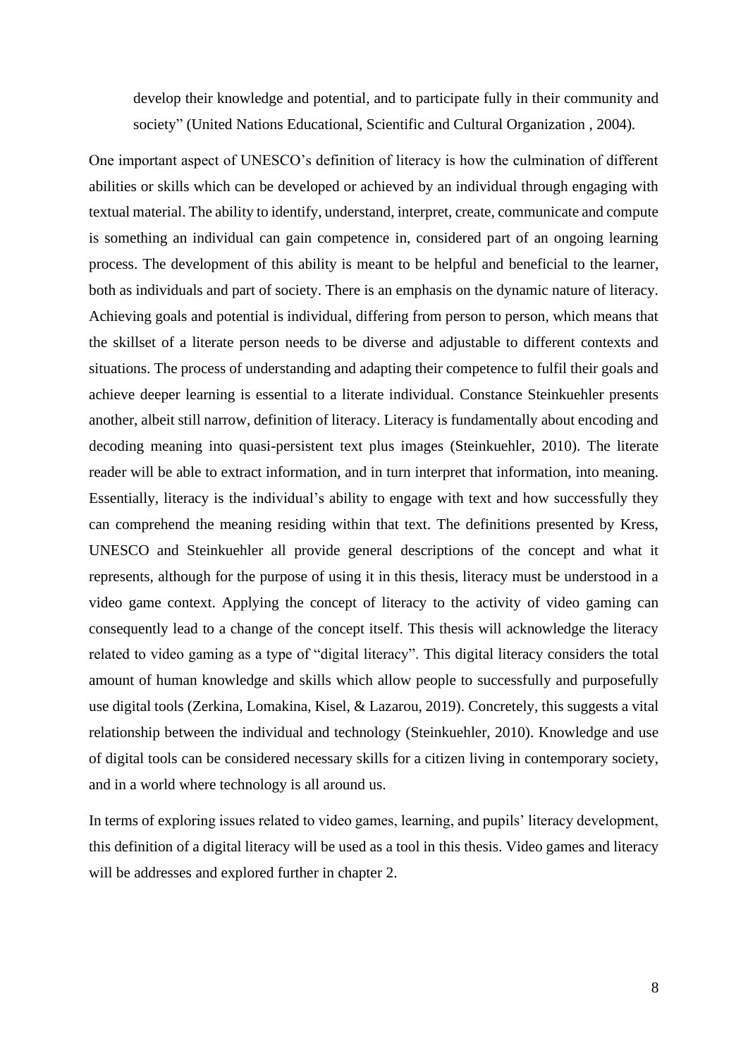> develop their knowledge and potential, and to participate fully in their community and society" (United Nations Educational, Scientific and Cultural Organization , 2004).

One important aspect of UNESCO's definition of literacy is how the culmination of different abilities or skills which can be developed or achieved by an individual through engaging with textual material. The ability to identify, understand, interpret, create, communicate and compute is something an individual can gain competence in, considered part of an ongoing learning process. The development of this ability is meant to be helpful and beneficial to the learner, both as individuals and part of society. There is an emphasis on the dynamic nature of literacy. Achieving goals and potential is individual, differing from person to person, which means that the skillset of a literate person needs to be diverse and adjustable to different contexts and situations. The process of understanding and adapting their competence to fulfil their goals and achieve deeper learning is essential to a literate individual. Constance Steinkuehler presents another, albeit still narrow, definition of literacy. Literacy is fundamentally about encoding and decoding meaning into quasi-persistent text plus images (Steinkuehler, 2010). The literate reader will be able to extract information, and in turn interpret that information, into meaning. Essentially, literacy is the individual's ability to engage with text and how successfully they can comprehend the meaning residing within that text. The definitions presented by Kress, UNESCO and Steinkuehler all provide general descriptions of the concept and what it represents, although for the purpose of using it in this thesis, literacy must be understood in a video game context. Applying the concept of literacy to the activity of video gaming can consequently lead to a change of the concept itself. This thesis will acknowledge the literacy related to video gaming as a type of "digital literacy". This digital literacy considers the total amount of human knowledge and skills which allow people to successfully and purposefully use digital tools (Zerkina, Lomakina, Kisel, & Lazarou, 2019). Concretely, this suggests a vital relationship between the individual and technology (Steinkuehler, 2010). Knowledge and use of digital tools can be considered necessary skills for a citizen living in contemporary society, and in a world where technology is all around us.

In terms of exploring issues related to video games, learning, and pupils' literacy development, this definition of a digital literacy will be used as a tool in this thesis. Video games and literacy will be addresses and explored further in chapter 2.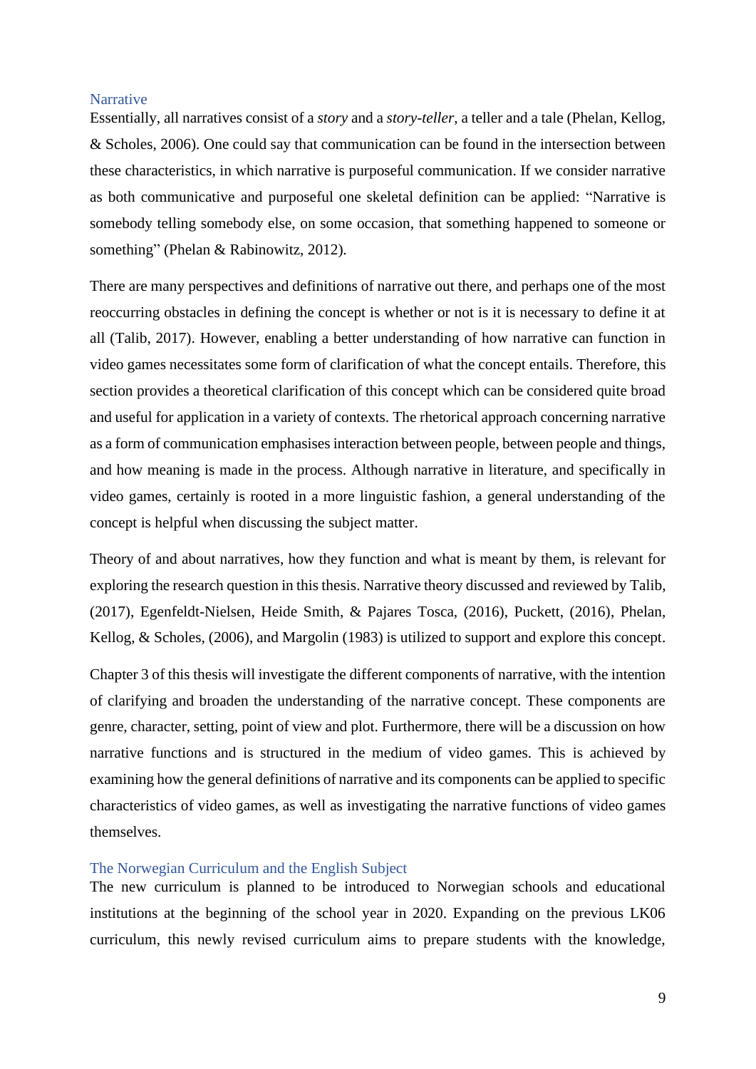### Narrative

Essentially, all narratives consist of a *story* and a *story-teller*, a teller and a tale (Phelan, Kellog, & Scholes, 2006). One could say that communication can be found in the intersection between these characteristics, in which narrative is purposeful communication. If we consider narrative as both communicative and purposeful one skeletal definition can be applied: "Narrative is somebody telling somebody else, on some occasion, that something happened to someone or something" (Phelan & Rabinowitz, 2012).

There are many perspectives and definitions of narrative out there, and perhaps one of the most reoccurring obstacles in defining the concept is whether or not is it is necessary to define it at all (Talib, 2017). However, enabling a better understanding of how narrative can function in video games necessitates some form of clarification of what the concept entails. Therefore, this section provides a theoretical clarification of this concept which can be considered quite broad and useful for application in a variety of contexts. The rhetorical approach concerning narrative as a form of communication emphasises interaction between people, between people and things, and how meaning is made in the process. Although narrative in literature, and specifically in video games, certainly is rooted in a more linguistic fashion, a general understanding of the concept is helpful when discussing the subject matter.

Theory of and about narratives, how they function and what is meant by them, is relevant for exploring the research question in this thesis. Narrative theory discussed and reviewed by Talib, (2017), Egenfeldt-Nielsen, Heide Smith, & Pajares Tosca, (2016), Puckett, (2016), Phelan, Kellog, & Scholes, (2006), and Margolin (1983) is utilized to support and explore this concept.

Chapter 3 of this thesis will investigate the different components of narrative, with the intention of clarifying and broaden the understanding of the narrative concept. These components are genre, character, setting, point of view and plot. Furthermore, there will be a discussion on how narrative functions and is structured in the medium of video games. This is achieved by examining how the general definitions of narrative and its components can be applied to specific characteristics of video games, as well as investigating the narrative functions of video games themselves.

### The Norwegian Curriculum and the English Subject

The new curriculum is planned to be introduced to Norwegian schools and educational institutions at the beginning of the school year in 2020. Expanding on the previous LK06 curriculum, this newly revised curriculum aims to prepare students with the knowledge,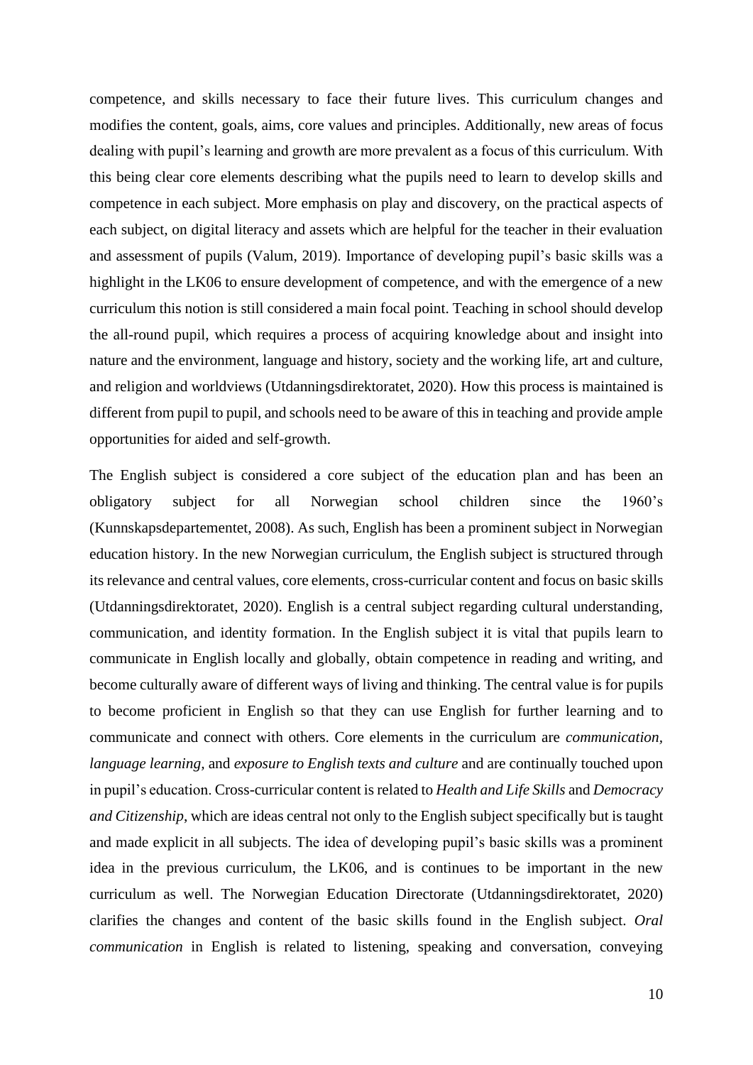competence, and skills necessary to face their future lives. This curriculum changes and modifies the content, goals, aims, core values and principles. Additionally, new areas of focus dealing with pupil's learning and growth are more prevalent as a focus of this curriculum. With this being clear core elements describing what the pupils need to learn to develop skills and competence in each subject. More emphasis on play and discovery, on the practical aspects of each subject, on digital literacy and assets which are helpful for the teacher in their evaluation and assessment of pupils (Valum, 2019). Importance of developing pupil's basic skills was a highlight in the LK06 to ensure development of competence, and with the emergence of a new curriculum this notion is still considered a main focal point. Teaching in school should develop the all-round pupil, which requires a process of acquiring knowledge about and insight into nature and the environment, language and history, society and the working life, art and culture, and religion and worldviews (Utdanningsdirektoratet, 2020). How this process is maintained is different from pupil to pupil, and schools need to be aware of this in teaching and provide ample opportunities for aided and self-growth.

The English subject is considered a core subject of the education plan and has been an obligatory subject for all Norwegian school children since the 1960's (Kunnskapsdepartementet, 2008). As such, English has been a prominent subject in Norwegian education history. In the new Norwegian curriculum, the English subject is structured through its relevance and central values, core elements, cross-curricular content and focus on basic skills (Utdanningsdirektoratet, 2020). English is a central subject regarding cultural understanding, communication, and identity formation. In the English subject it is vital that pupils learn to communicate in English locally and globally, obtain competence in reading and writing, and become culturally aware of different ways of living and thinking. The central value is for pupils to become proficient in English so that they can use English for further learning and to communicate and connect with others. Core elements in the curriculum are *communication, language learning,* and *exposure to English texts and culture* and are continually touched upon in pupil's education. Cross-curricular content is related to *Health and Life Skills* and *Democracy and Citizenship*, which are ideas central not only to the English subject specifically but is taught and made explicit in all subjects. The idea of developing pupil's basic skills was a prominent idea in the previous curriculum, the LK06, and is continues to be important in the new curriculum as well. The Norwegian Education Directorate (Utdanningsdirektoratet, 2020) clarifies the changes and content of the basic skills found in the English subject. *Oral communication* in English is related to listening, speaking and conversation, conveying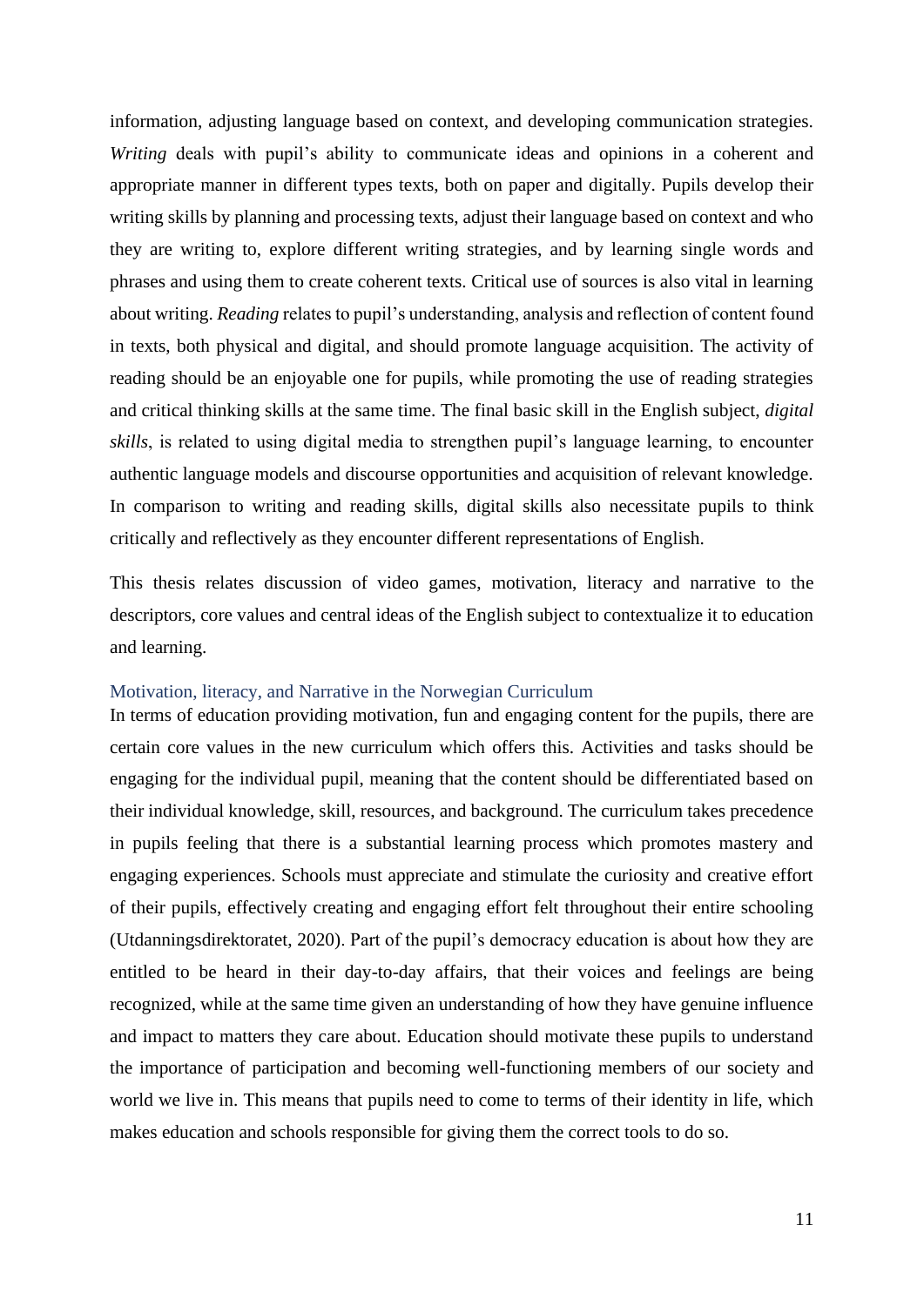information, adjusting language based on context, and developing communication strategies. *Writing* deals with pupil's ability to communicate ideas and opinions in a coherent and appropriate manner in different types texts, both on paper and digitally. Pupils develop their writing skills by planning and processing texts, adjust their language based on context and who they are writing to, explore different writing strategies, and by learning single words and phrases and using them to create coherent texts. Critical use of sources is also vital in learning about writing. *Reading* relates to pupil's understanding, analysis and reflection of content found in texts, both physical and digital, and should promote language acquisition. The activity of reading should be an enjoyable one for pupils, while promoting the use of reading strategies and critical thinking skills at the same time. The final basic skill in the English subject, *digital skills*, is related to using digital media to strengthen pupil's language learning, to encounter authentic language models and discourse opportunities and acquisition of relevant knowledge. In comparison to writing and reading skills, digital skills also necessitate pupils to think critically and reflectively as they encounter different representations of English.

This thesis relates discussion of video games, motivation, literacy and narrative to the descriptors, core values and central ideas of the English subject to contextualize it to education and learning.

### Motivation, literacy, and Narrative in the Norwegian Curriculum

In terms of education providing motivation, fun and engaging content for the pupils, there are certain core values in the new curriculum which offers this. Activities and tasks should be engaging for the individual pupil, meaning that the content should be differentiated based on their individual knowledge, skill, resources, and background. The curriculum takes precedence in pupils feeling that there is a substantial learning process which promotes mastery and engaging experiences. Schools must appreciate and stimulate the curiosity and creative effort of their pupils, effectively creating and engaging effort felt throughout their entire schooling (Utdanningsdirektoratet, 2020). Part of the pupil's democracy education is about how they are entitled to be heard in their day-to-day affairs, that their voices and feelings are being recognized, while at the same time given an understanding of how they have genuine influence and impact to matters they care about. Education should motivate these pupils to understand the importance of participation and becoming well-functioning members of our society and world we live in. This means that pupils need to come to terms of their identity in life, which makes education and schools responsible for giving them the correct tools to do so.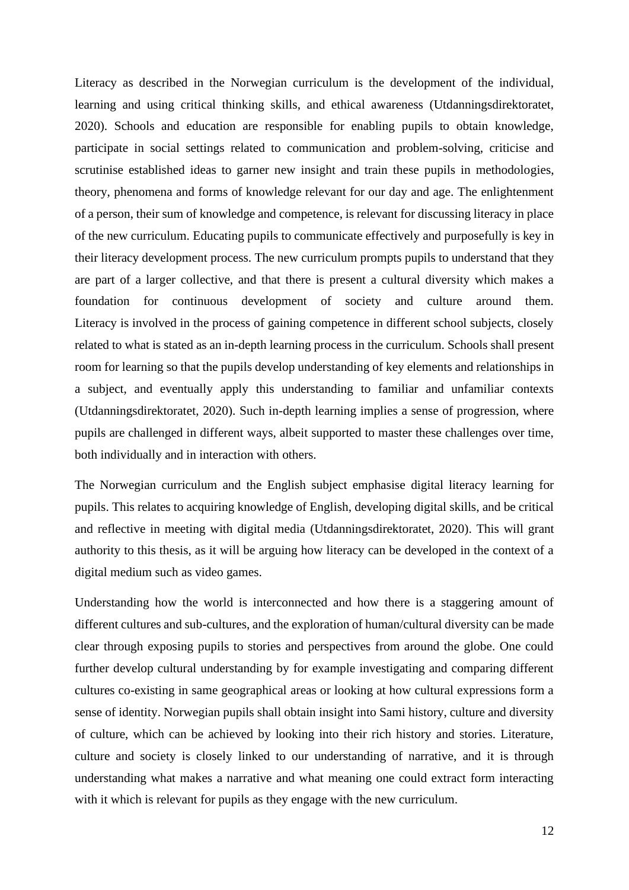Literacy as described in the Norwegian curriculum is the development of the individual, learning and using critical thinking skills, and ethical awareness (Utdanningsdirektoratet, 2020). Schools and education are responsible for enabling pupils to obtain knowledge, participate in social settings related to communication and problem-solving, criticise and scrutinise established ideas to garner new insight and train these pupils in methodologies, theory, phenomena and forms of knowledge relevant for our day and age. The enlightenment of a person, their sum of knowledge and competence, is relevant for discussing literacy in place of the new curriculum. Educating pupils to communicate effectively and purposefully is key in their literacy development process. The new curriculum prompts pupils to understand that they are part of a larger collective, and that there is present a cultural diversity which makes a foundation for continuous development of society and culture around them. Literacy is involved in the process of gaining competence in different school subjects, closely related to what is stated as an in-depth learning process in the curriculum. Schools shall present room for learning so that the pupils develop understanding of key elements and relationships in a subject, and eventually apply this understanding to familiar and unfamiliar contexts (Utdanningsdirektoratet, 2020). Such in-depth learning implies a sense of progression, where pupils are challenged in different ways, albeit supported to master these challenges over time, both individually and in interaction with others.

The Norwegian curriculum and the English subject emphasise digital literacy learning for pupils. This relates to acquiring knowledge of English, developing digital skills, and be critical and reflective in meeting with digital media (Utdanningsdirektoratet, 2020). This will grant authority to this thesis, as it will be arguing how literacy can be developed in the context of a digital medium such as video games.

Understanding how the world is interconnected and how there is a staggering amount of different cultures and sub-cultures, and the exploration of human/cultural diversity can be made clear through exposing pupils to stories and perspectives from around the globe. One could further develop cultural understanding by for example investigating and comparing different cultures co-existing in same geographical areas or looking at how cultural expressions form a sense of identity. Norwegian pupils shall obtain insight into Sami history, culture and diversity of culture, which can be achieved by looking into their rich history and stories. Literature, culture and society is closely linked to our understanding of narrative, and it is through understanding what makes a narrative and what meaning one could extract form interacting with it which is relevant for pupils as they engage with the new curriculum.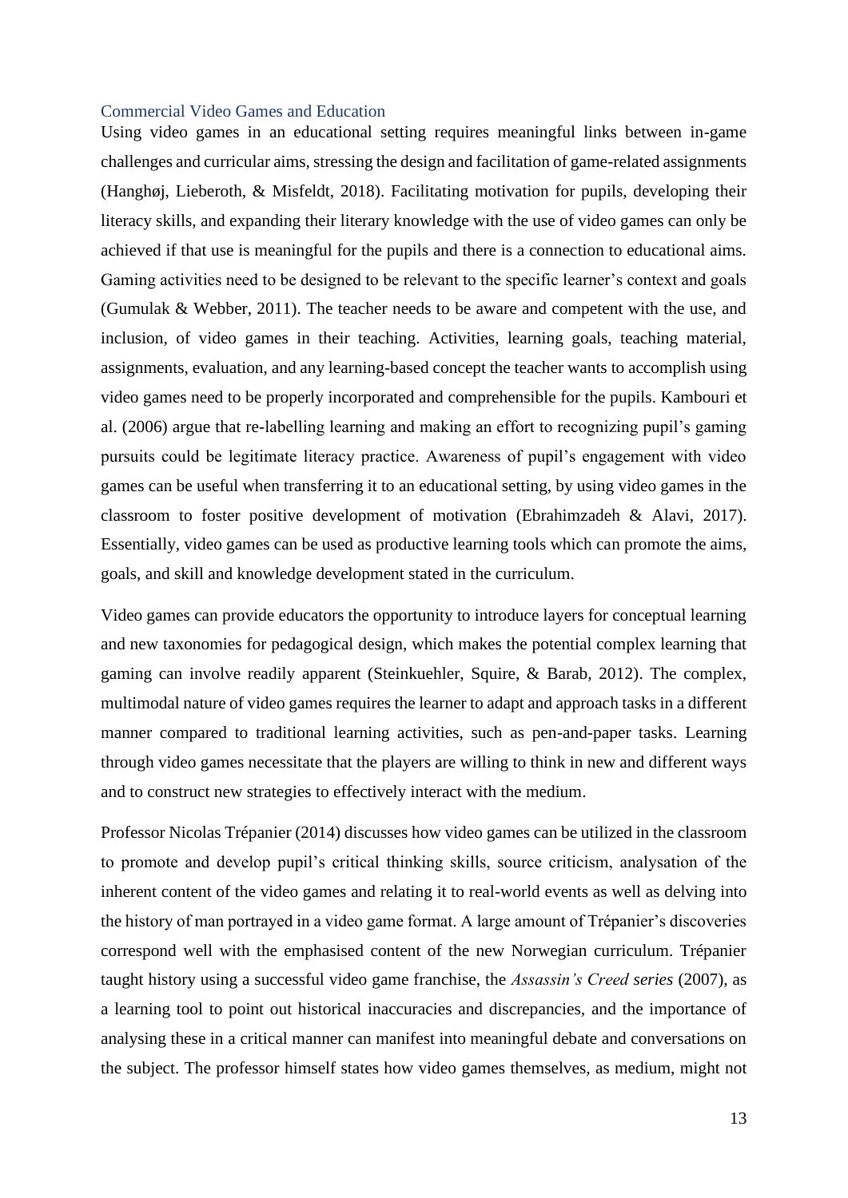## Commercial Video Games and Education

Using video games in an educational setting requires meaningful links between in-game challenges and curricular aims, stressing the design and facilitation of game-related assignments (Hanghøj, Lieberoth, & Misfeldt, 2018). Facilitating motivation for pupils, developing their literacy skills, and expanding their literary knowledge with the use of video games can only be achieved if that use is meaningful for the pupils and there is a connection to educational aims. Gaming activities need to be designed to be relevant to the specific learner's context and goals (Gumulak & Webber, 2011). The teacher needs to be aware and competent with the use, and inclusion, of video games in their teaching. Activities, learning goals, teaching material, assignments, evaluation, and any learning-based concept the teacher wants to accomplish using video games need to be properly incorporated and comprehensible for the pupils. Kambouri et al. (2006) argue that re-labelling learning and making an effort to recognizing pupil's gaming pursuits could be legitimate literacy practice. Awareness of pupil's engagement with video games can be useful when transferring it to an educational setting, by using video games in the classroom to foster positive development of motivation (Ebrahimzadeh & Alavi, 2017). Essentially, video games can be used as productive learning tools which can promote the aims, goals, and skill and knowledge development stated in the curriculum.

Video games can provide educators the opportunity to introduce layers for conceptual learning and new taxonomies for pedagogical design, which makes the potential complex learning that gaming can involve readily apparent (Steinkuehler, Squire, & Barab, 2012). The complex, multimodal nature of video games requires the learner to adapt and approach tasks in a different manner compared to traditional learning activities, such as pen-and-paper tasks. Learning through video games necessitate that the players are willing to think in new and different ways and to construct new strategies to effectively interact with the medium.

Professor Nicolas Trépanier (2014) discusses how video games can be utilized in the classroom to promote and develop pupil's critical thinking skills, source criticism, analysation of the inherent content of the video games and relating it to real-world events as well as delving into the history of man portrayed in a video game format. A large amount of Trépanier's discoveries correspond well with the emphasised content of the new Norwegian curriculum. Trépanier taught history using a successful video game franchise, the *Assassin's Creed series* (2007), as a learning tool to point out historical inaccuracies and discrepancies, and the importance of analysing these in a critical manner can manifest into meaningful debate and conversations on the subject. The professor himself states how video games themselves, as medium, might not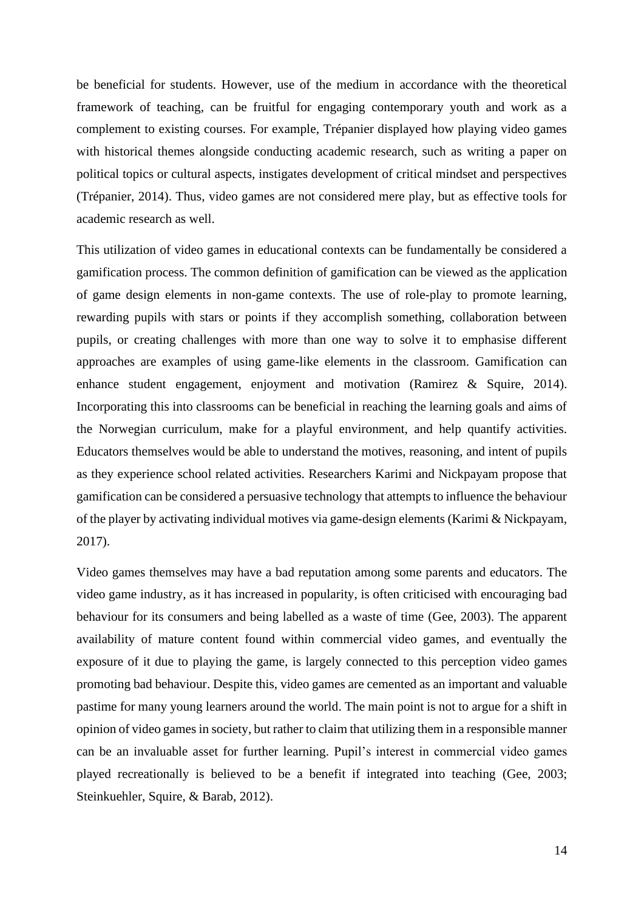be beneficial for students. However, use of the medium in accordance with the theoretical framework of teaching, can be fruitful for engaging contemporary youth and work as a complement to existing courses. For example, Trépanier displayed how playing video games with historical themes alongside conducting academic research, such as writing a paper on political topics or cultural aspects, instigates development of critical mindset and perspectives (Trépanier, 2014). Thus, video games are not considered mere play, but as effective tools for academic research as well.

This utilization of video games in educational contexts can be fundamentally be considered a gamification process. The common definition of gamification can be viewed as the application of game design elements in non-game contexts. The use of role-play to promote learning, rewarding pupils with stars or points if they accomplish something, collaboration between pupils, or creating challenges with more than one way to solve it to emphasise different approaches are examples of using game-like elements in the classroom. Gamification can enhance student engagement, enjoyment and motivation (Ramirez & Squire, 2014). Incorporating this into classrooms can be beneficial in reaching the learning goals and aims of the Norwegian curriculum, make for a playful environment, and help quantify activities. Educators themselves would be able to understand the motives, reasoning, and intent of pupils as they experience school related activities. Researchers Karimi and Nickpayam propose that gamification can be considered a persuasive technology that attempts to influence the behaviour of the player by activating individual motives via game-design elements (Karimi & Nickpayam, 2017).

Video games themselves may have a bad reputation among some parents and educators. The video game industry, as it has increased in popularity, is often criticised with encouraging bad behaviour for its consumers and being labelled as a waste of time (Gee, 2003). The apparent availability of mature content found within commercial video games, and eventually the exposure of it due to playing the game, is largely connected to this perception video games promoting bad behaviour. Despite this, video games are cemented as an important and valuable pastime for many young learners around the world. The main point is not to argue for a shift in opinion of video games in society, but rather to claim that utilizing them in a responsible manner can be an invaluable asset for further learning. Pupil's interest in commercial video games played recreationally is believed to be a benefit if integrated into teaching (Gee, 2003; Steinkuehler, Squire, & Barab, 2012).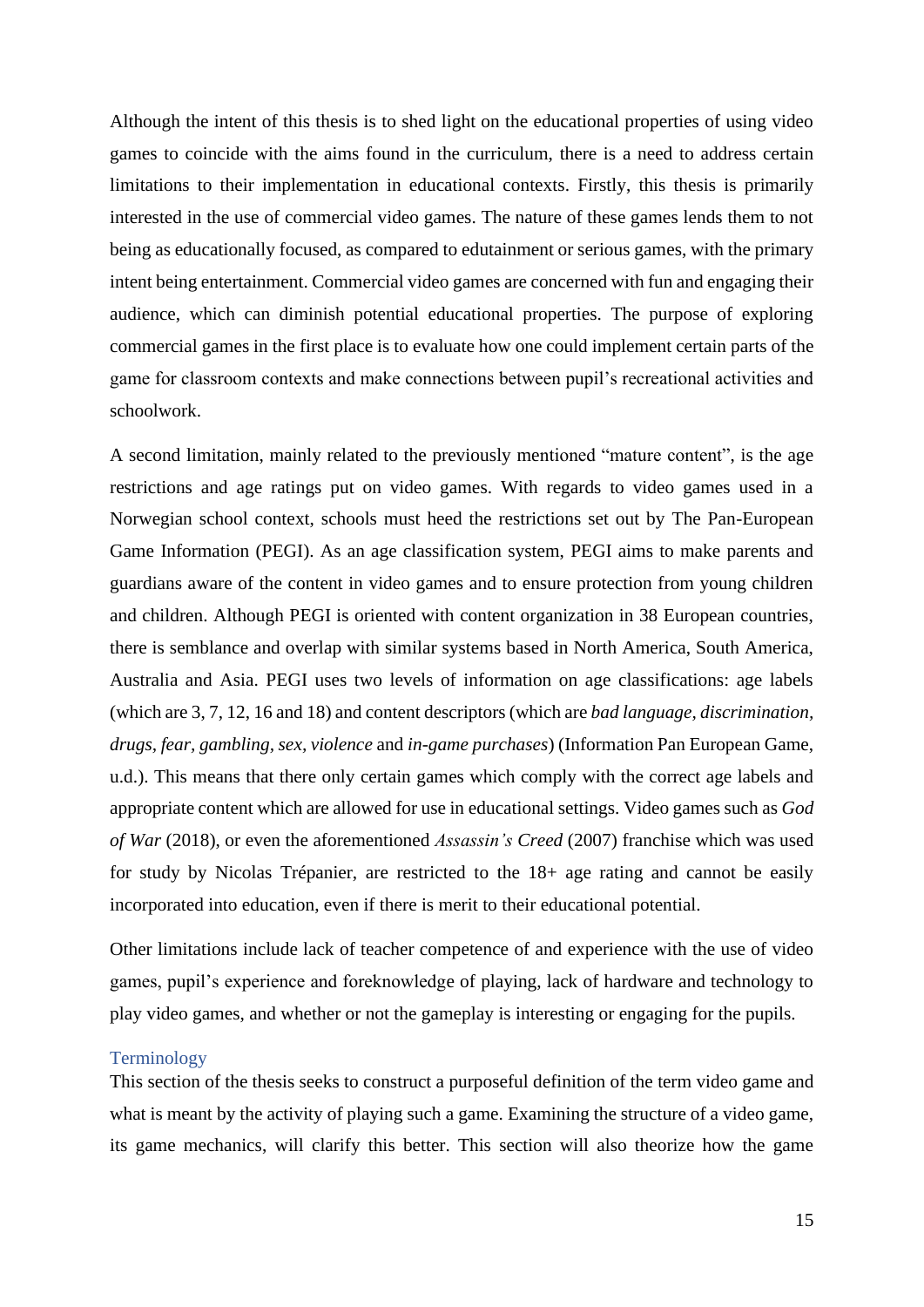Although the intent of this thesis is to shed light on the educational properties of using video games to coincide with the aims found in the curriculum, there is a need to address certain limitations to their implementation in educational contexts. Firstly, this thesis is primarily interested in the use of commercial video games. The nature of these games lends them to not being as educationally focused, as compared to edutainment or serious games, with the primary intent being entertainment. Commercial video games are concerned with fun and engaging their audience, which can diminish potential educational properties. The purpose of exploring commercial games in the first place is to evaluate how one could implement certain parts of the game for classroom contexts and make connections between pupil's recreational activities and schoolwork.

A second limitation, mainly related to the previously mentioned "mature content", is the age restrictions and age ratings put on video games. With regards to video games used in a Norwegian school context, schools must heed the restrictions set out by The Pan-European Game Information (PEGI). As an age classification system, PEGI aims to make parents and guardians aware of the content in video games and to ensure protection from young children and children. Although PEGI is oriented with content organization in 38 European countries, there is semblance and overlap with similar systems based in North America, South America, Australia and Asia. PEGI uses two levels of information on age classifications: age labels (which are 3, 7, 12, 16 and 18) and content descriptors (which are *bad language, discrimination, drugs, fear, gambling, sex, violence* and *in-game purchases*) (Information Pan European Game, u.d.). This means that there only certain games which comply with the correct age labels and appropriate content which are allowed for use in educational settings. Video games such as *God of War* (2018), or even the aforementioned *Assassin's Creed* (2007) franchise which was used for study by Nicolas Trépanier, are restricted to the 18+ age rating and cannot be easily incorporated into education, even if there is merit to their educational potential.

Other limitations include lack of teacher competence of and experience with the use of video games, pupil's experience and foreknowledge of playing, lack of hardware and technology to play video games, and whether or not the gameplay is interesting or engaging for the pupils.

## Terminology

This section of the thesis seeks to construct a purposeful definition of the term video game and what is meant by the activity of playing such a game. Examining the structure of a video game, its game mechanics, will clarify this better. This section will also theorize how the game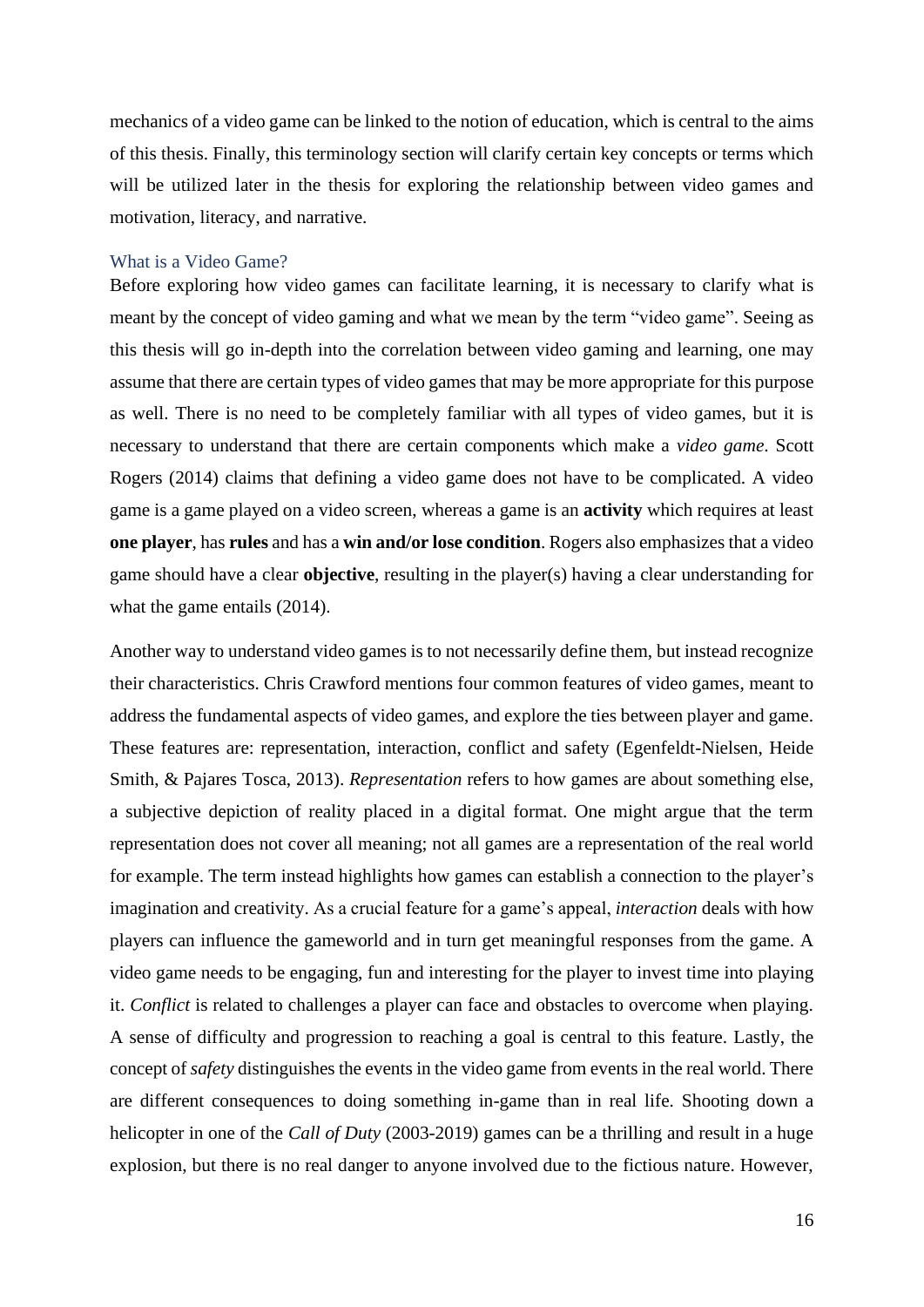mechanics of a video game can be linked to the notion of education, which is central to the aims of this thesis. Finally, this terminology section will clarify certain key concepts or terms which will be utilized later in the thesis for exploring the relationship between video games and motivation, literacy, and narrative.

### What is a Video Game?

Before exploring how video games can facilitate learning, it is necessary to clarify what is meant by the concept of video gaming and what we mean by the term "video game". Seeing as this thesis will go in-depth into the correlation between video gaming and learning, one may assume that there are certain types of video games that may be more appropriate for this purpose as well. There is no need to be completely familiar with all types of video games, but it is necessary to understand that there are certain components which make a *video game*. Scott Rogers (2014) claims that defining a video game does not have to be complicated. A video game is a game played on a video screen, whereas a game is an **activity** which requires at least **one player**, has **rules** and has a **win and/or lose condition**. Rogers also emphasizes that a video game should have a clear **objective**, resulting in the player(s) having a clear understanding for what the game entails (2014).

Another way to understand video games is to not necessarily define them, but instead recognize their characteristics. Chris Crawford mentions four common features of video games, meant to address the fundamental aspects of video games, and explore the ties between player and game. These features are: representation, interaction, conflict and safety (Egenfeldt-Nielsen, Heide Smith, & Pajares Tosca, 2013). *Representation* refers to how games are about something else, a subjective depiction of reality placed in a digital format. One might argue that the term representation does not cover all meaning; not all games are a representation of the real world for example. The term instead highlights how games can establish a connection to the player's imagination and creativity. As a crucial feature for a game's appeal, *interaction* deals with how players can influence the gameworld and in turn get meaningful responses from the game. A video game needs to be engaging, fun and interesting for the player to invest time into playing it. *Conflict* is related to challenges a player can face and obstacles to overcome when playing. A sense of difficulty and progression to reaching a goal is central to this feature. Lastly, the concept of *safety* distinguishes the events in the video game from events in the real world. There are different consequences to doing something in-game than in real life. Shooting down a helicopter in one of the *Call of Duty* (2003-2019) games can be a thrilling and result in a huge explosion, but there is no real danger to anyone involved due to the fictious nature. However,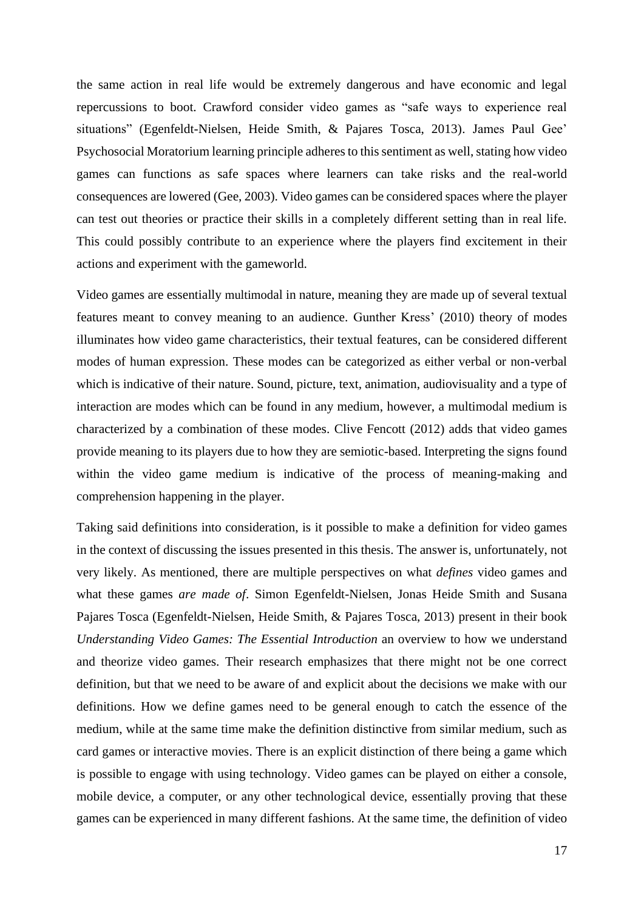the same action in real life would be extremely dangerous and have economic and legal repercussions to boot. Crawford consider video games as "safe ways to experience real situations" (Egenfeldt-Nielsen, Heide Smith, & Pajares Tosca, 2013). James Paul Gee' Psychosocial Moratorium learning principle adheres to this sentiment as well, stating how video games can functions as safe spaces where learners can take risks and the real-world consequences are lowered (Gee, 2003). Video games can be considered spaces where the player can test out theories or practice their skills in a completely different setting than in real life. This could possibly contribute to an experience where the players find excitement in their actions and experiment with the gameworld.

Video games are essentially multimodal in nature, meaning they are made up of several textual features meant to convey meaning to an audience. Gunther Kress' (2010) theory of modes illuminates how video game characteristics, their textual features, can be considered different modes of human expression. These modes can be categorized as either verbal or non-verbal which is indicative of their nature. Sound, picture, text, animation, audiovisuality and a type of interaction are modes which can be found in any medium, however, a multimodal medium is characterized by a combination of these modes. Clive Fencott (2012) adds that video games provide meaning to its players due to how they are semiotic-based. Interpreting the signs found within the video game medium is indicative of the process of meaning-making and comprehension happening in the player.

Taking said definitions into consideration, is it possible to make a definition for video games in the context of discussing the issues presented in this thesis. The answer is, unfortunately, not very likely. As mentioned, there are multiple perspectives on what *defines* video games and what these games *are made of*. Simon Egenfeldt-Nielsen, Jonas Heide Smith and Susana Pajares Tosca (Egenfeldt-Nielsen, Heide Smith, & Pajares Tosca, 2013) present in their book *Understanding Video Games: The Essential Introduction* an overview to how we understand and theorize video games. Their research emphasizes that there might not be one correct definition, but that we need to be aware of and explicit about the decisions we make with our definitions. How we define games need to be general enough to catch the essence of the medium, while at the same time make the definition distinctive from similar medium, such as card games or interactive movies. There is an explicit distinction of there being a game which is possible to engage with using technology. Video games can be played on either a console, mobile device, a computer, or any other technological device, essentially proving that these games can be experienced in many different fashions. At the same time, the definition of video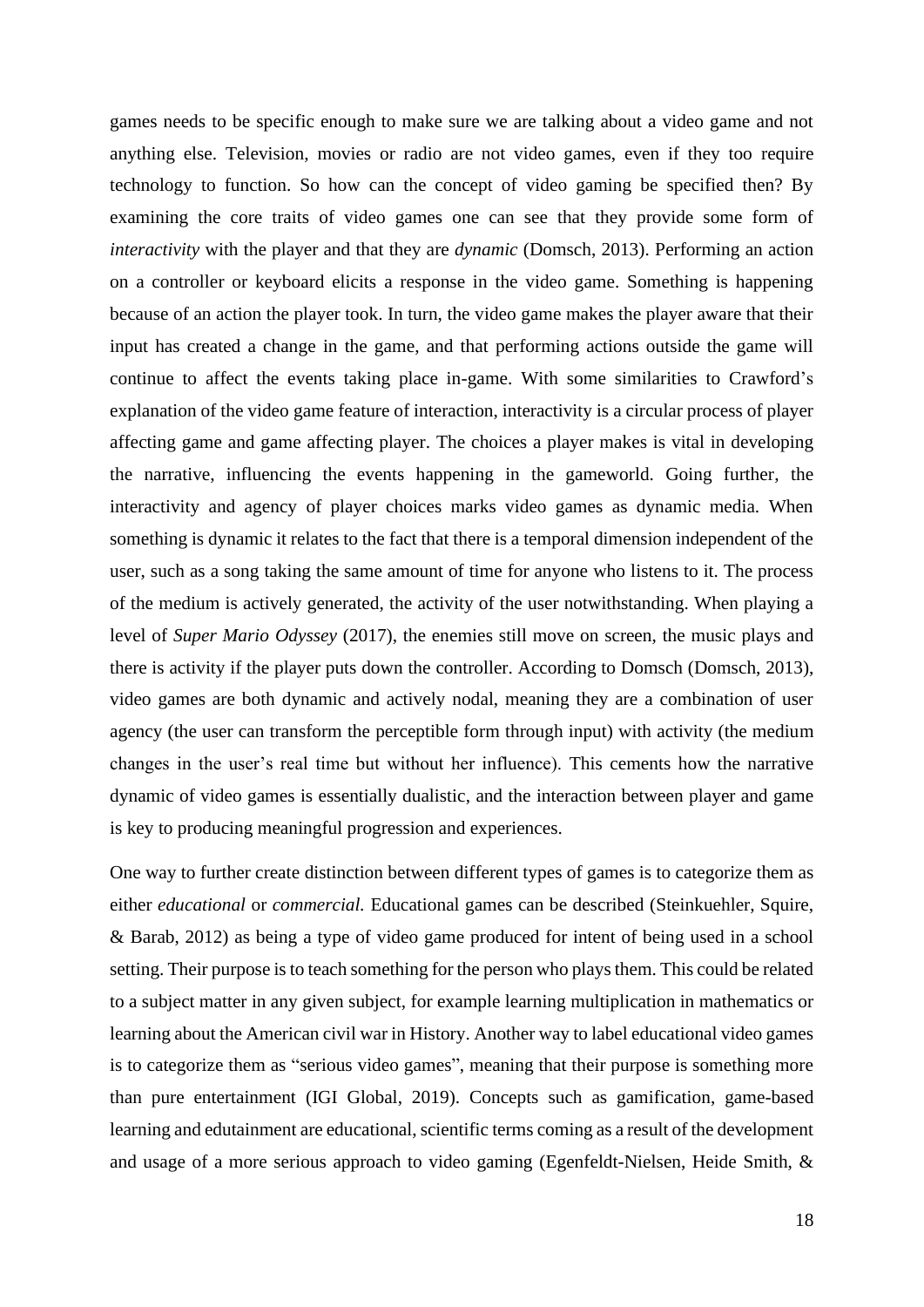games needs to be specific enough to make sure we are talking about a video game and not anything else. Television, movies or radio are not video games, even if they too require technology to function. So how can the concept of video gaming be specified then? By examining the core traits of video games one can see that they provide some form of *interactivity* with the player and that they are *dynamic* (Domsch, 2013). Performing an action on a controller or keyboard elicits a response in the video game. Something is happening because of an action the player took. In turn, the video game makes the player aware that their input has created a change in the game, and that performing actions outside the game will continue to affect the events taking place in-game. With some similarities to Crawford's explanation of the video game feature of interaction, interactivity is a circular process of player affecting game and game affecting player. The choices a player makes is vital in developing the narrative, influencing the events happening in the gameworld. Going further, the interactivity and agency of player choices marks video games as dynamic media. When something is dynamic it relates to the fact that there is a temporal dimension independent of the user, such as a song taking the same amount of time for anyone who listens to it. The process of the medium is actively generated, the activity of the user notwithstanding. When playing a level of *Super Mario Odyssey* (2017), the enemies still move on screen, the music plays and there is activity if the player puts down the controller. According to Domsch (Domsch, 2013), video games are both dynamic and actively nodal, meaning they are a combination of user agency (the user can transform the perceptible form through input) with activity (the medium changes in the user's real time but without her influence). This cements how the narrative dynamic of video games is essentially dualistic, and the interaction between player and game is key to producing meaningful progression and experiences.

One way to further create distinction between different types of games is to categorize them as either *educational* or *commercial.* Educational games can be described (Steinkuehler, Squire, & Barab, 2012) as being a type of video game produced for intent of being used in a school setting. Their purpose is to teach something for the person who plays them. This could be related to a subject matter in any given subject, for example learning multiplication in mathematics or learning about the American civil war in History. Another way to label educational video games is to categorize them as "serious video games", meaning that their purpose is something more than pure entertainment (IGI Global, 2019). Concepts such as gamification, game-based learning and edutainment are educational, scientific terms coming as a result of the development and usage of a more serious approach to video gaming (Egenfeldt-Nielsen, Heide Smith, &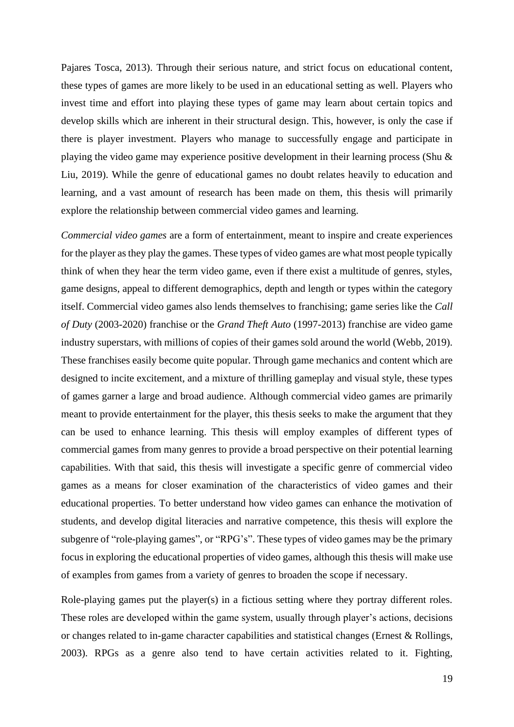Pajares Tosca, 2013). Through their serious nature, and strict focus on educational content, these types of games are more likely to be used in an educational setting as well. Players who invest time and effort into playing these types of game may learn about certain topics and develop skills which are inherent in their structural design. This, however, is only the case if there is player investment. Players who manage to successfully engage and participate in playing the video game may experience positive development in their learning process (Shu & Liu, 2019). While the genre of educational games no doubt relates heavily to education and learning, and a vast amount of research has been made on them, this thesis will primarily explore the relationship between commercial video games and learning.

*Commercial video games* are a form of entertainment, meant to inspire and create experiences for the player as they play the games. These types of video games are what most people typically think of when they hear the term video game, even if there exist a multitude of genres, styles, game designs, appeal to different demographics, depth and length or types within the category itself. Commercial video games also lends themselves to franchising; game series like the *Call of Duty* (2003-2020) franchise or the *Grand Theft Auto* (1997-2013) franchise are video game industry superstars, with millions of copies of their games sold around the world (Webb, 2019). These franchises easily become quite popular. Through game mechanics and content which are designed to incite excitement, and a mixture of thrilling gameplay and visual style, these types of games garner a large and broad audience. Although commercial video games are primarily meant to provide entertainment for the player, this thesis seeks to make the argument that they can be used to enhance learning. This thesis will employ examples of different types of commercial games from many genres to provide a broad perspective on their potential learning capabilities. With that said, this thesis will investigate a specific genre of commercial video games as a means for closer examination of the characteristics of video games and their educational properties. To better understand how video games can enhance the motivation of students, and develop digital literacies and narrative competence, this thesis will explore the subgenre of "role-playing games", or "RPG's". These types of video games may be the primary focus in exploring the educational properties of video games, although this thesis will make use of examples from games from a variety of genres to broaden the scope if necessary.

Role-playing games put the player(s) in a fictious setting where they portray different roles. These roles are developed within the game system, usually through player's actions, decisions or changes related to in-game character capabilities and statistical changes (Ernest & Rollings, 2003). RPGs as a genre also tend to have certain activities related to it. Fighting,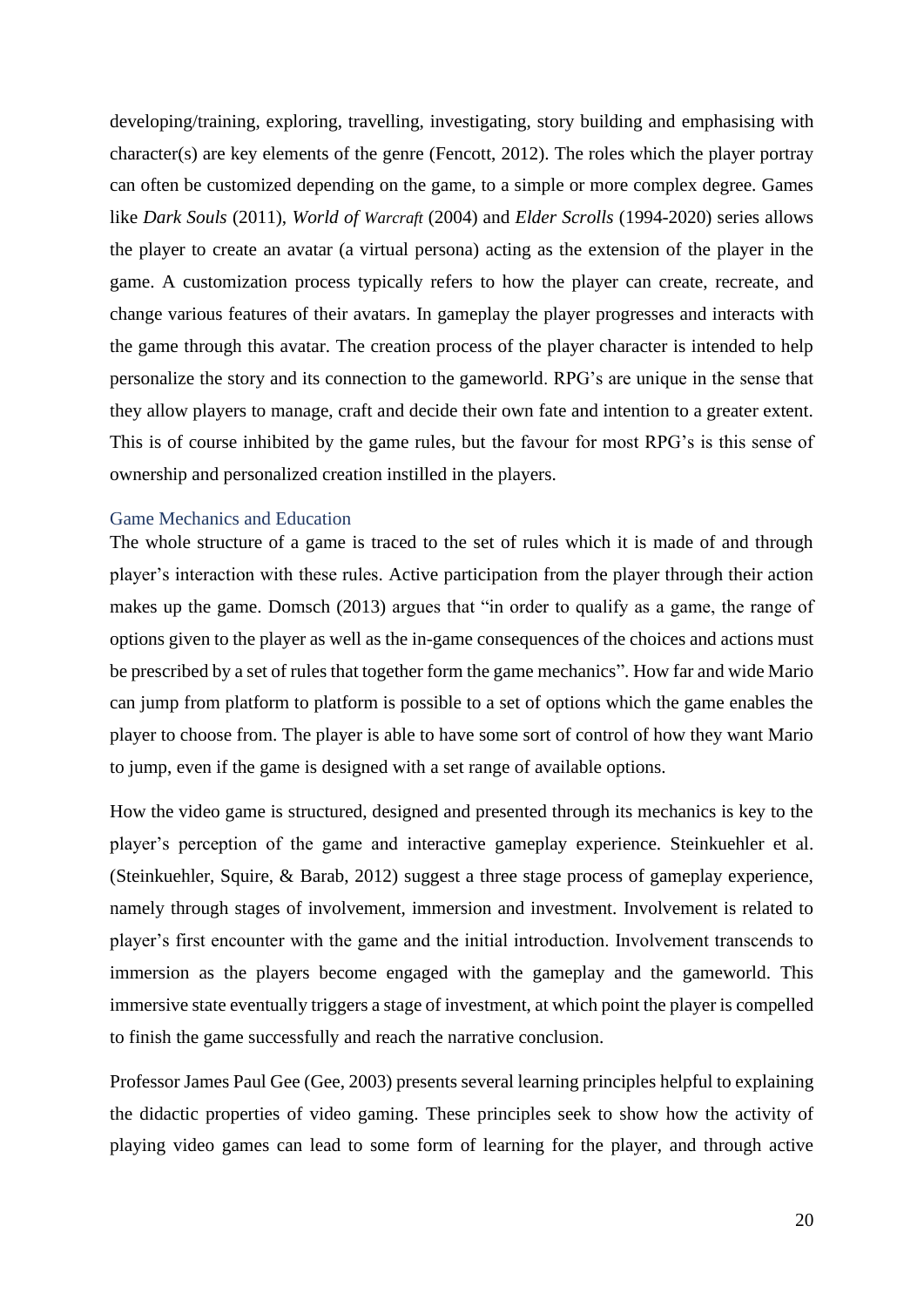developing/training, exploring, travelling, investigating, story building and emphasising with character(s) are key elements of the genre (Fencott, 2012). The roles which the player portray can often be customized depending on the game, to a simple or more complex degree. Games like *Dark Souls* (2011), *World of Warcraft* (2004) and *Elder Scrolls* (1994-2020) series allows the player to create an avatar (a virtual persona) acting as the extension of the player in the game. A customization process typically refers to how the player can create, recreate, and change various features of their avatars. In gameplay the player progresses and interacts with the game through this avatar. The creation process of the player character is intended to help personalize the story and its connection to the gameworld. RPG's are unique in the sense that they allow players to manage, craft and decide their own fate and intention to a greater extent. This is of course inhibited by the game rules, but the favour for most RPG's is this sense of ownership and personalized creation instilled in the players.

### Game Mechanics and Education

The whole structure of a game is traced to the set of rules which it is made of and through player's interaction with these rules. Active participation from the player through their action makes up the game. Domsch (2013) argues that "in order to qualify as a game, the range of options given to the player as well as the in-game consequences of the choices and actions must be prescribed by a set of rules that together form the game mechanics". How far and wide Mario can jump from platform to platform is possible to a set of options which the game enables the player to choose from. The player is able to have some sort of control of how they want Mario to jump, even if the game is designed with a set range of available options.

How the video game is structured, designed and presented through its mechanics is key to the player's perception of the game and interactive gameplay experience. Steinkuehler et al. (Steinkuehler, Squire, & Barab, 2012) suggest a three stage process of gameplay experience, namely through stages of involvement, immersion and investment. Involvement is related to player's first encounter with the game and the initial introduction. Involvement transcends to immersion as the players become engaged with the gameplay and the gameworld. This immersive state eventually triggers a stage of investment, at which point the player is compelled to finish the game successfully and reach the narrative conclusion.

Professor James Paul Gee (Gee, 2003) presents several learning principles helpful to explaining the didactic properties of video gaming. These principles seek to show how the activity of playing video games can lead to some form of learning for the player, and through active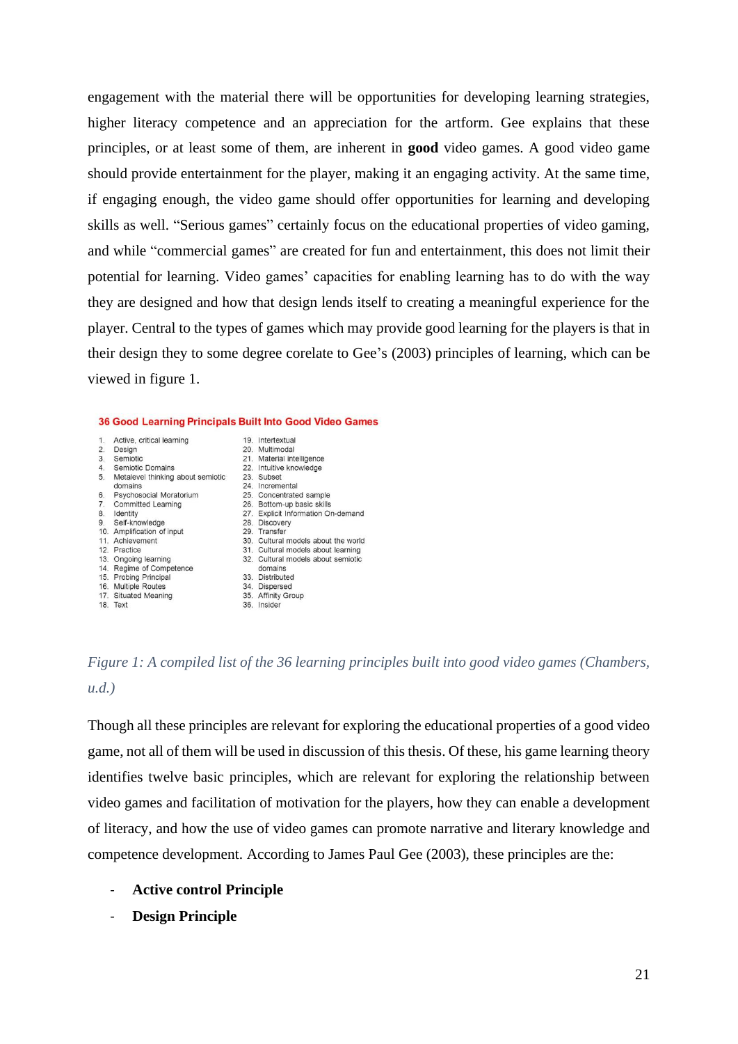engagement with the material there will be opportunities for developing learning strategies, higher literacy competence and an appreciation for the artform. Gee explains that these principles, or at least some of them, are inherent in **good** video games. A good video game should provide entertainment for the player, making it an engaging activity. At the same time, if engaging enough, the video game should offer opportunities for learning and developing skills as well. "Serious games" certainly focus on the educational properties of video gaming, and while "commercial games" are created for fun and entertainment, this does not limit their potential for learning. Video games' capacities for enabling learning has to do with the way they are designed and how that design lends itself to creating a meaningful experience for the player. Central to the types of games which may provide good learning for the players is that in their design they to some degree corelate to Gee's (2003) principles of learning, which can be viewed in figure 1.

**36 Good Learning Principals Built Into Good Video Games**

1. Active, critical learning
2. Design
3. Semiotic
4. Semiotic Domains
5. Metalevel thinking about semiotic domains
6. Psychosocial Moratorium
7. Committed Learning
8. Identity
9. Self-knowledge
10. Amplification of input
11. Achievement
12. Practice
13. Ongoing learning
14. Regime of Competence
15. Probing Principal
16. Multiple Routes
17. Situated Meaning
18. Text
19. Intertextual
20. Multimodal
21. Material intelligence
22. Intuitive knowledge
23. Subset
24. Incremental
25. Concentrated sample
26. Bottom-up basic skills
27. Explicit Information On-demand
28. Discovery
29. Transfer
30. Cultural models about the world
31. Cultural models about learning
32. Cultural models about semiotic domains
33. Distributed
34. Dispersed
35. Affinity Group
36. Insider

*Figure 1: A compiled list of the 36 learning principles built into good video games (Chambers, u.d.)*

Though all these principles are relevant for exploring the educational properties of a good video game, not all of them will be used in discussion of this thesis. Of these, his game learning theory identifies twelve basic principles, which are relevant for exploring the relationship between video games and facilitation of motivation for the players, how they can enable a development of literacy, and how the use of video games can promote narrative and literary knowledge and competence development. According to James Paul Gee (2003), these principles are the:

- **Active control Principle**
- **Design Principle**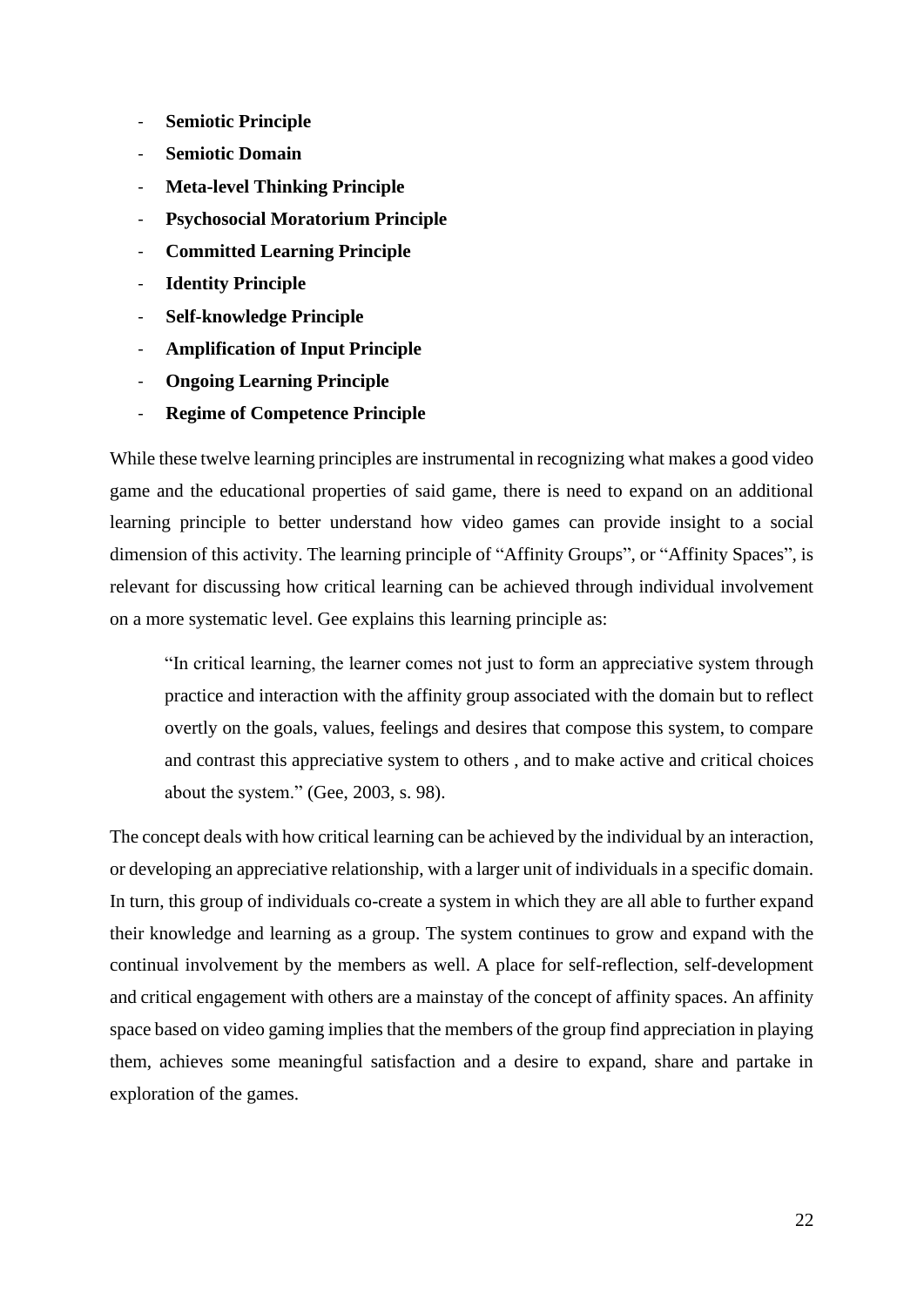- **Semiotic Principle**
- **Semiotic Domain**
- **Meta-level Thinking Principle**
- **Psychosocial Moratorium Principle**
- **Committed Learning Principle**
- **Identity Principle**
- **Self-knowledge Principle**
- **Amplification of Input Principle**
- **Ongoing Learning Principle**
- **Regime of Competence Principle**

While these twelve learning principles are instrumental in recognizing what makes a good video game and the educational properties of said game, there is need to expand on an additional learning principle to better understand how video games can provide insight to a social dimension of this activity. The learning principle of "Affinity Groups", or "Affinity Spaces", is relevant for discussing how critical learning can be achieved through individual involvement on a more systematic level. Gee explains this learning principle as:

> "In critical learning, the learner comes not just to form an appreciative system through practice and interaction with the affinity group associated with the domain but to reflect overtly on the goals, values, feelings and desires that compose this system, to compare and contrast this appreciative system to others , and to make active and critical choices about the system." (Gee, 2003, s. 98).

The concept deals with how critical learning can be achieved by the individual by an interaction, or developing an appreciative relationship, with a larger unit of individuals in a specific domain. In turn, this group of individuals co-create a system in which they are all able to further expand their knowledge and learning as a group. The system continues to grow and expand with the continual involvement by the members as well. A place for self-reflection, self-development and critical engagement with others are a mainstay of the concept of affinity spaces. An affinity space based on video gaming implies that the members of the group find appreciation in playing them, achieves some meaningful satisfaction and a desire to expand, share and partake in exploration of the games.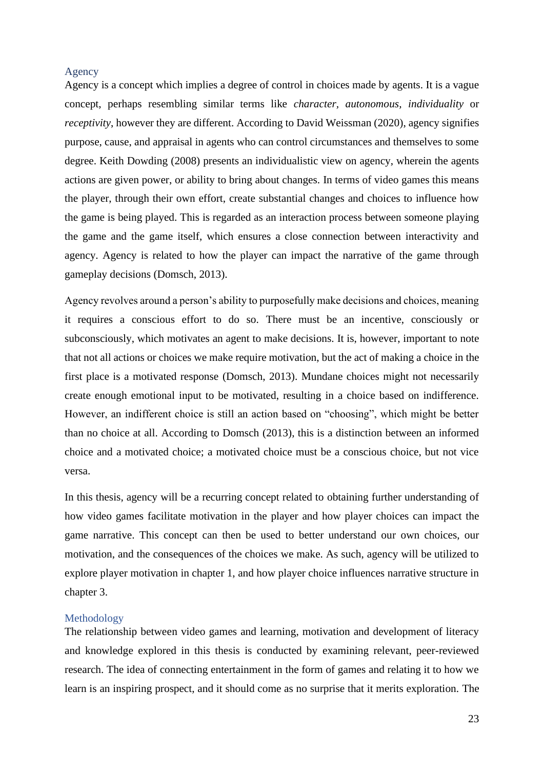## Agency

Agency is a concept which implies a degree of control in choices made by agents. It is a vague concept, perhaps resembling similar terms like *character*, *autonomous*, *individuality* or *receptivity*, however they are different. According to David Weissman (2020), agency signifies purpose, cause, and appraisal in agents who can control circumstances and themselves to some degree. Keith Dowding (2008) presents an individualistic view on agency, wherein the agents actions are given power, or ability to bring about changes. In terms of video games this means the player, through their own effort, create substantial changes and choices to influence how the game is being played. This is regarded as an interaction process between someone playing the game and the game itself, which ensures a close connection between interactivity and agency. Agency is related to how the player can impact the narrative of the game through gameplay decisions (Domsch, 2013).

Agency revolves around a person's ability to purposefully make decisions and choices, meaning it requires a conscious effort to do so. There must be an incentive, consciously or subconsciously, which motivates an agent to make decisions. It is, however, important to note that not all actions or choices we make require motivation, but the act of making a choice in the first place is a motivated response (Domsch, 2013). Mundane choices might not necessarily create enough emotional input to be motivated, resulting in a choice based on indifference. However, an indifferent choice is still an action based on "choosing", which might be better than no choice at all. According to Domsch (2013), this is a distinction between an informed choice and a motivated choice; a motivated choice must be a conscious choice, but not vice versa.

In this thesis, agency will be a recurring concept related to obtaining further understanding of how video games facilitate motivation in the player and how player choices can impact the game narrative. This concept can then be used to better understand our own choices, our motivation, and the consequences of the choices we make. As such, agency will be utilized to explore player motivation in chapter 1, and how player choice influences narrative structure in chapter 3.

## Methodology

The relationship between video games and learning, motivation and development of literacy and knowledge explored in this thesis is conducted by examining relevant, peer-reviewed research. The idea of connecting entertainment in the form of games and relating it to how we learn is an inspiring prospect, and it should come as no surprise that it merits exploration. The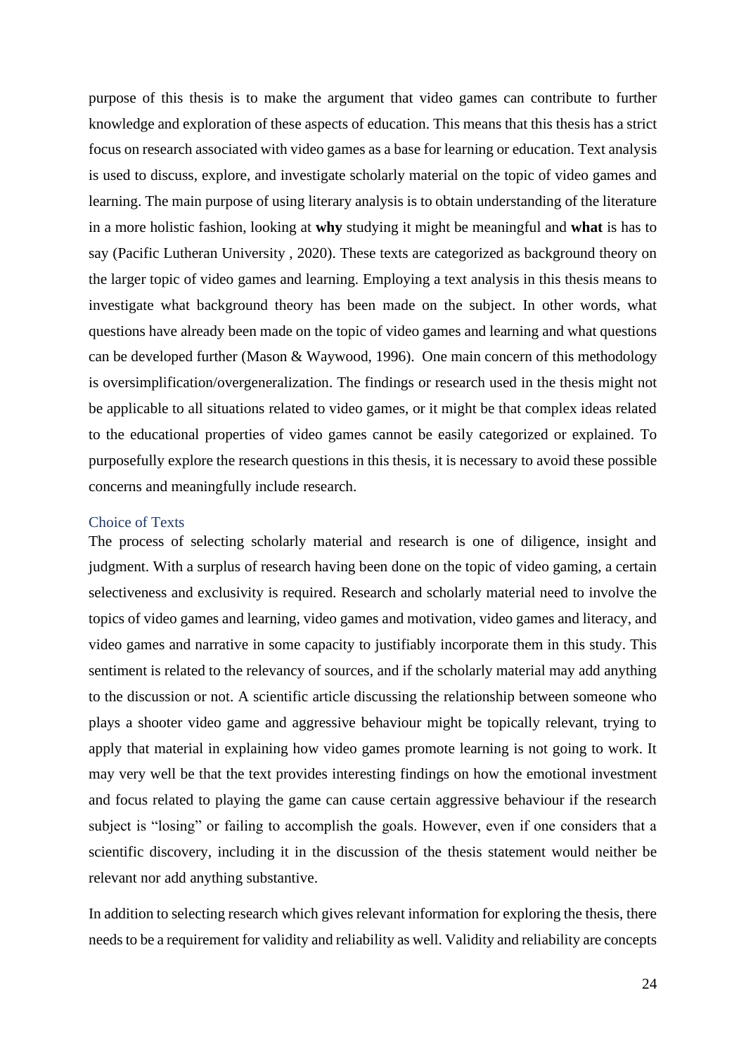purpose of this thesis is to make the argument that video games can contribute to further knowledge and exploration of these aspects of education. This means that this thesis has a strict focus on research associated with video games as a base for learning or education. Text analysis is used to discuss, explore, and investigate scholarly material on the topic of video games and learning. The main purpose of using literary analysis is to obtain understanding of the literature in a more holistic fashion, looking at **why** studying it might be meaningful and **what** is has to say (Pacific Lutheran University , 2020). These texts are categorized as background theory on the larger topic of video games and learning. Employing a text analysis in this thesis means to investigate what background theory has been made on the subject. In other words, what questions have already been made on the topic of video games and learning and what questions can be developed further (Mason & Waywood, 1996). One main concern of this methodology is oversimplification/overgeneralization. The findings or research used in the thesis might not be applicable to all situations related to video games, or it might be that complex ideas related to the educational properties of video games cannot be easily categorized or explained. To purposefully explore the research questions in this thesis, it is necessary to avoid these possible concerns and meaningfully include research.

### Choice of Texts

The process of selecting scholarly material and research is one of diligence, insight and judgment. With a surplus of research having been done on the topic of video gaming, a certain selectiveness and exclusivity is required. Research and scholarly material need to involve the topics of video games and learning, video games and motivation, video games and literacy, and video games and narrative in some capacity to justifiably incorporate them in this study. This sentiment is related to the relevancy of sources, and if the scholarly material may add anything to the discussion or not. A scientific article discussing the relationship between someone who plays a shooter video game and aggressive behaviour might be topically relevant, trying to apply that material in explaining how video games promote learning is not going to work. It may very well be that the text provides interesting findings on how the emotional investment and focus related to playing the game can cause certain aggressive behaviour if the research subject is "losing" or failing to accomplish the goals. However, even if one considers that a scientific discovery, including it in the discussion of the thesis statement would neither be relevant nor add anything substantive.

In addition to selecting research which gives relevant information for exploring the thesis, there needs to be a requirement for validity and reliability as well. Validity and reliability are concepts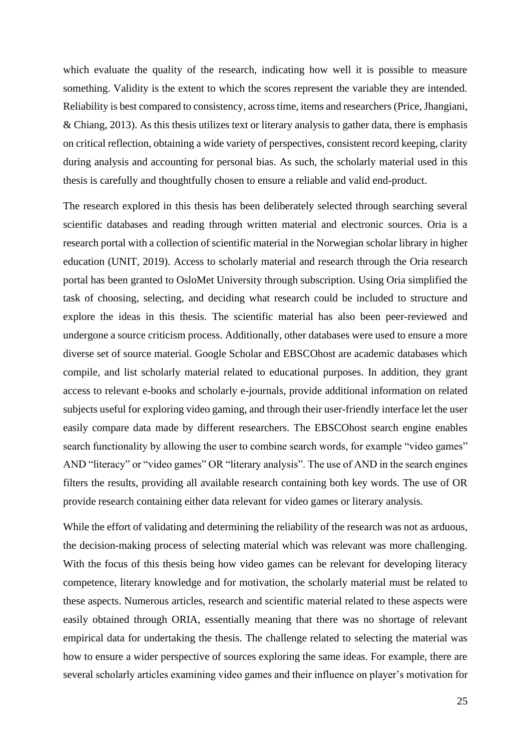which evaluate the quality of the research, indicating how well it is possible to measure something. Validity is the extent to which the scores represent the variable they are intended. Reliability is best compared to consistency, across time, items and researchers (Price, Jhangiani, & Chiang, 2013). As this thesis utilizes text or literary analysis to gather data, there is emphasis on critical reflection, obtaining a wide variety of perspectives, consistent record keeping, clarity during analysis and accounting for personal bias. As such, the scholarly material used in this thesis is carefully and thoughtfully chosen to ensure a reliable and valid end-product.

The research explored in this thesis has been deliberately selected through searching several scientific databases and reading through written material and electronic sources. Oria is a research portal with a collection of scientific material in the Norwegian scholar library in higher education (UNIT, 2019). Access to scholarly material and research through the Oria research portal has been granted to OsloMet University through subscription. Using Oria simplified the task of choosing, selecting, and deciding what research could be included to structure and explore the ideas in this thesis. The scientific material has also been peer-reviewed and undergone a source criticism process. Additionally, other databases were used to ensure a more diverse set of source material. Google Scholar and EBSCOhost are academic databases which compile, and list scholarly material related to educational purposes. In addition, they grant access to relevant e-books and scholarly e-journals, provide additional information on related subjects useful for exploring video gaming, and through their user-friendly interface let the user easily compare data made by different researchers. The EBSCOhost search engine enables search functionality by allowing the user to combine search words, for example "video games" AND "literacy" or "video games" OR "literary analysis". The use of AND in the search engines filters the results, providing all available research containing both key words. The use of OR provide research containing either data relevant for video games or literary analysis.

While the effort of validating and determining the reliability of the research was not as arduous, the decision-making process of selecting material which was relevant was more challenging. With the focus of this thesis being how video games can be relevant for developing literacy competence, literary knowledge and for motivation, the scholarly material must be related to these aspects. Numerous articles, research and scientific material related to these aspects were easily obtained through ORIA, essentially meaning that there was no shortage of relevant empirical data for undertaking the thesis. The challenge related to selecting the material was how to ensure a wider perspective of sources exploring the same ideas. For example, there are several scholarly articles examining video games and their influence on player's motivation for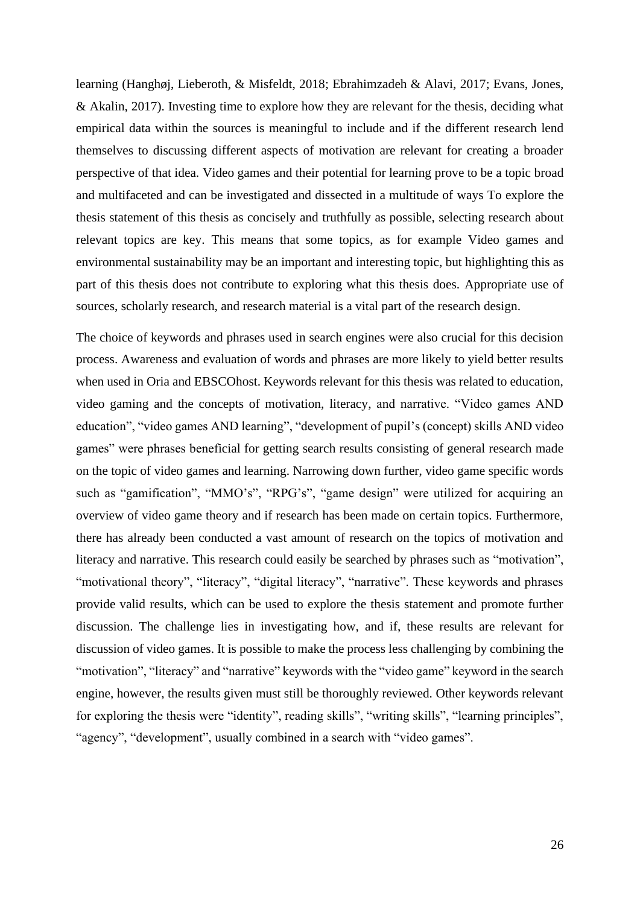learning (Hanghøj, Lieberoth, & Misfeldt, 2018; Ebrahimzadeh & Alavi, 2017; Evans, Jones, & Akalin, 2017). Investing time to explore how they are relevant for the thesis, deciding what empirical data within the sources is meaningful to include and if the different research lend themselves to discussing different aspects of motivation are relevant for creating a broader perspective of that idea. Video games and their potential for learning prove to be a topic broad and multifaceted and can be investigated and dissected in a multitude of ways To explore the thesis statement of this thesis as concisely and truthfully as possible, selecting research about relevant topics are key. This means that some topics, as for example Video games and environmental sustainability may be an important and interesting topic, but highlighting this as part of this thesis does not contribute to exploring what this thesis does. Appropriate use of sources, scholarly research, and research material is a vital part of the research design.

The choice of keywords and phrases used in search engines were also crucial for this decision process. Awareness and evaluation of words and phrases are more likely to yield better results when used in Oria and EBSCOhost. Keywords relevant for this thesis was related to education, video gaming and the concepts of motivation, literacy, and narrative. "Video games AND education", "video games AND learning", "development of pupil's (concept) skills AND video games" were phrases beneficial for getting search results consisting of general research made on the topic of video games and learning. Narrowing down further, video game specific words such as "gamification", "MMO's", "RPG's", "game design" were utilized for acquiring an overview of video game theory and if research has been made on certain topics. Furthermore, there has already been conducted a vast amount of research on the topics of motivation and literacy and narrative. This research could easily be searched by phrases such as "motivation", "motivational theory", "literacy", "digital literacy", "narrative". These keywords and phrases provide valid results, which can be used to explore the thesis statement and promote further discussion. The challenge lies in investigating how, and if, these results are relevant for discussion of video games. It is possible to make the process less challenging by combining the "motivation", "literacy" and "narrative" keywords with the "video game" keyword in the search engine, however, the results given must still be thoroughly reviewed. Other keywords relevant for exploring the thesis were "identity", reading skills", "writing skills", "learning principles", "agency", "development", usually combined in a search with "video games".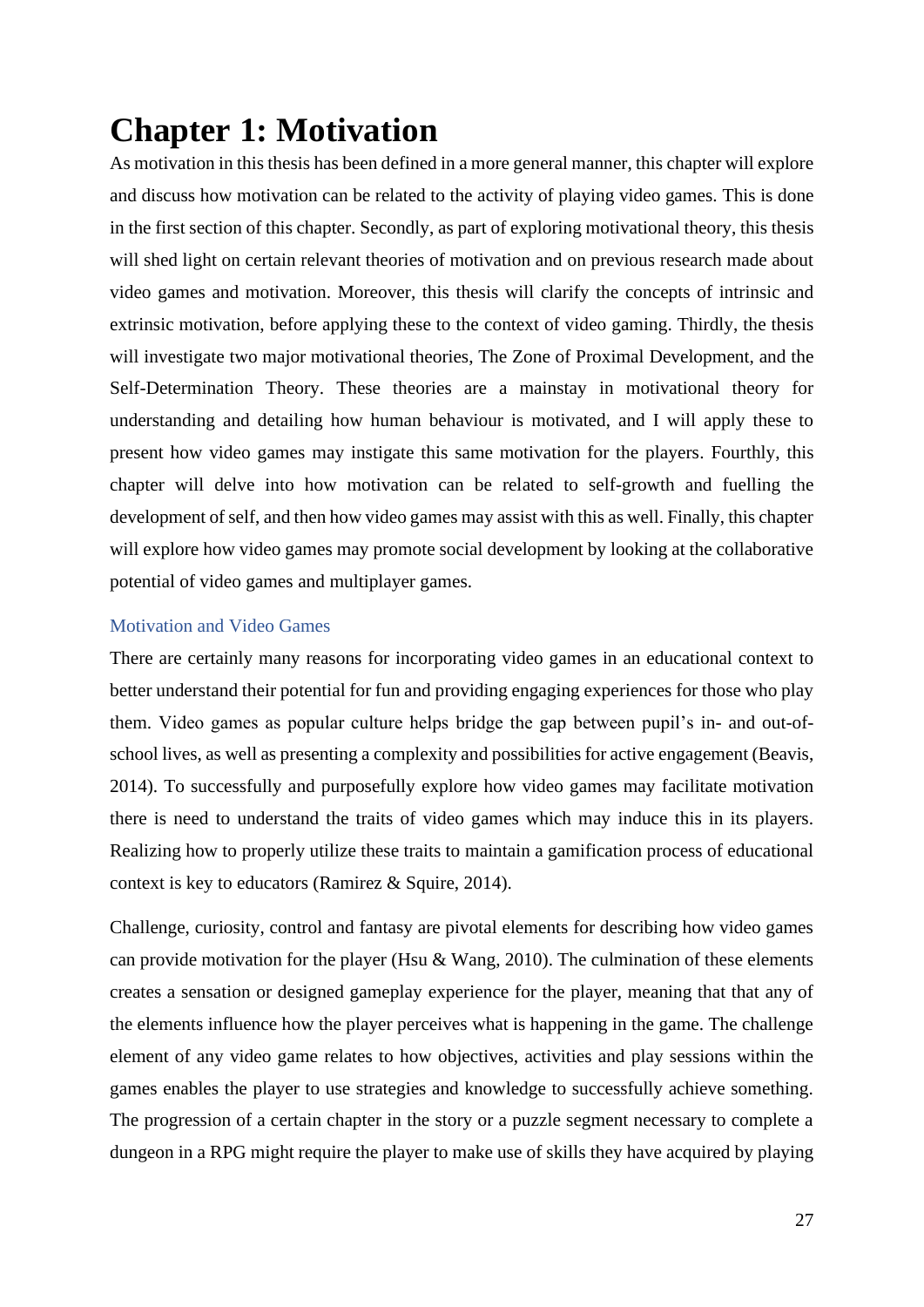# Chapter 1: Motivation

As motivation in this thesis has been defined in a more general manner, this chapter will explore and discuss how motivation can be related to the activity of playing video games. This is done in the first section of this chapter. Secondly, as part of exploring motivational theory, this thesis will shed light on certain relevant theories of motivation and on previous research made about video games and motivation. Moreover, this thesis will clarify the concepts of intrinsic and extrinsic motivation, before applying these to the context of video gaming. Thirdly, the thesis will investigate two major motivational theories, The Zone of Proximal Development, and the Self-Determination Theory. These theories are a mainstay in motivational theory for understanding and detailing how human behaviour is motivated, and I will apply these to present how video games may instigate this same motivation for the players. Fourthly, this chapter will delve into how motivation can be related to self-growth and fuelling the development of self, and then how video games may assist with this as well. Finally, this chapter will explore how video games may promote social development by looking at the collaborative potential of video games and multiplayer games.

## Motivation and Video Games

There are certainly many reasons for incorporating video games in an educational context to better understand their potential for fun and providing engaging experiences for those who play them. Video games as popular culture helps bridge the gap between pupil's in- and out-of-school lives, as well as presenting a complexity and possibilities for active engagement (Beavis, 2014). To successfully and purposefully explore how video games may facilitate motivation there is need to understand the traits of video games which may induce this in its players. Realizing how to properly utilize these traits to maintain a gamification process of educational context is key to educators (Ramirez & Squire, 2014).

Challenge, curiosity, control and fantasy are pivotal elements for describing how video games can provide motivation for the player (Hsu & Wang, 2010). The culmination of these elements creates a sensation or designed gameplay experience for the player, meaning that that any of the elements influence how the player perceives what is happening in the game. The challenge element of any video game relates to how objectives, activities and play sessions within the games enables the player to use strategies and knowledge to successfully achieve something. The progression of a certain chapter in the story or a puzzle segment necessary to complete a dungeon in a RPG might require the player to make use of skills they have acquired by playing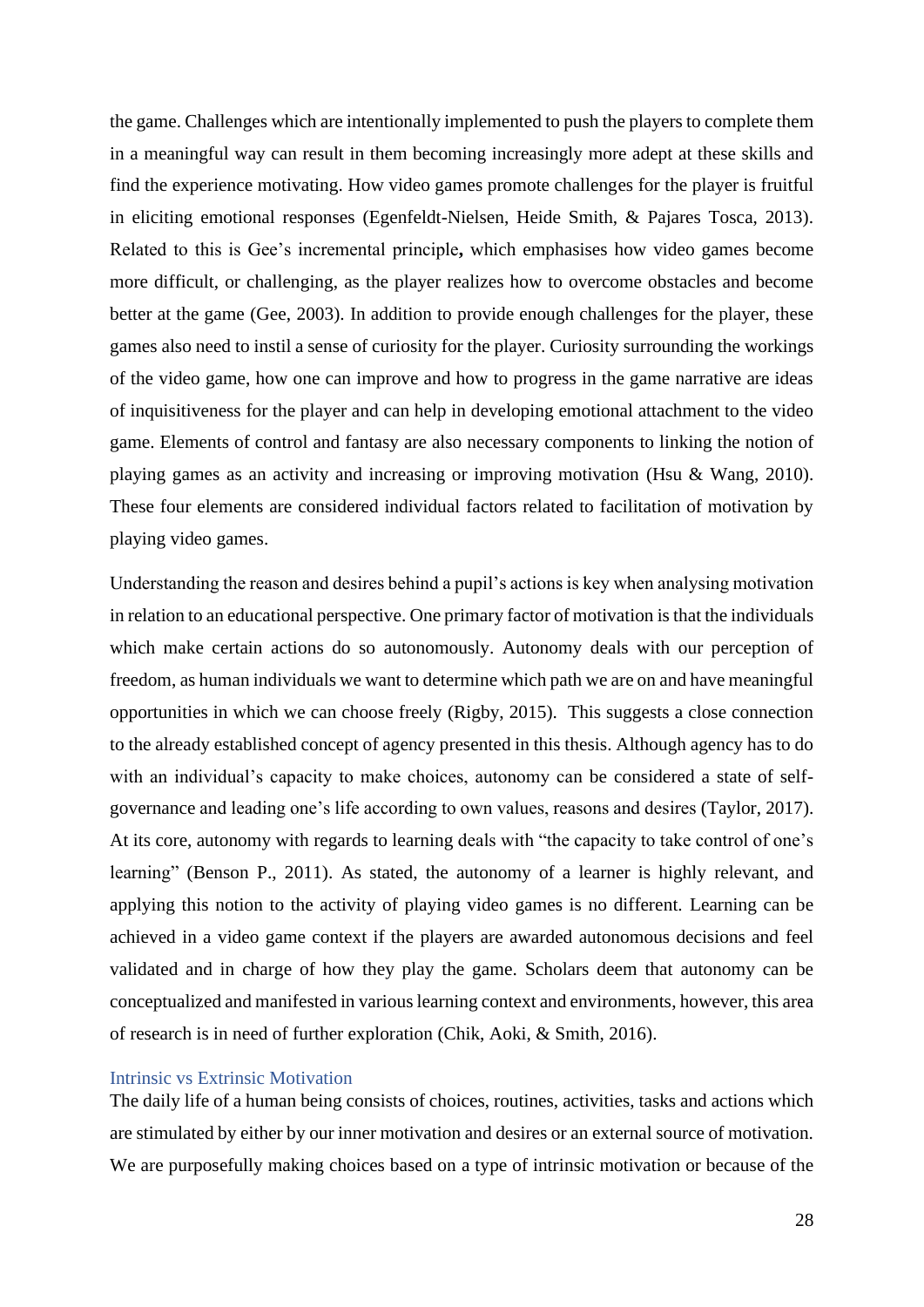the game. Challenges which are intentionally implemented to push the players to complete them in a meaningful way can result in them becoming increasingly more adept at these skills and find the experience motivating. How video games promote challenges for the player is fruitful in eliciting emotional responses (Egenfeldt-Nielsen, Heide Smith, & Pajares Tosca, 2013). Related to this is Gee's incremental principle**,** which emphasises how video games become more difficult, or challenging, as the player realizes how to overcome obstacles and become better at the game (Gee, 2003). In addition to provide enough challenges for the player, these games also need to instil a sense of curiosity for the player. Curiosity surrounding the workings of the video game, how one can improve and how to progress in the game narrative are ideas of inquisitiveness for the player and can help in developing emotional attachment to the video game. Elements of control and fantasy are also necessary components to linking the notion of playing games as an activity and increasing or improving motivation (Hsu & Wang, 2010). These four elements are considered individual factors related to facilitation of motivation by playing video games.

Understanding the reason and desires behind a pupil's actions is key when analysing motivation in relation to an educational perspective. One primary factor of motivation is that the individuals which make certain actions do so autonomously. Autonomy deals with our perception of freedom, as human individuals we want to determine which path we are on and have meaningful opportunities in which we can choose freely (Rigby, 2015). This suggests a close connection to the already established concept of agency presented in this thesis. Although agency has to do with an individual's capacity to make choices, autonomy can be considered a state of self-governance and leading one's life according to own values, reasons and desires (Taylor, 2017). At its core, autonomy with regards to learning deals with "the capacity to take control of one's learning" (Benson P., 2011). As stated, the autonomy of a learner is highly relevant, and applying this notion to the activity of playing video games is no different. Learning can be achieved in a video game context if the players are awarded autonomous decisions and feel validated and in charge of how they play the game. Scholars deem that autonomy can be conceptualized and manifested in various learning context and environments, however, this area of research is in need of further exploration (Chik, Aoki, & Smith, 2016).

### Intrinsic vs Extrinsic Motivation

The daily life of a human being consists of choices, routines, activities, tasks and actions which are stimulated by either by our inner motivation and desires or an external source of motivation. We are purposefully making choices based on a type of intrinsic motivation or because of the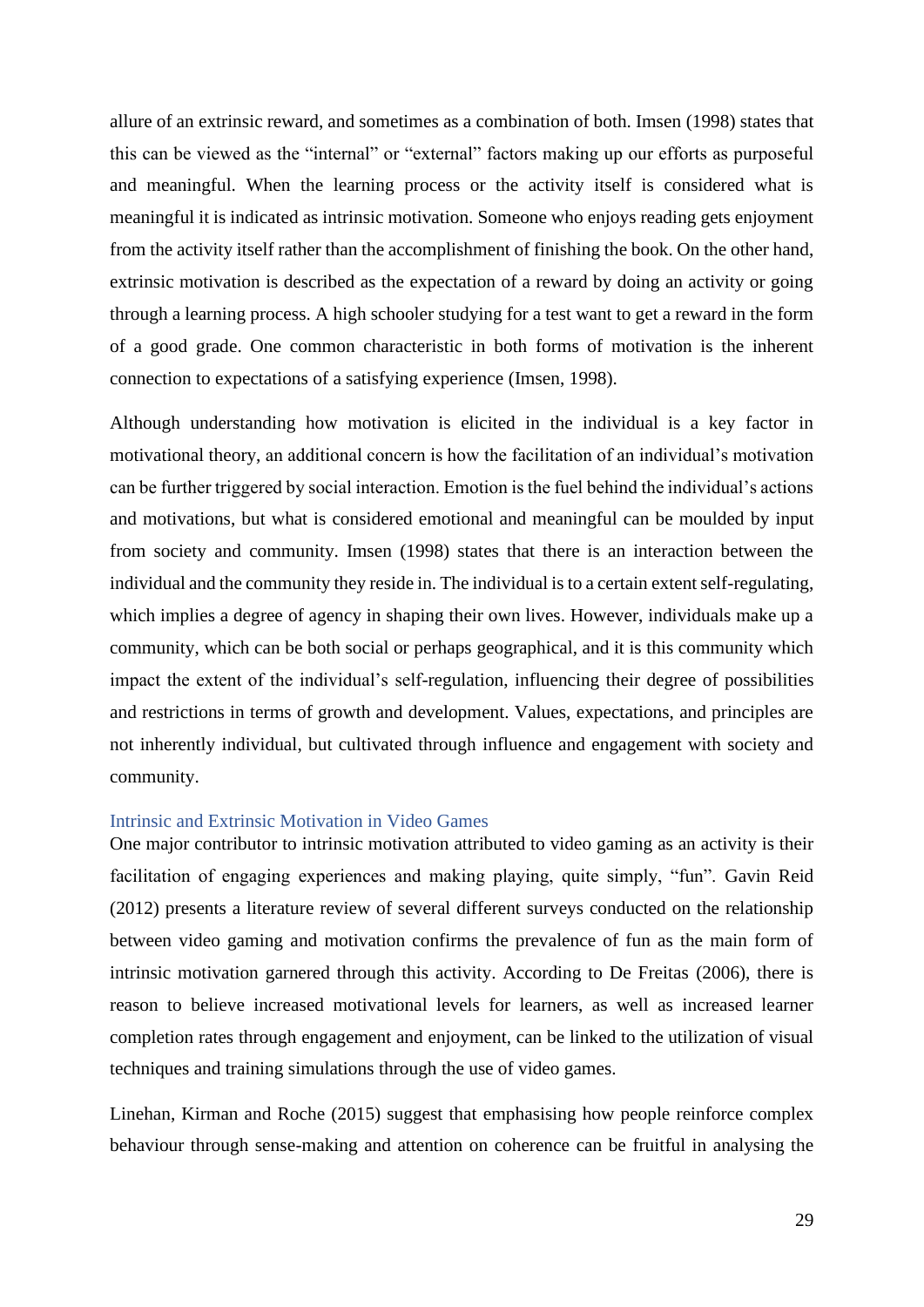allure of an extrinsic reward, and sometimes as a combination of both. Imsen (1998) states that this can be viewed as the "internal" or "external" factors making up our efforts as purposeful and meaningful. When the learning process or the activity itself is considered what is meaningful it is indicated as intrinsic motivation. Someone who enjoys reading gets enjoyment from the activity itself rather than the accomplishment of finishing the book. On the other hand, extrinsic motivation is described as the expectation of a reward by doing an activity or going through a learning process. A high schooler studying for a test want to get a reward in the form of a good grade. One common characteristic in both forms of motivation is the inherent connection to expectations of a satisfying experience (Imsen, 1998).

Although understanding how motivation is elicited in the individual is a key factor in motivational theory, an additional concern is how the facilitation of an individual's motivation can be further triggered by social interaction. Emotion is the fuel behind the individual's actions and motivations, but what is considered emotional and meaningful can be moulded by input from society and community. Imsen (1998) states that there is an interaction between the individual and the community they reside in. The individual is to a certain extent self-regulating, which implies a degree of agency in shaping their own lives. However, individuals make up a community, which can be both social or perhaps geographical, and it is this community which impact the extent of the individual's self-regulation, influencing their degree of possibilities and restrictions in terms of growth and development. Values, expectations, and principles are not inherently individual, but cultivated through influence and engagement with society and community.

### Intrinsic and Extrinsic Motivation in Video Games

One major contributor to intrinsic motivation attributed to video gaming as an activity is their facilitation of engaging experiences and making playing, quite simply, "fun". Gavin Reid (2012) presents a literature review of several different surveys conducted on the relationship between video gaming and motivation confirms the prevalence of fun as the main form of intrinsic motivation garnered through this activity. According to De Freitas (2006), there is reason to believe increased motivational levels for learners, as well as increased learner completion rates through engagement and enjoyment, can be linked to the utilization of visual techniques and training simulations through the use of video games.

Linehan, Kirman and Roche (2015) suggest that emphasising how people reinforce complex behaviour through sense-making and attention on coherence can be fruitful in analysing the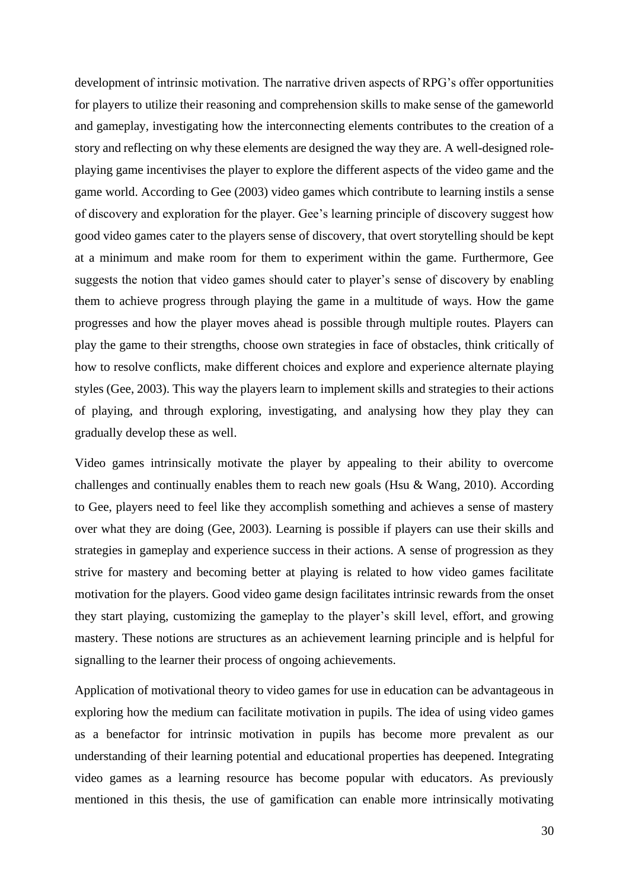development of intrinsic motivation. The narrative driven aspects of RPG's offer opportunities for players to utilize their reasoning and comprehension skills to make sense of the gameworld and gameplay, investigating how the interconnecting elements contributes to the creation of a story and reflecting on why these elements are designed the way they are. A well-designed role-playing game incentivises the player to explore the different aspects of the video game and the game world. According to Gee (2003) video games which contribute to learning instils a sense of discovery and exploration for the player. Gee's learning principle of discovery suggest how good video games cater to the players sense of discovery, that overt storytelling should be kept at a minimum and make room for them to experiment within the game. Furthermore, Gee suggests the notion that video games should cater to player's sense of discovery by enabling them to achieve progress through playing the game in a multitude of ways. How the game progresses and how the player moves ahead is possible through multiple routes. Players can play the game to their strengths, choose own strategies in face of obstacles, think critically of how to resolve conflicts, make different choices and explore and experience alternate playing styles (Gee, 2003). This way the players learn to implement skills and strategies to their actions of playing, and through exploring, investigating, and analysing how they play they can gradually develop these as well.

Video games intrinsically motivate the player by appealing to their ability to overcome challenges and continually enables them to reach new goals (Hsu & Wang, 2010). According to Gee, players need to feel like they accomplish something and achieves a sense of mastery over what they are doing (Gee, 2003). Learning is possible if players can use their skills and strategies in gameplay and experience success in their actions. A sense of progression as they strive for mastery and becoming better at playing is related to how video games facilitate motivation for the players. Good video game design facilitates intrinsic rewards from the onset they start playing, customizing the gameplay to the player's skill level, effort, and growing mastery. These notions are structures as an achievement learning principle and is helpful for signalling to the learner their process of ongoing achievements.

Application of motivational theory to video games for use in education can be advantageous in exploring how the medium can facilitate motivation in pupils. The idea of using video games as a benefactor for intrinsic motivation in pupils has become more prevalent as our understanding of their learning potential and educational properties has deepened. Integrating video games as a learning resource has become popular with educators. As previously mentioned in this thesis, the use of gamification can enable more intrinsically motivating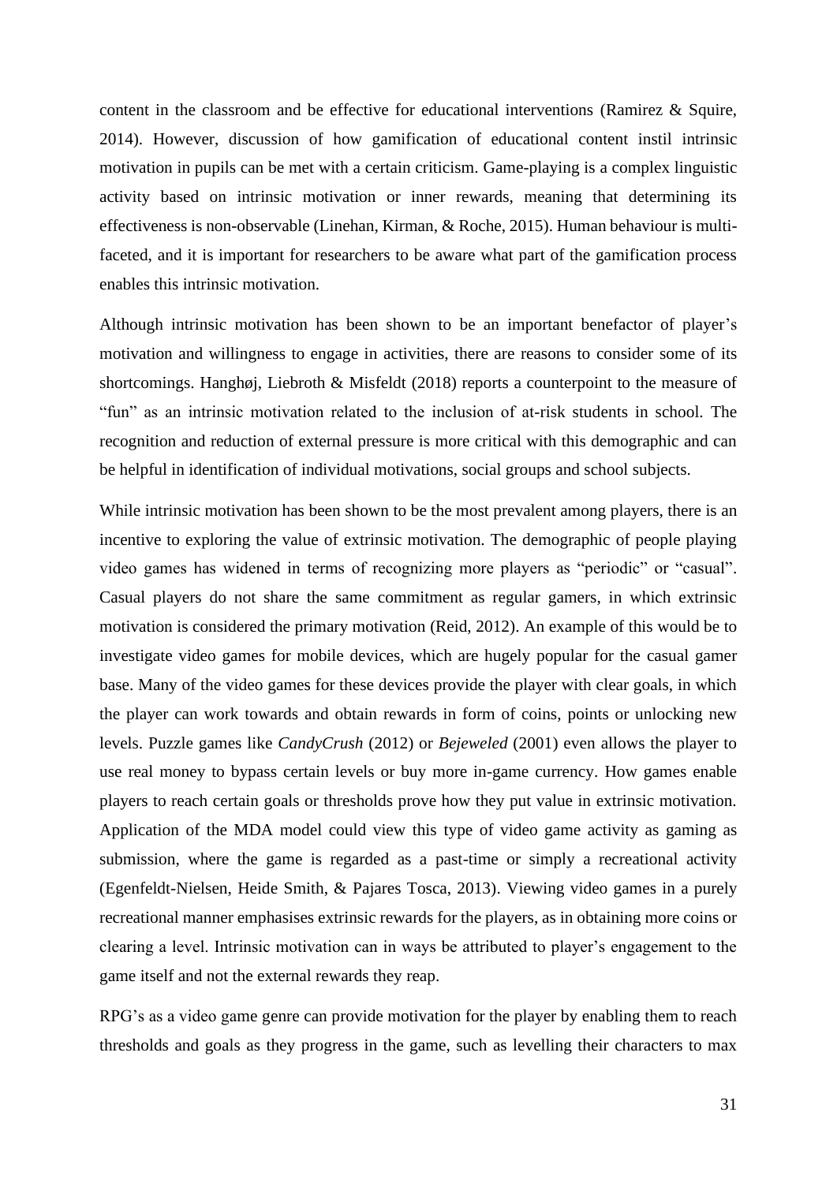content in the classroom and be effective for educational interventions (Ramirez & Squire, 2014). However, discussion of how gamification of educational content instil intrinsic motivation in pupils can be met with a certain criticism. Game-playing is a complex linguistic activity based on intrinsic motivation or inner rewards, meaning that determining its effectiveness is non-observable (Linehan, Kirman, & Roche, 2015). Human behaviour is multi-faceted, and it is important for researchers to be aware what part of the gamification process enables this intrinsic motivation.

Although intrinsic motivation has been shown to be an important benefactor of player's motivation and willingness to engage in activities, there are reasons to consider some of its shortcomings. Hanghøj, Liebroth & Misfeldt (2018) reports a counterpoint to the measure of "fun" as an intrinsic motivation related to the inclusion of at-risk students in school. The recognition and reduction of external pressure is more critical with this demographic and can be helpful in identification of individual motivations, social groups and school subjects.

While intrinsic motivation has been shown to be the most prevalent among players, there is an incentive to exploring the value of extrinsic motivation. The demographic of people playing video games has widened in terms of recognizing more players as "periodic" or "casual". Casual players do not share the same commitment as regular gamers, in which extrinsic motivation is considered the primary motivation (Reid, 2012). An example of this would be to investigate video games for mobile devices, which are hugely popular for the casual gamer base. Many of the video games for these devices provide the player with clear goals, in which the player can work towards and obtain rewards in form of coins, points or unlocking new levels. Puzzle games like *CandyCrush* (2012) or *Bejeweled* (2001) even allows the player to use real money to bypass certain levels or buy more in-game currency. How games enable players to reach certain goals or thresholds prove how they put value in extrinsic motivation. Application of the MDA model could view this type of video game activity as gaming as submission, where the game is regarded as a past-time or simply a recreational activity (Egenfeldt-Nielsen, Heide Smith, & Pajares Tosca, 2013). Viewing video games in a purely recreational manner emphasises extrinsic rewards for the players, as in obtaining more coins or clearing a level. Intrinsic motivation can in ways be attributed to player's engagement to the game itself and not the external rewards they reap.

RPG's as a video game genre can provide motivation for the player by enabling them to reach thresholds and goals as they progress in the game, such as levelling their characters to max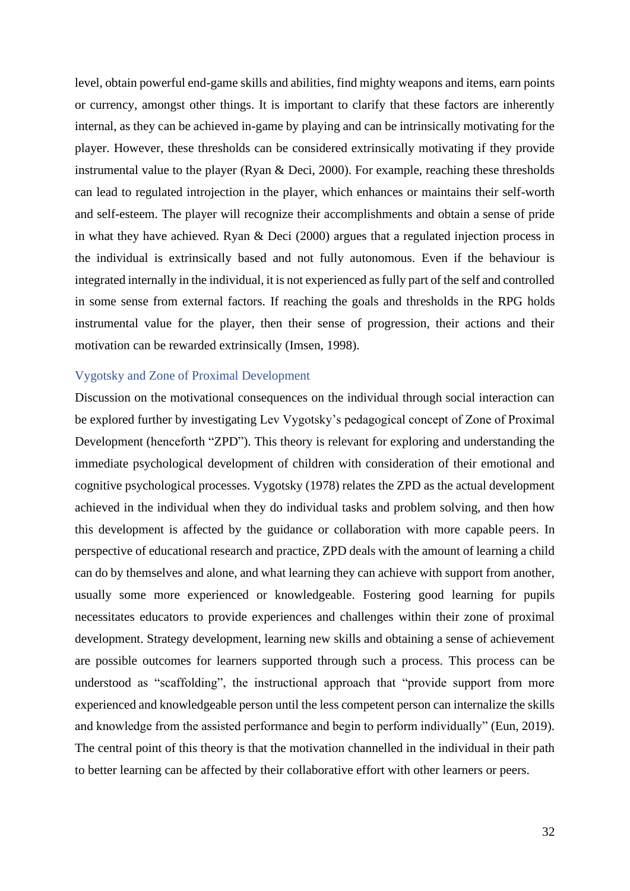level, obtain powerful end-game skills and abilities, find mighty weapons and items, earn points or currency, amongst other things. It is important to clarify that these factors are inherently internal, as they can be achieved in-game by playing and can be intrinsically motivating for the player. However, these thresholds can be considered extrinsically motivating if they provide instrumental value to the player (Ryan & Deci, 2000). For example, reaching these thresholds can lead to regulated introjection in the player, which enhances or maintains their self-worth and self-esteem. The player will recognize their accomplishments and obtain a sense of pride in what they have achieved. Ryan & Deci (2000) argues that a regulated injection process in the individual is extrinsically based and not fully autonomous. Even if the behaviour is integrated internally in the individual, it is not experienced as fully part of the self and controlled in some sense from external factors. If reaching the goals and thresholds in the RPG holds instrumental value for the player, then their sense of progression, their actions and their motivation can be rewarded extrinsically (Imsen, 1998).

### Vygotsky and Zone of Proximal Development

Discussion on the motivational consequences on the individual through social interaction can be explored further by investigating Lev Vygotsky's pedagogical concept of Zone of Proximal Development (henceforth "ZPD"). This theory is relevant for exploring and understanding the immediate psychological development of children with consideration of their emotional and cognitive psychological processes. Vygotsky (1978) relates the ZPD as the actual development achieved in the individual when they do individual tasks and problem solving, and then how this development is affected by the guidance or collaboration with more capable peers. In perspective of educational research and practice, ZPD deals with the amount of learning a child can do by themselves and alone, and what learning they can achieve with support from another, usually some more experienced or knowledgeable. Fostering good learning for pupils necessitates educators to provide experiences and challenges within their zone of proximal development. Strategy development, learning new skills and obtaining a sense of achievement are possible outcomes for learners supported through such a process. This process can be understood as "scaffolding", the instructional approach that "provide support from more experienced and knowledgeable person until the less competent person can internalize the skills and knowledge from the assisted performance and begin to perform individually" (Eun, 2019). The central point of this theory is that the motivation channelled in the individual in their path to better learning can be affected by their collaborative effort with other learners or peers.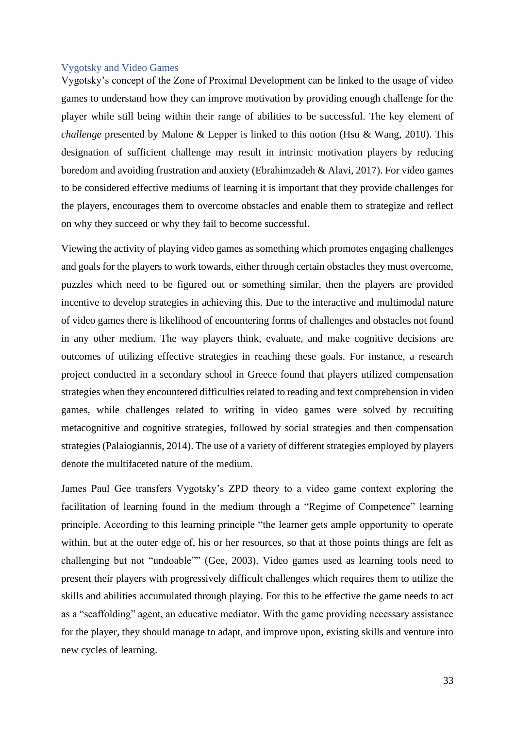## Vygotsky and Video Games

Vygotsky's concept of the Zone of Proximal Development can be linked to the usage of video games to understand how they can improve motivation by providing enough challenge for the player while still being within their range of abilities to be successful. The key element of *challenge* presented by Malone & Lepper is linked to this notion (Hsu & Wang, 2010). This designation of sufficient challenge may result in intrinsic motivation players by reducing boredom and avoiding frustration and anxiety (Ebrahimzadeh & Alavi, 2017). For video games to be considered effective mediums of learning it is important that they provide challenges for the players, encourages them to overcome obstacles and enable them to strategize and reflect on why they succeed or why they fail to become successful.

Viewing the activity of playing video games as something which promotes engaging challenges and goals for the players to work towards, either through certain obstacles they must overcome, puzzles which need to be figured out or something similar, then the players are provided incentive to develop strategies in achieving this. Due to the interactive and multimodal nature of video games there is likelihood of encountering forms of challenges and obstacles not found in any other medium. The way players think, evaluate, and make cognitive decisions are outcomes of utilizing effective strategies in reaching these goals. For instance, a research project conducted in a secondary school in Greece found that players utilized compensation strategies when they encountered difficulties related to reading and text comprehension in video games, while challenges related to writing in video games were solved by recruiting metacognitive and cognitive strategies, followed by social strategies and then compensation strategies (Palaiogiannis, 2014). The use of a variety of different strategies employed by players denote the multifaceted nature of the medium.

James Paul Gee transfers Vygotsky's ZPD theory to a video game context exploring the facilitation of learning found in the medium through a "Regime of Competence" learning principle. According to this learning principle "the learner gets ample opportunity to operate within, but at the outer edge of, his or her resources, so that at those points things are felt as challenging but not "undoable"" (Gee, 2003). Video games used as learning tools need to present their players with progressively difficult challenges which requires them to utilize the skills and abilities accumulated through playing. For this to be effective the game needs to act as a "scaffolding" agent, an educative mediator. With the game providing necessary assistance for the player, they should manage to adapt, and improve upon, existing skills and venture into new cycles of learning.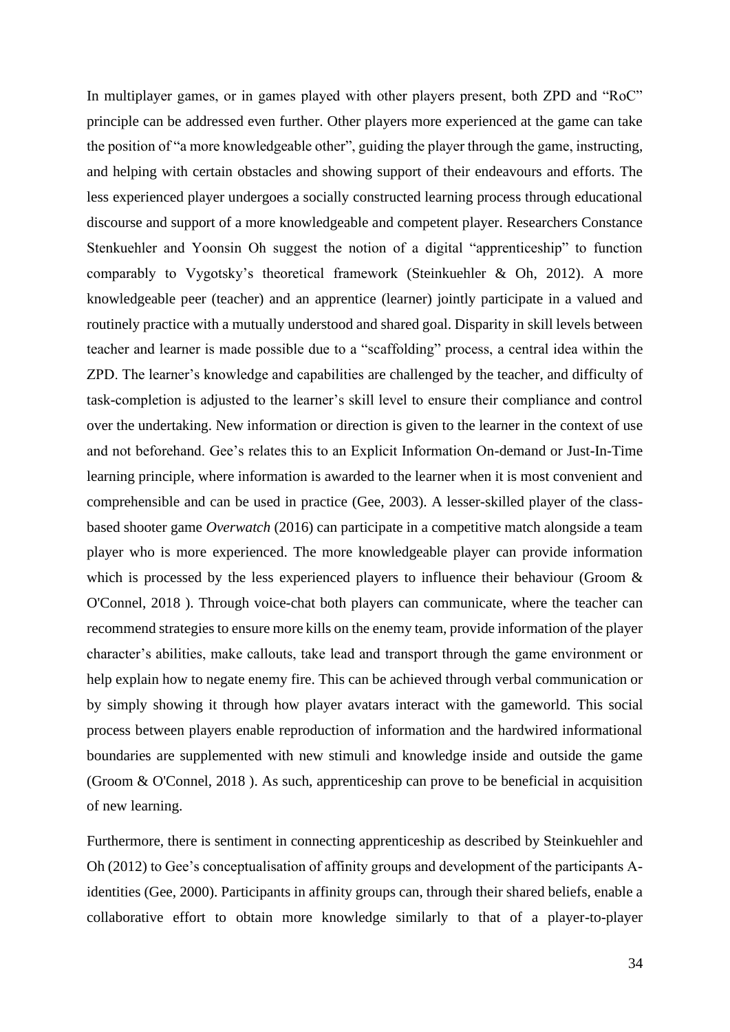In multiplayer games, or in games played with other players present, both ZPD and "RoC" principle can be addressed even further. Other players more experienced at the game can take the position of "a more knowledgeable other", guiding the player through the game, instructing, and helping with certain obstacles and showing support of their endeavours and efforts. The less experienced player undergoes a socially constructed learning process through educational discourse and support of a more knowledgeable and competent player. Researchers Constance Stenkuehler and Yoonsin Oh suggest the notion of a digital "apprenticeship" to function comparably to Vygotsky's theoretical framework (Steinkuehler & Oh, 2012). A more knowledgeable peer (teacher) and an apprentice (learner) jointly participate in a valued and routinely practice with a mutually understood and shared goal. Disparity in skill levels between teacher and learner is made possible due to a "scaffolding" process, a central idea within the ZPD. The learner's knowledge and capabilities are challenged by the teacher, and difficulty of task-completion is adjusted to the learner's skill level to ensure their compliance and control over the undertaking. New information or direction is given to the learner in the context of use and not beforehand. Gee's relates this to an Explicit Information On-demand or Just-In-Time learning principle, where information is awarded to the learner when it is most convenient and comprehensible and can be used in practice (Gee, 2003). A lesser-skilled player of the class-based shooter game *Overwatch* (2016) can participate in a competitive match alongside a team player who is more experienced. The more knowledgeable player can provide information which is processed by the less experienced players to influence their behaviour (Groom & O'Connel, 2018 ). Through voice-chat both players can communicate, where the teacher can recommend strategies to ensure more kills on the enemy team, provide information of the player character's abilities, make callouts, take lead and transport through the game environment or help explain how to negate enemy fire. This can be achieved through verbal communication or by simply showing it through how player avatars interact with the gameworld. This social process between players enable reproduction of information and the hardwired informational boundaries are supplemented with new stimuli and knowledge inside and outside the game (Groom & O'Connel, 2018 ). As such, apprenticeship can prove to be beneficial in acquisition of new learning.

Furthermore, there is sentiment in connecting apprenticeship as described by Steinkuehler and Oh (2012) to Gee's conceptualisation of affinity groups and development of the participants A-identities (Gee, 2000). Participants in affinity groups can, through their shared beliefs, enable a collaborative effort to obtain more knowledge similarly to that of a player-to-player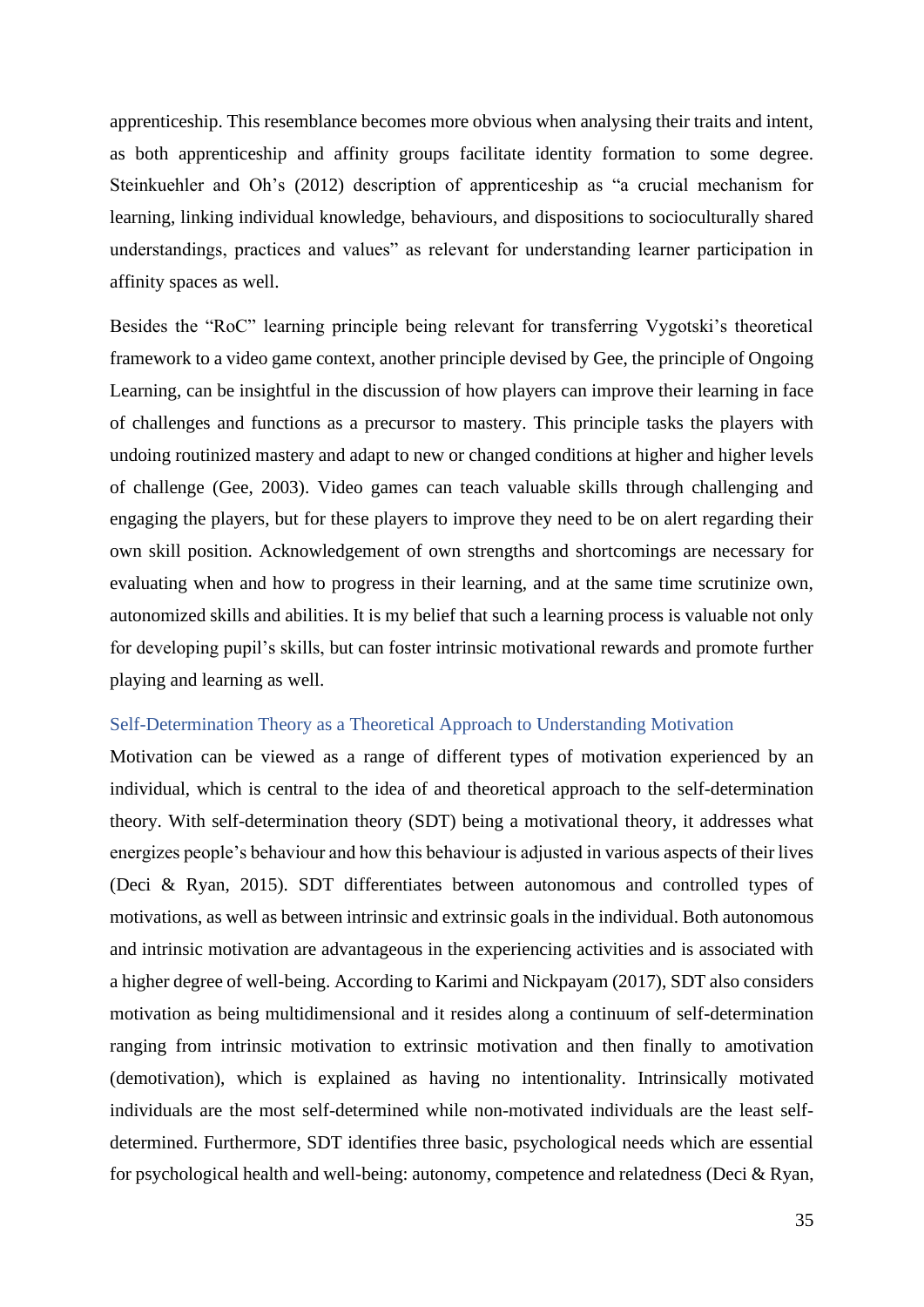apprenticeship. This resemblance becomes more obvious when analysing their traits and intent, as both apprenticeship and affinity groups facilitate identity formation to some degree. Steinkuehler and Oh's (2012) description of apprenticeship as "a crucial mechanism for learning, linking individual knowledge, behaviours, and dispositions to socioculturally shared understandings, practices and values" as relevant for understanding learner participation in affinity spaces as well.

Besides the "RoC" learning principle being relevant for transferring Vygotski's theoretical framework to a video game context, another principle devised by Gee, the principle of Ongoing Learning, can be insightful in the discussion of how players can improve their learning in face of challenges and functions as a precursor to mastery. This principle tasks the players with undoing routinized mastery and adapt to new or changed conditions at higher and higher levels of challenge (Gee, 2003). Video games can teach valuable skills through challenging and engaging the players, but for these players to improve they need to be on alert regarding their own skill position. Acknowledgement of own strengths and shortcomings are necessary for evaluating when and how to progress in their learning, and at the same time scrutinize own, autonomized skills and abilities. It is my belief that such a learning process is valuable not only for developing pupil's skills, but can foster intrinsic motivational rewards and promote further playing and learning as well.

### Self-Determination Theory as a Theoretical Approach to Understanding Motivation

Motivation can be viewed as a range of different types of motivation experienced by an individual, which is central to the idea of and theoretical approach to the self-determination theory. With self-determination theory (SDT) being a motivational theory, it addresses what energizes people's behaviour and how this behaviour is adjusted in various aspects of their lives (Deci & Ryan, 2015). SDT differentiates between autonomous and controlled types of motivations, as well as between intrinsic and extrinsic goals in the individual. Both autonomous and intrinsic motivation are advantageous in the experiencing activities and is associated with a higher degree of well-being. According to Karimi and Nickpayam (2017), SDT also considers motivation as being multidimensional and it resides along a continuum of self-determination ranging from intrinsic motivation to extrinsic motivation and then finally to amotivation (demotivation), which is explained as having no intentionality. Intrinsically motivated individuals are the most self-determined while non-motivated individuals are the least self-determined. Furthermore, SDT identifies three basic, psychological needs which are essential for psychological health and well-being: autonomy, competence and relatedness (Deci & Ryan,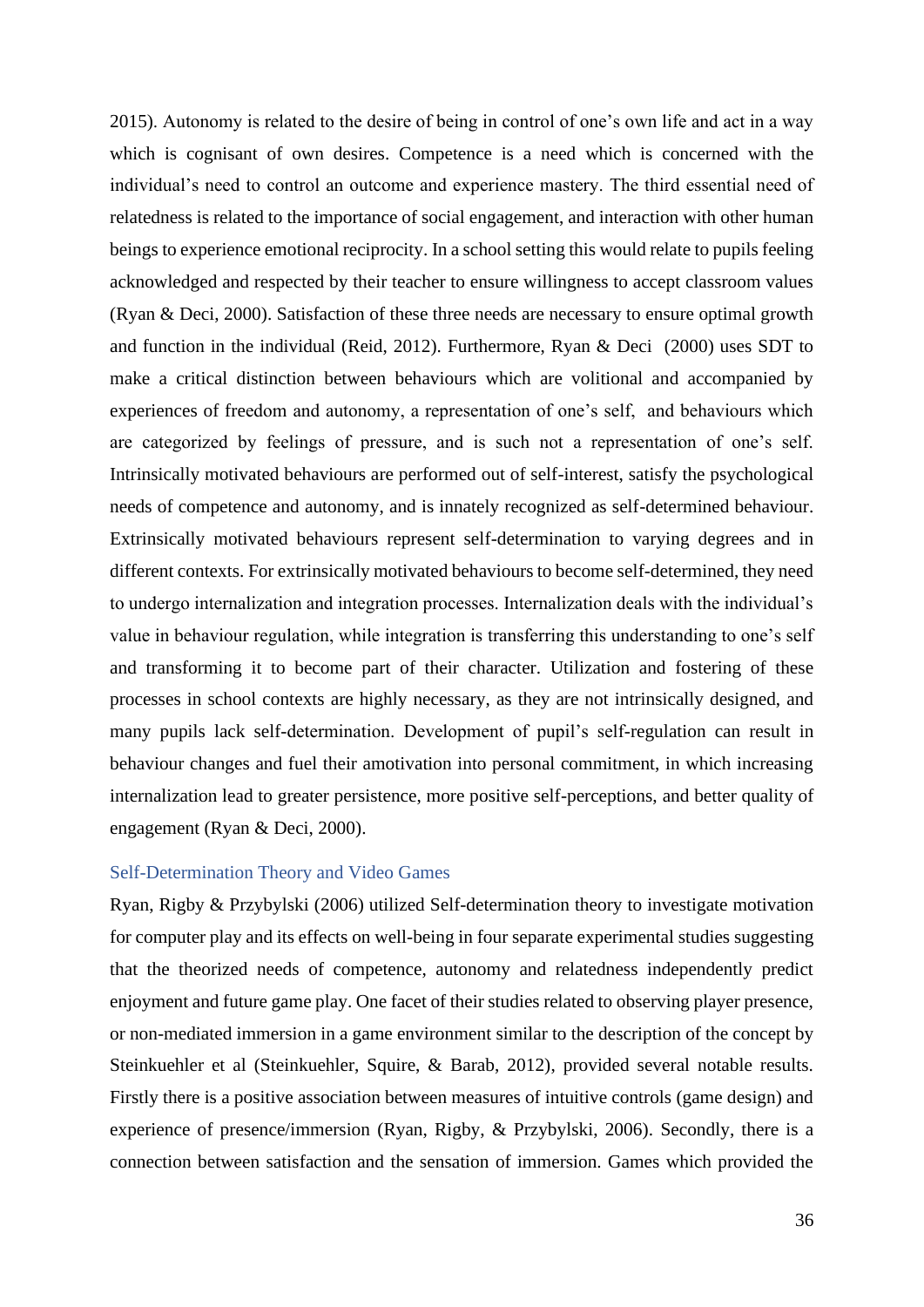2015). Autonomy is related to the desire of being in control of one's own life and act in a way which is cognisant of own desires. Competence is a need which is concerned with the individual's need to control an outcome and experience mastery. The third essential need of relatedness is related to the importance of social engagement, and interaction with other human beings to experience emotional reciprocity. In a school setting this would relate to pupils feeling acknowledged and respected by their teacher to ensure willingness to accept classroom values (Ryan & Deci, 2000). Satisfaction of these three needs are necessary to ensure optimal growth and function in the individual (Reid, 2012). Furthermore, Ryan & Deci (2000) uses SDT to make a critical distinction between behaviours which are volitional and accompanied by experiences of freedom and autonomy, a representation of one's self, and behaviours which are categorized by feelings of pressure, and is such not a representation of one's self. Intrinsically motivated behaviours are performed out of self-interest, satisfy the psychological needs of competence and autonomy, and is innately recognized as self-determined behaviour. Extrinsically motivated behaviours represent self-determination to varying degrees and in different contexts. For extrinsically motivated behaviours to become self-determined, they need to undergo internalization and integration processes. Internalization deals with the individual's value in behaviour regulation, while integration is transferring this understanding to one's self and transforming it to become part of their character. Utilization and fostering of these processes in school contexts are highly necessary, as they are not intrinsically designed, and many pupils lack self-determination. Development of pupil's self-regulation can result in behaviour changes and fuel their amotivation into personal commitment, in which increasing internalization lead to greater persistence, more positive self-perceptions, and better quality of engagement (Ryan & Deci, 2000).

### Self-Determination Theory and Video Games

Ryan, Rigby & Przybylski (2006) utilized Self-determination theory to investigate motivation for computer play and its effects on well-being in four separate experimental studies suggesting that the theorized needs of competence, autonomy and relatedness independently predict enjoyment and future game play. One facet of their studies related to observing player presence, or non-mediated immersion in a game environment similar to the description of the concept by Steinkuehler et al (Steinkuehler, Squire, & Barab, 2012), provided several notable results. Firstly there is a positive association between measures of intuitive controls (game design) and experience of presence/immersion (Ryan, Rigby, & Przybylski, 2006). Secondly, there is a connection between satisfaction and the sensation of immersion. Games which provided the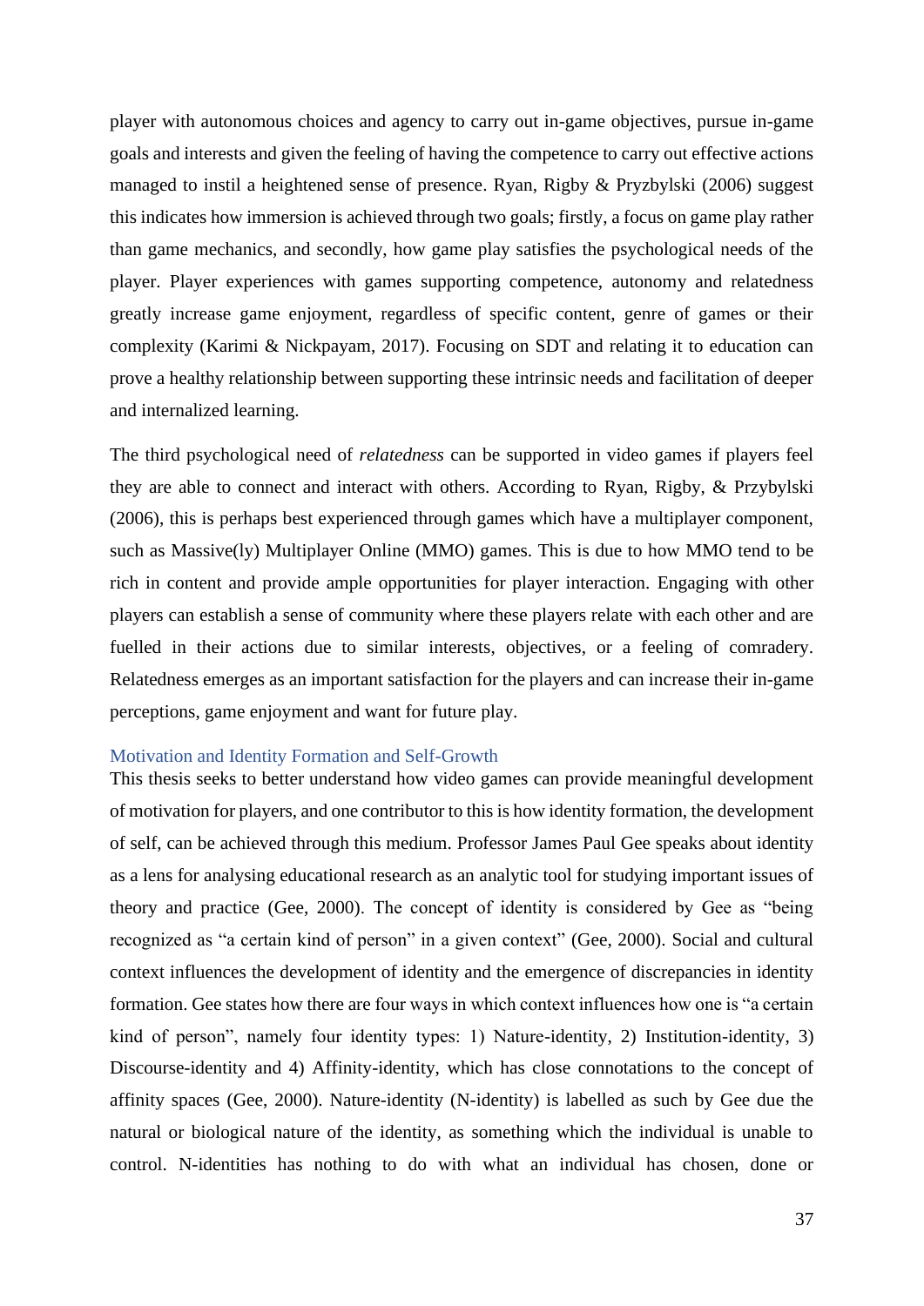player with autonomous choices and agency to carry out in-game objectives, pursue in-game goals and interests and given the feeling of having the competence to carry out effective actions managed to instil a heightened sense of presence. Ryan, Rigby & Pryzbylski (2006) suggest this indicates how immersion is achieved through two goals; firstly, a focus on game play rather than game mechanics, and secondly, how game play satisfies the psychological needs of the player. Player experiences with games supporting competence, autonomy and relatedness greatly increase game enjoyment, regardless of specific content, genre of games or their complexity (Karimi & Nickpayam, 2017). Focusing on SDT and relating it to education can prove a healthy relationship between supporting these intrinsic needs and facilitation of deeper and internalized learning.

The third psychological need of *relatedness* can be supported in video games if players feel they are able to connect and interact with others. According to Ryan, Rigby, & Przybylski (2006), this is perhaps best experienced through games which have a multiplayer component, such as Massive(ly) Multiplayer Online (MMO) games. This is due to how MMO tend to be rich in content and provide ample opportunities for player interaction. Engaging with other players can establish a sense of community where these players relate with each other and are fuelled in their actions due to similar interests, objectives, or a feeling of comradery. Relatedness emerges as an important satisfaction for the players and can increase their in-game perceptions, game enjoyment and want for future play.

### Motivation and Identity Formation and Self-Growth

This thesis seeks to better understand how video games can provide meaningful development of motivation for players, and one contributor to this is how identity formation, the development of self, can be achieved through this medium. Professor James Paul Gee speaks about identity as a lens for analysing educational research as an analytic tool for studying important issues of theory and practice (Gee, 2000). The concept of identity is considered by Gee as "being recognized as "a certain kind of person" in a given context" (Gee, 2000). Social and cultural context influences the development of identity and the emergence of discrepancies in identity formation. Gee states how there are four ways in which context influences how one is "a certain kind of person", namely four identity types: 1) Nature-identity, 2) Institution-identity, 3) Discourse-identity and 4) Affinity-identity, which has close connotations to the concept of affinity spaces (Gee, 2000). Nature-identity (N-identity) is labelled as such by Gee due the natural or biological nature of the identity, as something which the individual is unable to control. N-identities has nothing to do with what an individual has chosen, done or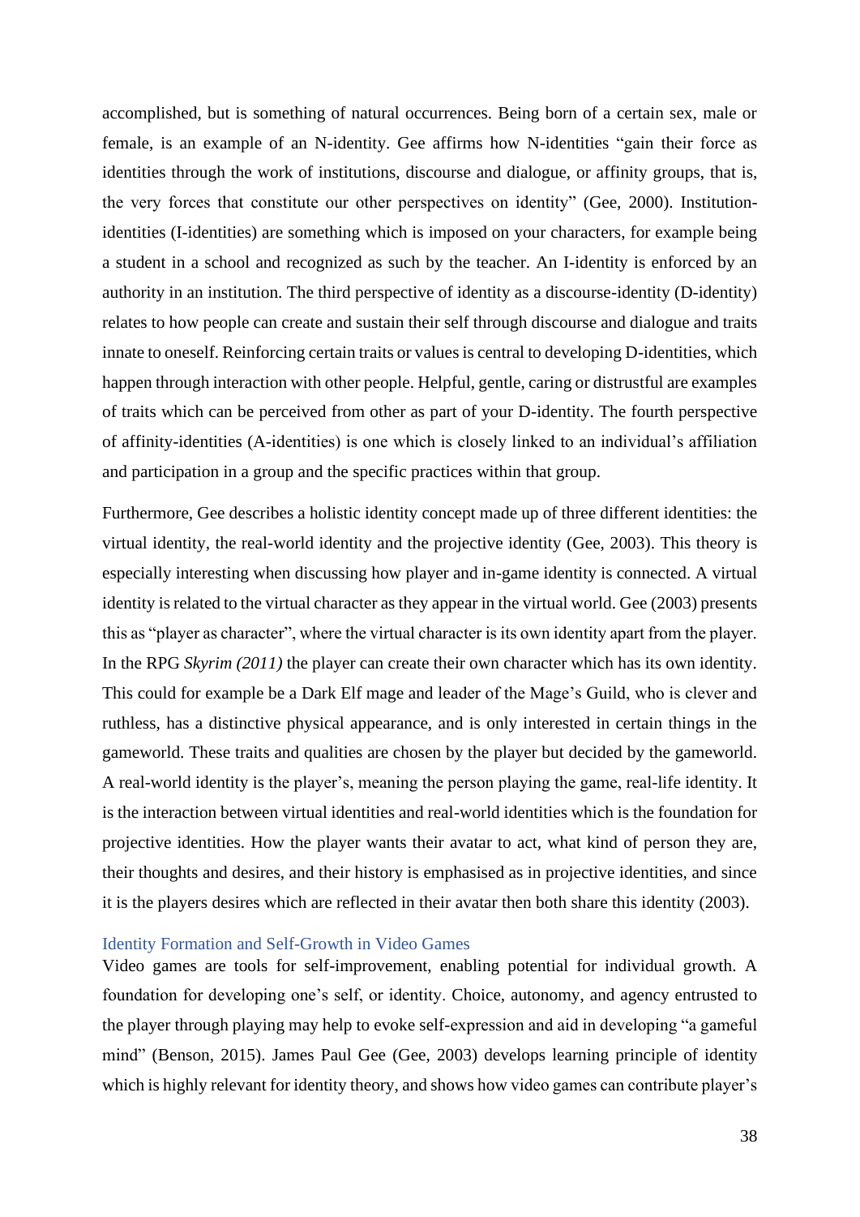accomplished, but is something of natural occurrences. Being born of a certain sex, male or female, is an example of an N-identity. Gee affirms how N-identities "gain their force as identities through the work of institutions, discourse and dialogue, or affinity groups, that is, the very forces that constitute our other perspectives on identity" (Gee, 2000). Institution-identities (I-identities) are something which is imposed on your characters, for example being a student in a school and recognized as such by the teacher. An I-identity is enforced by an authority in an institution. The third perspective of identity as a discourse-identity (D-identity) relates to how people can create and sustain their self through discourse and dialogue and traits innate to oneself. Reinforcing certain traits or values is central to developing D-identities, which happen through interaction with other people. Helpful, gentle, caring or distrustful are examples of traits which can be perceived from other as part of your D-identity. The fourth perspective of affinity-identities (A-identities) is one which is closely linked to an individual's affiliation and participation in a group and the specific practices within that group.

Furthermore, Gee describes a holistic identity concept made up of three different identities: the virtual identity, the real-world identity and the projective identity (Gee, 2003). This theory is especially interesting when discussing how player and in-game identity is connected. A virtual identity is related to the virtual character as they appear in the virtual world. Gee (2003) presents this as "player as character", where the virtual character is its own identity apart from the player. In the RPG *Skyrim (2011)* the player can create their own character which has its own identity. This could for example be a Dark Elf mage and leader of the Mage's Guild, who is clever and ruthless, has a distinctive physical appearance, and is only interested in certain things in the gameworld. These traits and qualities are chosen by the player but decided by the gameworld. A real-world identity is the player's, meaning the person playing the game, real-life identity. It is the interaction between virtual identities and real-world identities which is the foundation for projective identities. How the player wants their avatar to act, what kind of person they are, their thoughts and desires, and their history is emphasised as in projective identities, and since it is the players desires which are reflected in their avatar then both share this identity (2003).

### Identity Formation and Self-Growth in Video Games

Video games are tools for self-improvement, enabling potential for individual growth. A foundation for developing one's self, or identity. Choice, autonomy, and agency entrusted to the player through playing may help to evoke self-expression and aid in developing "a gameful mind" (Benson, 2015). James Paul Gee (Gee, 2003) develops learning principle of identity which is highly relevant for identity theory, and shows how video games can contribute player's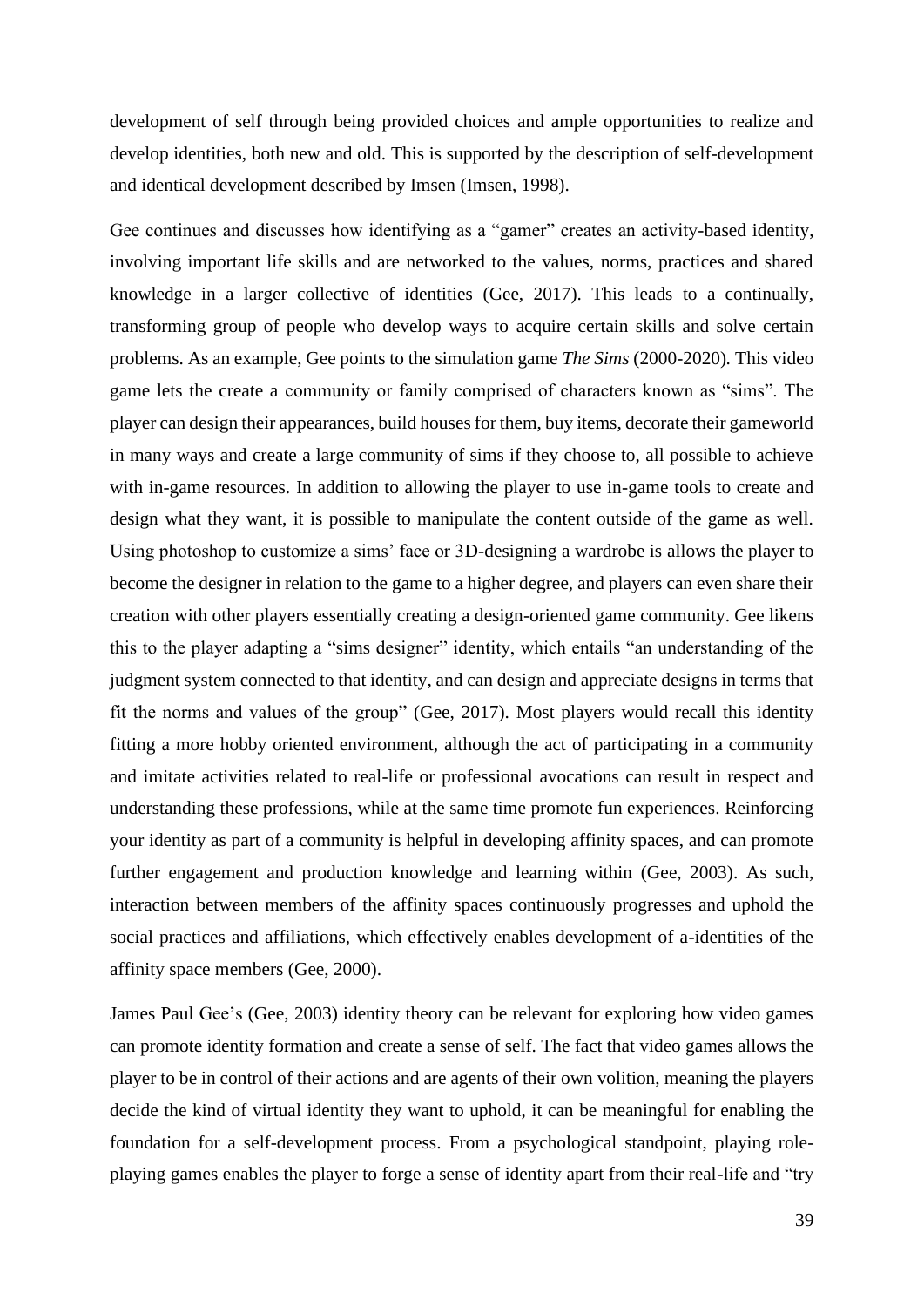development of self through being provided choices and ample opportunities to realize and develop identities, both new and old. This is supported by the description of self-development and identical development described by Imsen (Imsen, 1998).

Gee continues and discusses how identifying as a "gamer" creates an activity-based identity, involving important life skills and are networked to the values, norms, practices and shared knowledge in a larger collective of identities (Gee, 2017). This leads to a continually, transforming group of people who develop ways to acquire certain skills and solve certain problems. As an example, Gee points to the simulation game *The Sims* (2000-2020)*.* This video game lets the create a community or family comprised of characters known as "sims". The player can design their appearances, build houses for them, buy items, decorate their gameworld in many ways and create a large community of sims if they choose to, all possible to achieve with in-game resources. In addition to allowing the player to use in-game tools to create and design what they want, it is possible to manipulate the content outside of the game as well. Using photoshop to customize a sims' face or 3D-designing a wardrobe is allows the player to become the designer in relation to the game to a higher degree, and players can even share their creation with other players essentially creating a design-oriented game community. Gee likens this to the player adapting a "sims designer" identity, which entails "an understanding of the judgment system connected to that identity, and can design and appreciate designs in terms that fit the norms and values of the group" (Gee, 2017). Most players would recall this identity fitting a more hobby oriented environment, although the act of participating in a community and imitate activities related to real-life or professional avocations can result in respect and understanding these professions, while at the same time promote fun experiences. Reinforcing your identity as part of a community is helpful in developing affinity spaces, and can promote further engagement and production knowledge and learning within (Gee, 2003). As such, interaction between members of the affinity spaces continuously progresses and uphold the social practices and affiliations, which effectively enables development of a-identities of the affinity space members (Gee, 2000).

James Paul Gee's (Gee, 2003) identity theory can be relevant for exploring how video games can promote identity formation and create a sense of self. The fact that video games allows the player to be in control of their actions and are agents of their own volition, meaning the players decide the kind of virtual identity they want to uphold, it can be meaningful for enabling the foundation for a self-development process. From a psychological standpoint, playing role-playing games enables the player to forge a sense of identity apart from their real-life and "try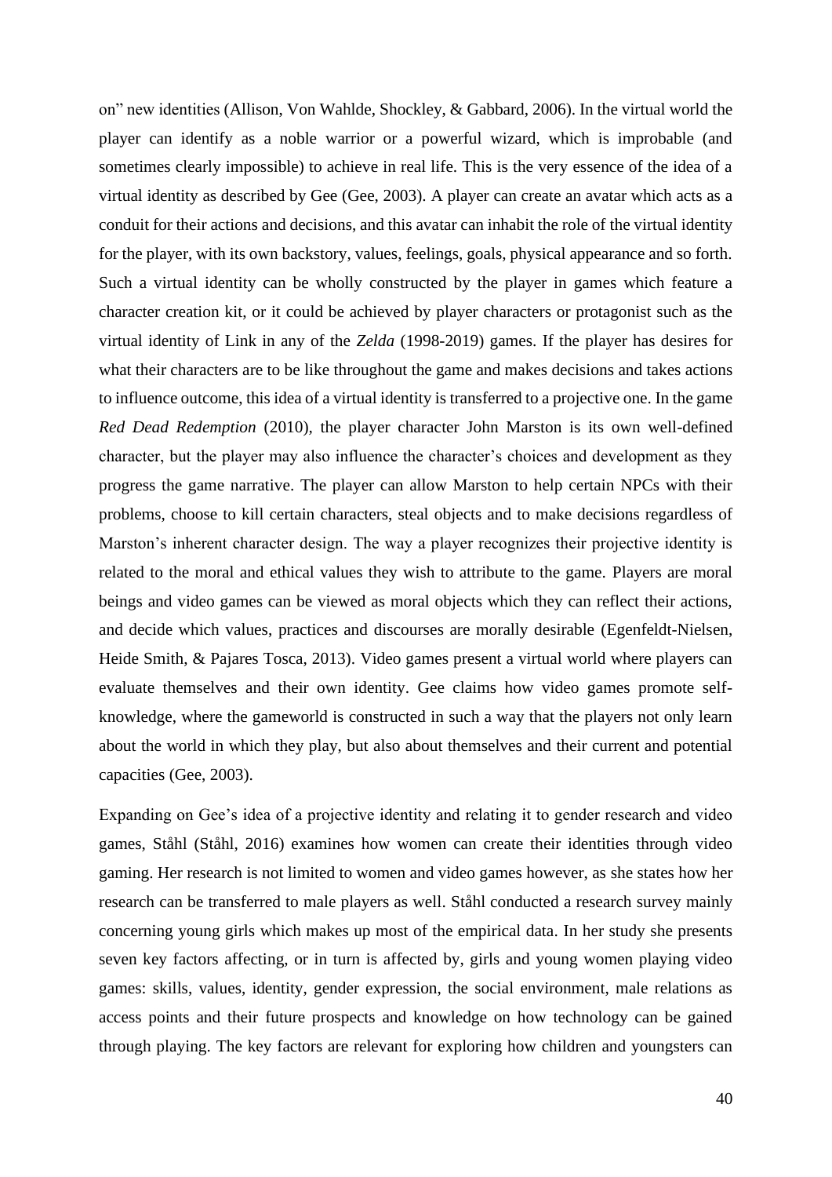on" new identities (Allison, Von Wahlde, Shockley, & Gabbard, 2006). In the virtual world the player can identify as a noble warrior or a powerful wizard, which is improbable (and sometimes clearly impossible) to achieve in real life. This is the very essence of the idea of a virtual identity as described by Gee (Gee, 2003). A player can create an avatar which acts as a conduit for their actions and decisions, and this avatar can inhabit the role of the virtual identity for the player, with its own backstory, values, feelings, goals, physical appearance and so forth. Such a virtual identity can be wholly constructed by the player in games which feature a character creation kit, or it could be achieved by player characters or protagonist such as the virtual identity of Link in any of the *Zelda* (1998-2019) games. If the player has desires for what their characters are to be like throughout the game and makes decisions and takes actions to influence outcome, this idea of a virtual identity is transferred to a projective one. In the game *Red Dead Redemption* (2010), the player character John Marston is its own well-defined character, but the player may also influence the character's choices and development as they progress the game narrative. The player can allow Marston to help certain NPCs with their problems, choose to kill certain characters, steal objects and to make decisions regardless of Marston's inherent character design. The way a player recognizes their projective identity is related to the moral and ethical values they wish to attribute to the game. Players are moral beings and video games can be viewed as moral objects which they can reflect their actions, and decide which values, practices and discourses are morally desirable (Egenfeldt-Nielsen, Heide Smith, & Pajares Tosca, 2013). Video games present a virtual world where players can evaluate themselves and their own identity. Gee claims how video games promote self-knowledge, where the gameworld is constructed in such a way that the players not only learn about the world in which they play, but also about themselves and their current and potential capacities (Gee, 2003).

Expanding on Gee's idea of a projective identity and relating it to gender research and video games, Ståhl (Ståhl, 2016) examines how women can create their identities through video gaming. Her research is not limited to women and video games however, as she states how her research can be transferred to male players as well. Ståhl conducted a research survey mainly concerning young girls which makes up most of the empirical data. In her study she presents seven key factors affecting, or in turn is affected by, girls and young women playing video games: skills, values, identity, gender expression, the social environment, male relations as access points and their future prospects and knowledge on how technology can be gained through playing. The key factors are relevant for exploring how children and youngsters can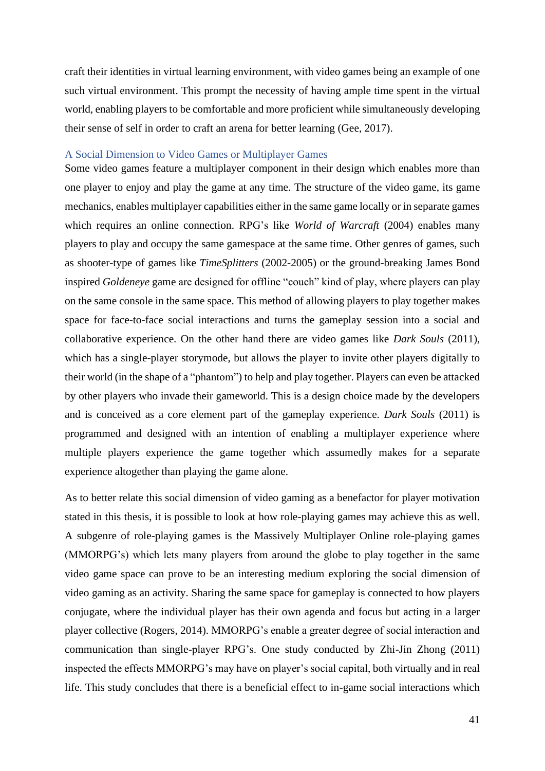craft their identities in virtual learning environment, with video games being an example of one such virtual environment. This prompt the necessity of having ample time spent in the virtual world, enabling players to be comfortable and more proficient while simultaneously developing their sense of self in order to craft an arena for better learning (Gee, 2017).

### A Social Dimension to Video Games or Multiplayer Games

Some video games feature a multiplayer component in their design which enables more than one player to enjoy and play the game at any time. The structure of the video game, its game mechanics, enables multiplayer capabilities either in the same game locally or in separate games which requires an online connection. RPG's like *World of Warcraft* (2004) enables many players to play and occupy the same gamespace at the same time. Other genres of games, such as shooter-type of games like *TimeSplitters* (2002-2005) or the ground-breaking James Bond inspired *Goldeneye* game are designed for offline "couch" kind of play, where players can play on the same console in the same space. This method of allowing players to play together makes space for face-to-face social interactions and turns the gameplay session into a social and collaborative experience. On the other hand there are video games like *Dark Souls* (2011), which has a single-player storymode, but allows the player to invite other players digitally to their world (in the shape of a "phantom") to help and play together. Players can even be attacked by other players who invade their gameworld. This is a design choice made by the developers and is conceived as a core element part of the gameplay experience. *Dark Souls* (2011) is programmed and designed with an intention of enabling a multiplayer experience where multiple players experience the game together which assumedly makes for a separate experience altogether than playing the game alone.

As to better relate this social dimension of video gaming as a benefactor for player motivation stated in this thesis, it is possible to look at how role-playing games may achieve this as well. A subgenre of role-playing games is the Massively Multiplayer Online role-playing games (MMORPG's) which lets many players from around the globe to play together in the same video game space can prove to be an interesting medium exploring the social dimension of video gaming as an activity. Sharing the same space for gameplay is connected to how players conjugate, where the individual player has their own agenda and focus but acting in a larger player collective (Rogers, 2014). MMORPG's enable a greater degree of social interaction and communication than single-player RPG's. One study conducted by Zhi-Jin Zhong (2011) inspected the effects MMORPG's may have on player's social capital, both virtually and in real life. This study concludes that there is a beneficial effect to in-game social interactions which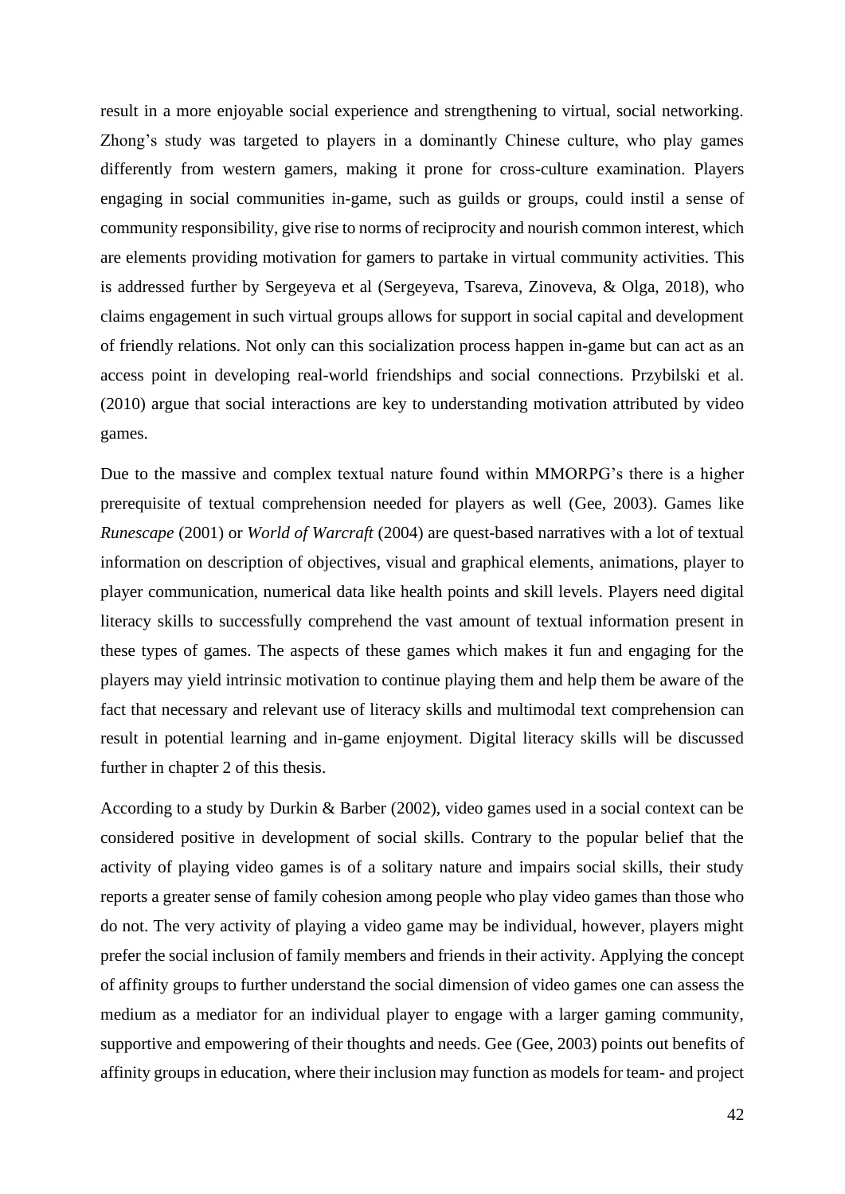result in a more enjoyable social experience and strengthening to virtual, social networking. Zhong's study was targeted to players in a dominantly Chinese culture, who play games differently from western gamers, making it prone for cross-culture examination. Players engaging in social communities in-game, such as guilds or groups, could instil a sense of community responsibility, give rise to norms of reciprocity and nourish common interest, which are elements providing motivation for gamers to partake in virtual community activities. This is addressed further by Sergeyeva et al (Sergeyeva, Tsareva, Zinoveva, & Olga, 2018), who claims engagement in such virtual groups allows for support in social capital and development of friendly relations. Not only can this socialization process happen in-game but can act as an access point in developing real-world friendships and social connections. Przybilski et al. (2010) argue that social interactions are key to understanding motivation attributed by video games.

Due to the massive and complex textual nature found within MMORPG's there is a higher prerequisite of textual comprehension needed for players as well (Gee, 2003). Games like *Runescape* (2001) or *World of Warcraft* (2004) are quest-based narratives with a lot of textual information on description of objectives, visual and graphical elements, animations, player to player communication, numerical data like health points and skill levels. Players need digital literacy skills to successfully comprehend the vast amount of textual information present in these types of games. The aspects of these games which makes it fun and engaging for the players may yield intrinsic motivation to continue playing them and help them be aware of the fact that necessary and relevant use of literacy skills and multimodal text comprehension can result in potential learning and in-game enjoyment. Digital literacy skills will be discussed further in chapter 2 of this thesis.

According to a study by Durkin & Barber (2002), video games used in a social context can be considered positive in development of social skills. Contrary to the popular belief that the activity of playing video games is of a solitary nature and impairs social skills, their study reports a greater sense of family cohesion among people who play video games than those who do not. The very activity of playing a video game may be individual, however, players might prefer the social inclusion of family members and friends in their activity. Applying the concept of affinity groups to further understand the social dimension of video games one can assess the medium as a mediator for an individual player to engage with a larger gaming community, supportive and empowering of their thoughts and needs. Gee (Gee, 2003) points out benefits of affinity groups in education, where their inclusion may function as models for team- and project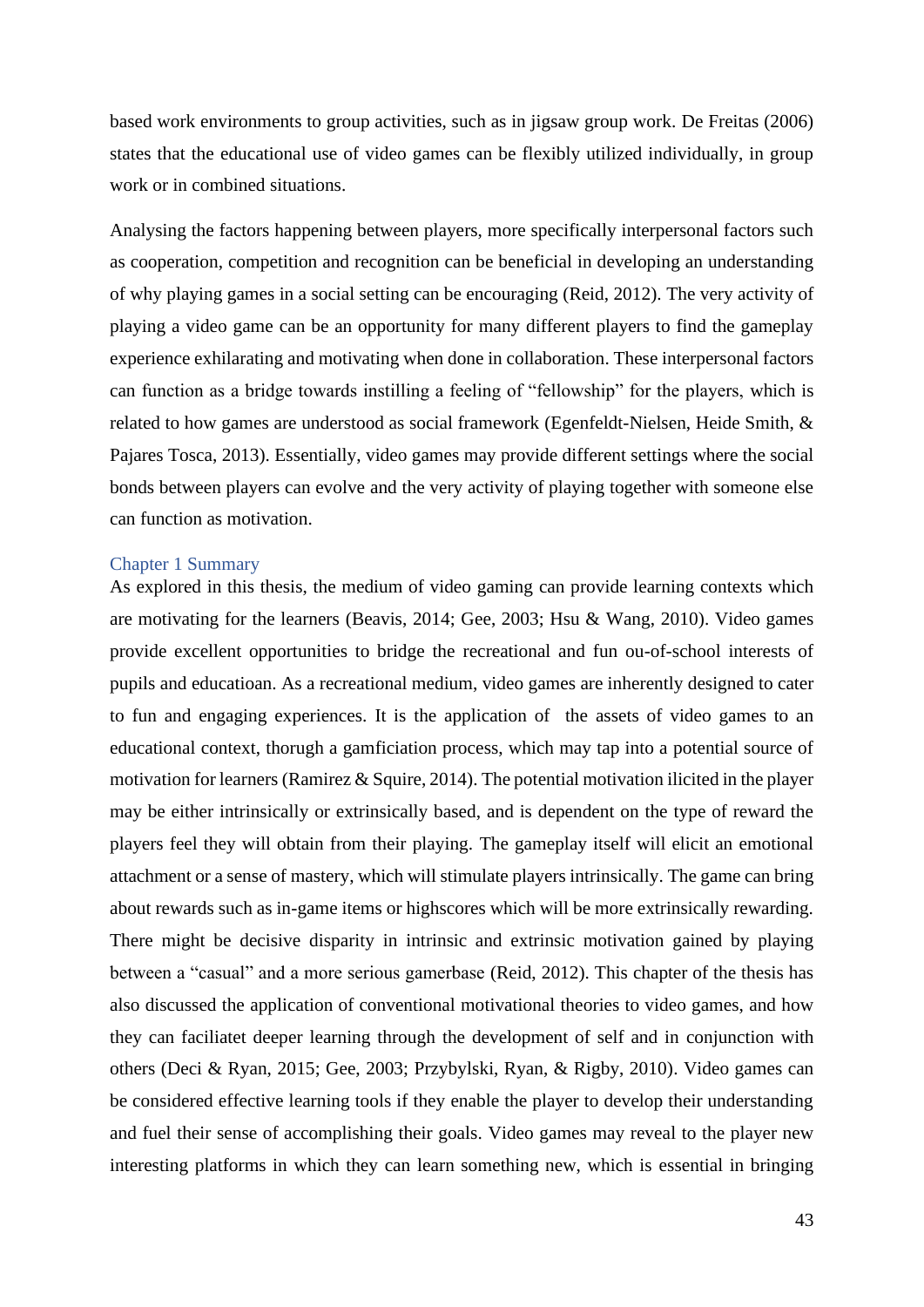based work environments to group activities, such as in jigsaw group work. De Freitas (2006) states that the educational use of video games can be flexibly utilized individually, in group work or in combined situations.

Analysing the factors happening between players, more specifically interpersonal factors such as cooperation, competition and recognition can be beneficial in developing an understanding of why playing games in a social setting can be encouraging (Reid, 2012). The very activity of playing a video game can be an opportunity for many different players to find the gameplay experience exhilarating and motivating when done in collaboration. These interpersonal factors can function as a bridge towards instilling a feeling of "fellowship" for the players, which is related to how games are understood as social framework (Egenfeldt-Nielsen, Heide Smith, & Pajares Tosca, 2013). Essentially, video games may provide different settings where the social bonds between players can evolve and the very activity of playing together with someone else can function as motivation.

### Chapter 1 Summary

As explored in this thesis, the medium of video gaming can provide learning contexts which are motivating for the learners (Beavis, 2014; Gee, 2003; Hsu & Wang, 2010). Video games provide excellent opportunities to bridge the recreational and fun ou-of-school interests of pupils and educatioan. As a recreational medium, video games are inherently designed to cater to fun and engaging experiences. It is the application of the assets of video games to an educational context, thorugh a gamficiation process, which may tap into a potential source of motivation for learners (Ramirez & Squire, 2014). The potential motivation ilicited in the player may be either intrinsically or extrinsically based, and is dependent on the type of reward the players feel they will obtain from their playing. The gameplay itself will elicit an emotional attachment or a sense of mastery, which will stimulate players intrinsically. The game can bring about rewards such as in-game items or highscores which will be more extrinsically rewarding. There might be decisive disparity in intrinsic and extrinsic motivation gained by playing between a "casual" and a more serious gamerbase (Reid, 2012). This chapter of the thesis has also discussed the application of conventional motivational theories to video games, and how they can faciliatet deeper learning through the development of self and in conjunction with others (Deci & Ryan, 2015; Gee, 2003; Przybylski, Ryan, & Rigby, 2010). Video games can be considered effective learning tools if they enable the player to develop their understanding and fuel their sense of accomplishing their goals. Video games may reveal to the player new interesting platforms in which they can learn something new, which is essential in bringing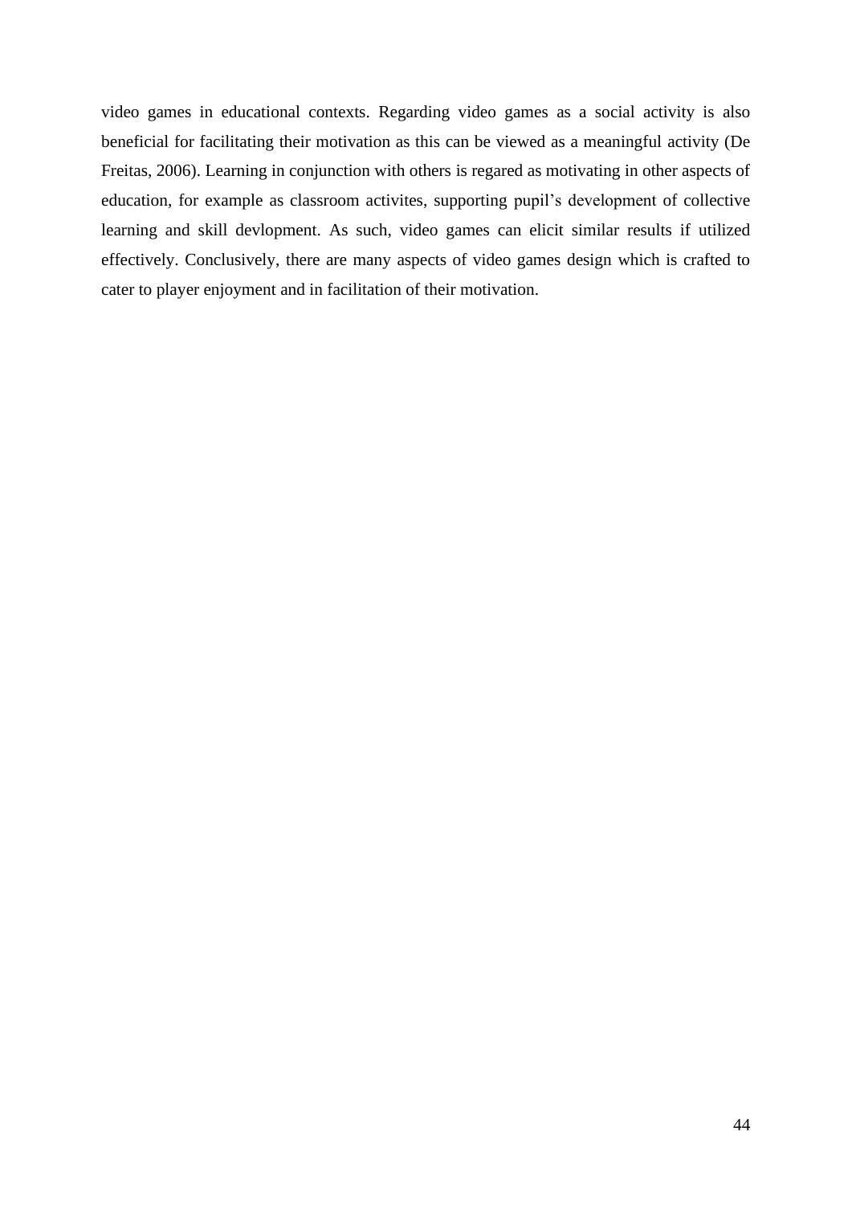video games in educational contexts. Regarding video games as a social activity is also beneficial for facilitating their motivation as this can be viewed as a meaningful activity (De Freitas, 2006). Learning in conjunction with others is regared as motivating in other aspects of education, for example as classroom activites, supporting pupil's development of collective learning and skill devlopment. As such, video games can elicit similar results if utilized effectively. Conclusively, there are many aspects of video games design which is crafted to cater to player enjoyment and in facilitation of their motivation.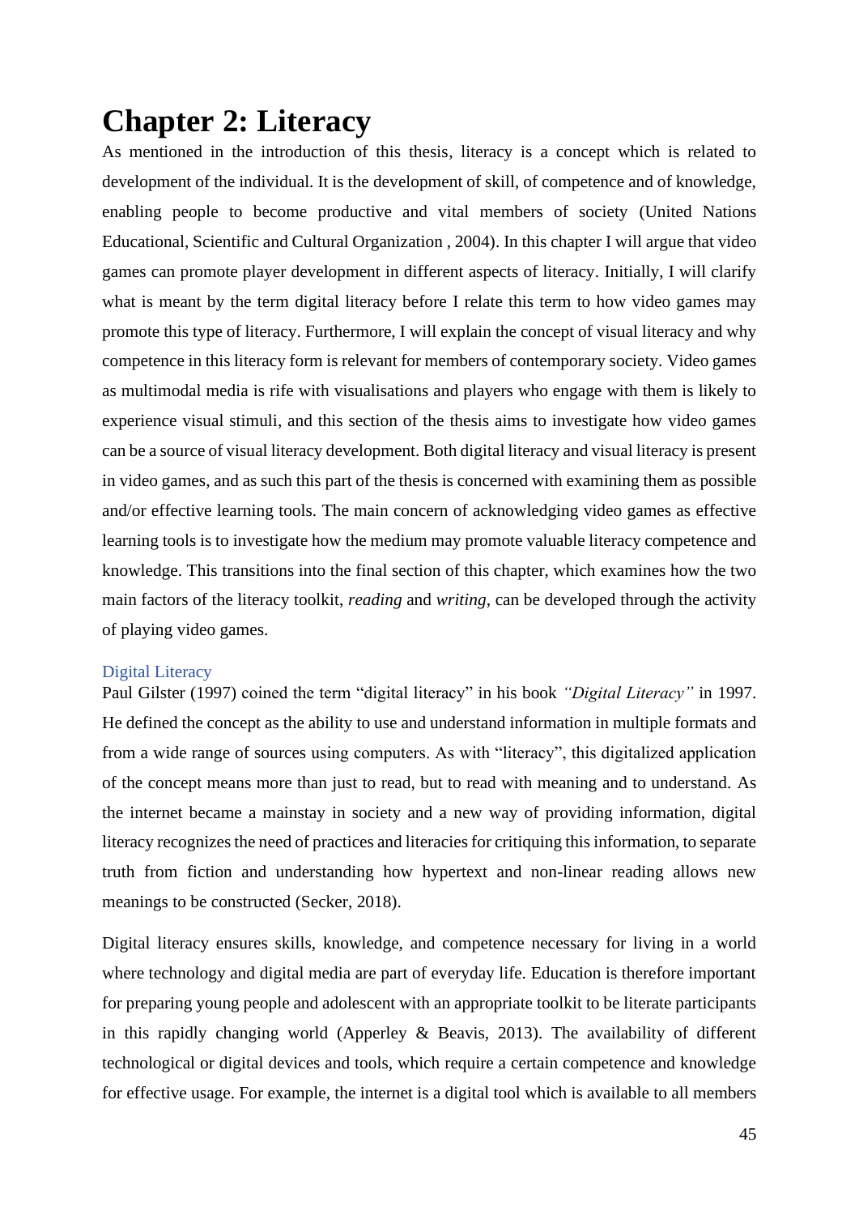# Chapter 2: Literacy

As mentioned in the introduction of this thesis, literacy is a concept which is related to development of the individual. It is the development of skill, of competence and of knowledge, enabling people to become productive and vital members of society (United Nations Educational, Scientific and Cultural Organization , 2004). In this chapter I will argue that video games can promote player development in different aspects of literacy. Initially, I will clarify what is meant by the term digital literacy before I relate this term to how video games may promote this type of literacy. Furthermore, I will explain the concept of visual literacy and why competence in this literacy form is relevant for members of contemporary society. Video games as multimodal media is rife with visualisations and players who engage with them is likely to experience visual stimuli, and this section of the thesis aims to investigate how video games can be a source of visual literacy development. Both digital literacy and visual literacy is present in video games, and as such this part of the thesis is concerned with examining them as possible and/or effective learning tools. The main concern of acknowledging video games as effective learning tools is to investigate how the medium may promote valuable literacy competence and knowledge. This transitions into the final section of this chapter, which examines how the two main factors of the literacy toolkit, *reading* and *writing*, can be developed through the activity of playing video games.

## Digital Literacy

Paul Gilster (1997) coined the term "digital literacy" in his book *"Digital Literacy"* in 1997. He defined the concept as the ability to use and understand information in multiple formats and from a wide range of sources using computers. As with "literacy", this digitalized application of the concept means more than just to read, but to read with meaning and to understand. As the internet became a mainstay in society and a new way of providing information, digital literacy recognizes the need of practices and literacies for critiquing this information, to separate truth from fiction and understanding how hypertext and non-linear reading allows new meanings to be constructed (Secker, 2018).

Digital literacy ensures skills, knowledge, and competence necessary for living in a world where technology and digital media are part of everyday life. Education is therefore important for preparing young people and adolescent with an appropriate toolkit to be literate participants in this rapidly changing world (Apperley & Beavis, 2013). The availability of different technological or digital devices and tools, which require a certain competence and knowledge for effective usage. For example, the internet is a digital tool which is available to all members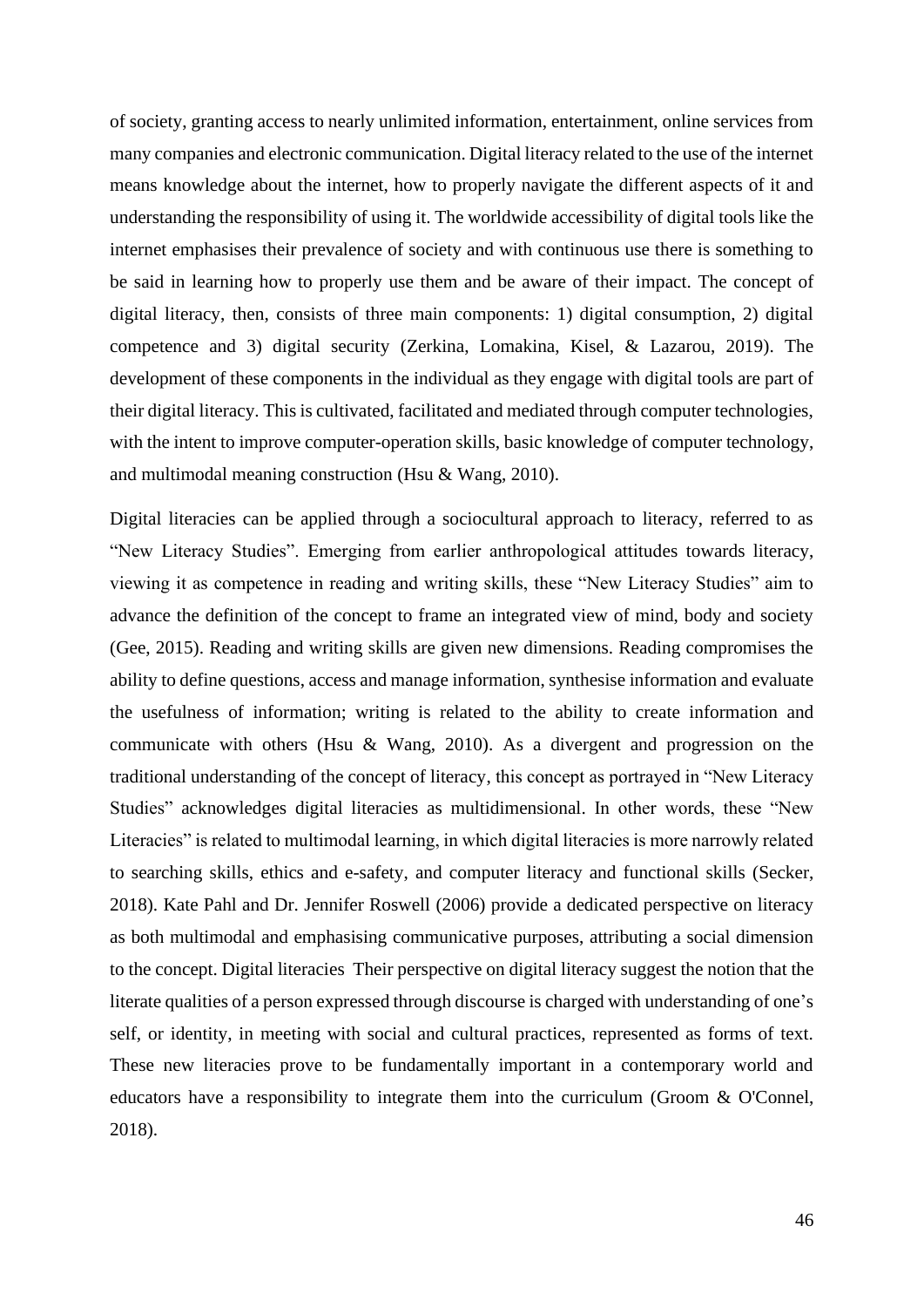of society, granting access to nearly unlimited information, entertainment, online services from many companies and electronic communication. Digital literacy related to the use of the internet means knowledge about the internet, how to properly navigate the different aspects of it and understanding the responsibility of using it. The worldwide accessibility of digital tools like the internet emphasises their prevalence of society and with continuous use there is something to be said in learning how to properly use them and be aware of their impact. The concept of digital literacy, then, consists of three main components: 1) digital consumption, 2) digital competence and 3) digital security (Zerkina, Lomakina, Kisel, & Lazarou, 2019). The development of these components in the individual as they engage with digital tools are part of their digital literacy. This is cultivated, facilitated and mediated through computer technologies, with the intent to improve computer-operation skills, basic knowledge of computer technology, and multimodal meaning construction (Hsu & Wang, 2010).

Digital literacies can be applied through a sociocultural approach to literacy, referred to as "New Literacy Studies". Emerging from earlier anthropological attitudes towards literacy, viewing it as competence in reading and writing skills, these "New Literacy Studies" aim to advance the definition of the concept to frame an integrated view of mind, body and society (Gee, 2015). Reading and writing skills are given new dimensions. Reading compromises the ability to define questions, access and manage information, synthesise information and evaluate the usefulness of information; writing is related to the ability to create information and communicate with others (Hsu & Wang, 2010). As a divergent and progression on the traditional understanding of the concept of literacy, this concept as portrayed in "New Literacy Studies" acknowledges digital literacies as multidimensional. In other words, these "New Literacies" is related to multimodal learning, in which digital literacies is more narrowly related to searching skills, ethics and e-safety, and computer literacy and functional skills (Secker, 2018). Kate Pahl and Dr. Jennifer Roswell (2006) provide a dedicated perspective on literacy as both multimodal and emphasising communicative purposes, attributing a social dimension to the concept. Digital literacies Their perspective on digital literacy suggest the notion that the literate qualities of a person expressed through discourse is charged with understanding of one's self, or identity, in meeting with social and cultural practices, represented as forms of text. These new literacies prove to be fundamentally important in a contemporary world and educators have a responsibility to integrate them into the curriculum (Groom & O'Connel, 2018).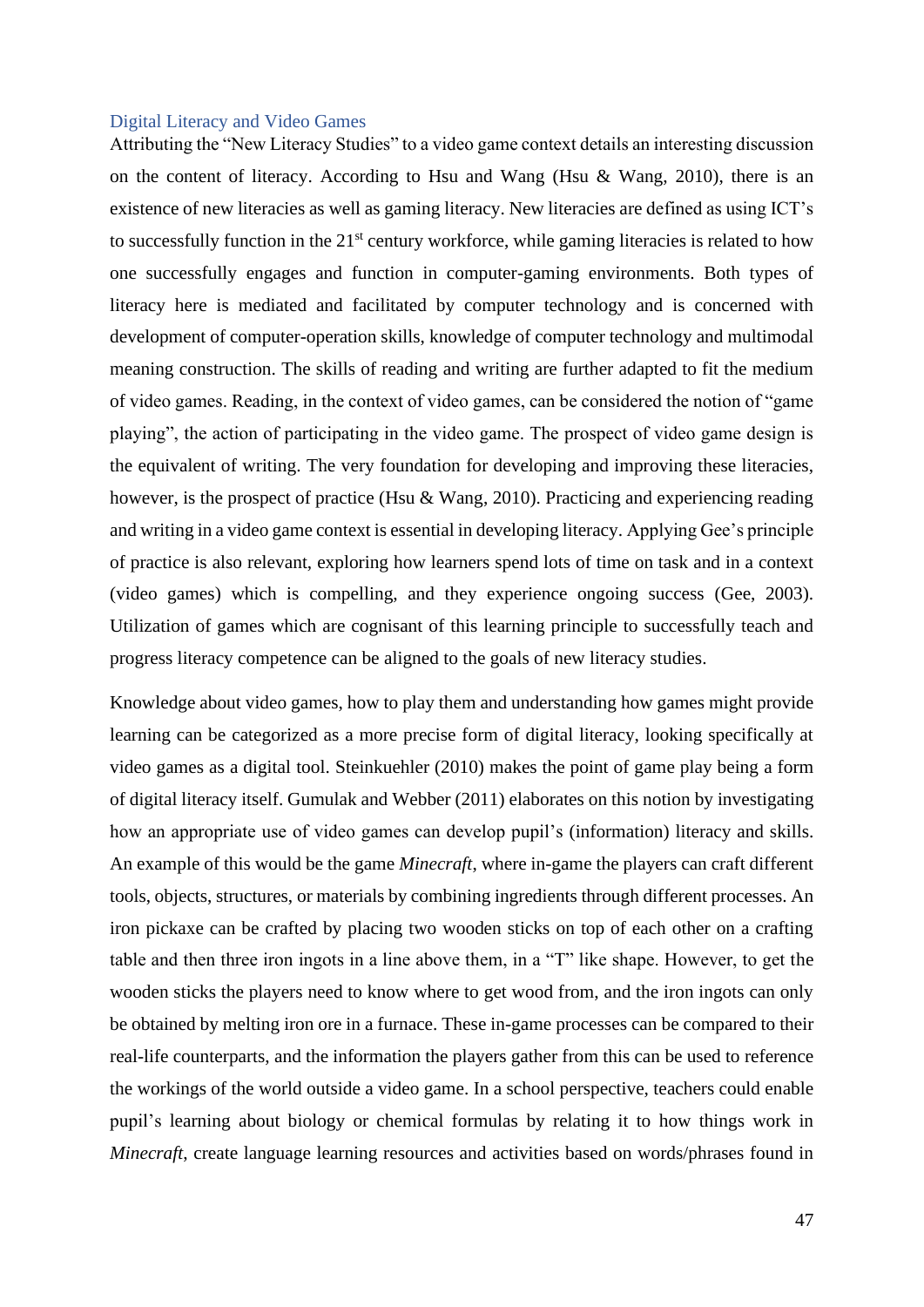## Digital Literacy and Video Games

Attributing the "New Literacy Studies" to a video game context details an interesting discussion on the content of literacy. According to Hsu and Wang (Hsu & Wang, 2010), there is an existence of new literacies as well as gaming literacy. New literacies are defined as using ICT's to successfully function in the 21st century workforce, while gaming literacies is related to how one successfully engages and function in computer-gaming environments. Both types of literacy here is mediated and facilitated by computer technology and is concerned with development of computer-operation skills, knowledge of computer technology and multimodal meaning construction. The skills of reading and writing are further adapted to fit the medium of video games. Reading, in the context of video games, can be considered the notion of "game playing", the action of participating in the video game. The prospect of video game design is the equivalent of writing. The very foundation for developing and improving these literacies, however, is the prospect of practice (Hsu & Wang, 2010). Practicing and experiencing reading and writing in a video game context is essential in developing literacy. Applying Gee's principle of practice is also relevant, exploring how learners spend lots of time on task and in a context (video games) which is compelling, and they experience ongoing success (Gee, 2003). Utilization of games which are cognisant of this learning principle to successfully teach and progress literacy competence can be aligned to the goals of new literacy studies.

Knowledge about video games, how to play them and understanding how games might provide learning can be categorized as a more precise form of digital literacy, looking specifically at video games as a digital tool. Steinkuehler (2010) makes the point of game play being a form of digital literacy itself. Gumulak and Webber (2011) elaborates on this notion by investigating how an appropriate use of video games can develop pupil's (information) literacy and skills. An example of this would be the game *Minecraft*, where in-game the players can craft different tools, objects, structures, or materials by combining ingredients through different processes. An iron pickaxe can be crafted by placing two wooden sticks on top of each other on a crafting table and then three iron ingots in a line above them, in a "T" like shape. However, to get the wooden sticks the players need to know where to get wood from, and the iron ingots can only be obtained by melting iron ore in a furnace. These in-game processes can be compared to their real-life counterparts, and the information the players gather from this can be used to reference the workings of the world outside a video game. In a school perspective, teachers could enable pupil's learning about biology or chemical formulas by relating it to how things work in *Minecraft*, create language learning resources and activities based on words/phrases found in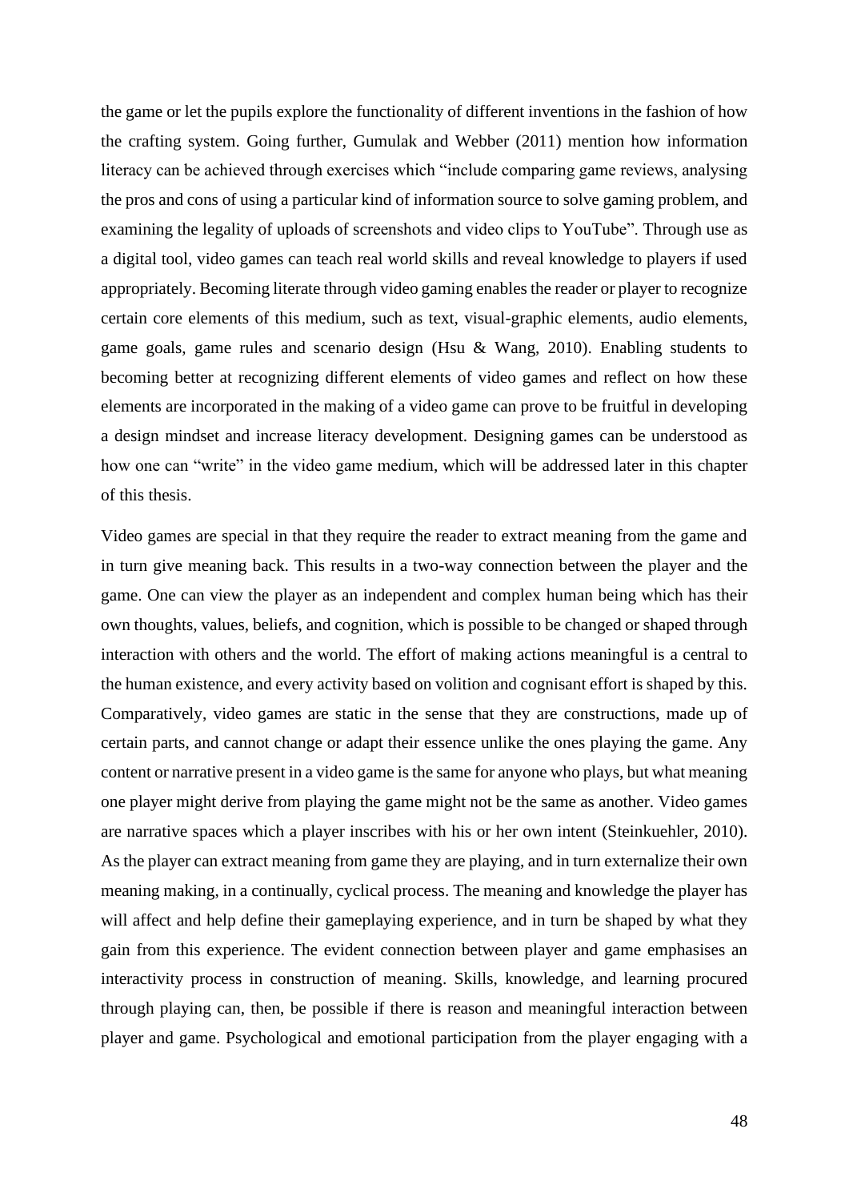the game or let the pupils explore the functionality of different inventions in the fashion of how the crafting system. Going further, Gumulak and Webber (2011) mention how information literacy can be achieved through exercises which "include comparing game reviews, analysing the pros and cons of using a particular kind of information source to solve gaming problem, and examining the legality of uploads of screenshots and video clips to YouTube". Through use as a digital tool, video games can teach real world skills and reveal knowledge to players if used appropriately. Becoming literate through video gaming enables the reader or player to recognize certain core elements of this medium, such as text, visual-graphic elements, audio elements, game goals, game rules and scenario design (Hsu & Wang, 2010). Enabling students to becoming better at recognizing different elements of video games and reflect on how these elements are incorporated in the making of a video game can prove to be fruitful in developing a design mindset and increase literacy development. Designing games can be understood as how one can "write" in the video game medium, which will be addressed later in this chapter of this thesis.

Video games are special in that they require the reader to extract meaning from the game and in turn give meaning back. This results in a two-way connection between the player and the game. One can view the player as an independent and complex human being which has their own thoughts, values, beliefs, and cognition, which is possible to be changed or shaped through interaction with others and the world. The effort of making actions meaningful is a central to the human existence, and every activity based on volition and cognisant effort is shaped by this. Comparatively, video games are static in the sense that they are constructions, made up of certain parts, and cannot change or adapt their essence unlike the ones playing the game. Any content or narrative present in a video game is the same for anyone who plays, but what meaning one player might derive from playing the game might not be the same as another. Video games are narrative spaces which a player inscribes with his or her own intent (Steinkuehler, 2010). As the player can extract meaning from game they are playing, and in turn externalize their own meaning making, in a continually, cyclical process. The meaning and knowledge the player has will affect and help define their gameplaying experience, and in turn be shaped by what they gain from this experience. The evident connection between player and game emphasises an interactivity process in construction of meaning. Skills, knowledge, and learning procured through playing can, then, be possible if there is reason and meaningful interaction between player and game. Psychological and emotional participation from the player engaging with a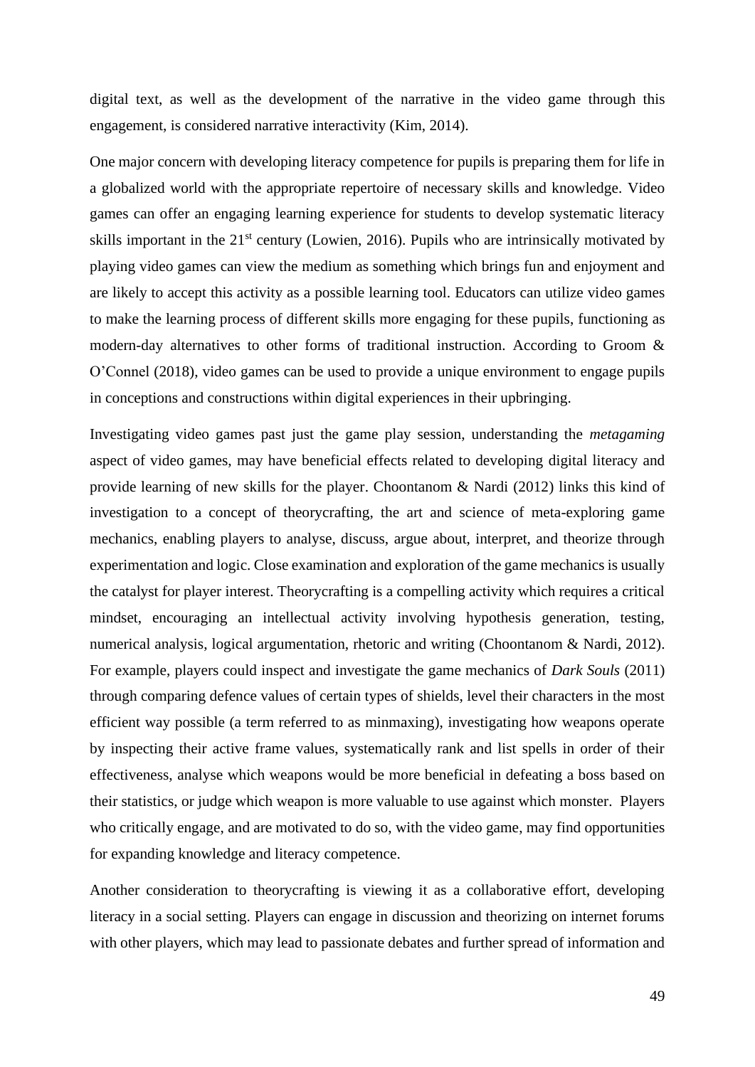digital text, as well as the development of the narrative in the video game through this engagement, is considered narrative interactivity (Kim, 2014).

One major concern with developing literacy competence for pupils is preparing them for life in a globalized world with the appropriate repertoire of necessary skills and knowledge. Video games can offer an engaging learning experience for students to develop systematic literacy skills important in the 21st century (Lowien, 2016). Pupils who are intrinsically motivated by playing video games can view the medium as something which brings fun and enjoyment and are likely to accept this activity as a possible learning tool. Educators can utilize video games to make the learning process of different skills more engaging for these pupils, functioning as modern-day alternatives to other forms of traditional instruction. According to Groom & O'Connel (2018), video games can be used to provide a unique environment to engage pupils in conceptions and constructions within digital experiences in their upbringing.

Investigating video games past just the game play session, understanding the *metagaming* aspect of video games, may have beneficial effects related to developing digital literacy and provide learning of new skills for the player. Choontanom & Nardi (2012) links this kind of investigation to a concept of theorycrafting, the art and science of meta-exploring game mechanics, enabling players to analyse, discuss, argue about, interpret, and theorize through experimentation and logic. Close examination and exploration of the game mechanics is usually the catalyst for player interest. Theorycrafting is a compelling activity which requires a critical mindset, encouraging an intellectual activity involving hypothesis generation, testing, numerical analysis, logical argumentation, rhetoric and writing (Choontanom & Nardi, 2012). For example, players could inspect and investigate the game mechanics of *Dark Souls* (2011) through comparing defence values of certain types of shields, level their characters in the most efficient way possible (a term referred to as minmaxing), investigating how weapons operate by inspecting their active frame values, systematically rank and list spells in order of their effectiveness, analyse which weapons would be more beneficial in defeating a boss based on their statistics, or judge which weapon is more valuable to use against which monster. Players who critically engage, and are motivated to do so, with the video game, may find opportunities for expanding knowledge and literacy competence.

Another consideration to theorycrafting is viewing it as a collaborative effort, developing literacy in a social setting. Players can engage in discussion and theorizing on internet forums with other players, which may lead to passionate debates and further spread of information and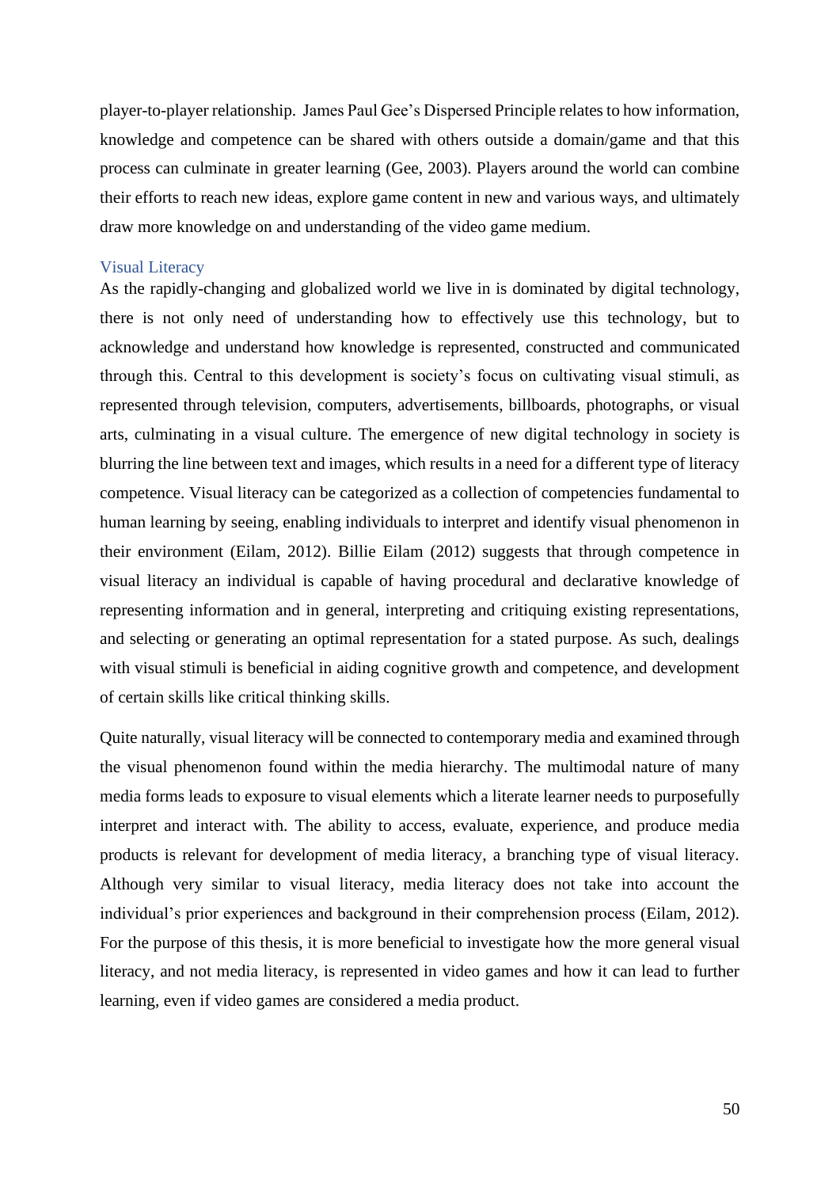player-to-player relationship. James Paul Gee's Dispersed Principle relates to how information, knowledge and competence can be shared with others outside a domain/game and that this process can culminate in greater learning (Gee, 2003). Players around the world can combine their efforts to reach new ideas, explore game content in new and various ways, and ultimately draw more knowledge on and understanding of the video game medium.

### Visual Literacy

As the rapidly-changing and globalized world we live in is dominated by digital technology, there is not only need of understanding how to effectively use this technology, but to acknowledge and understand how knowledge is represented, constructed and communicated through this. Central to this development is society's focus on cultivating visual stimuli, as represented through television, computers, advertisements, billboards, photographs, or visual arts, culminating in a visual culture. The emergence of new digital technology in society is blurring the line between text and images, which results in a need for a different type of literacy competence. Visual literacy can be categorized as a collection of competencies fundamental to human learning by seeing, enabling individuals to interpret and identify visual phenomenon in their environment (Eilam, 2012). Billie Eilam (2012) suggests that through competence in visual literacy an individual is capable of having procedural and declarative knowledge of representing information and in general, interpreting and critiquing existing representations, and selecting or generating an optimal representation for a stated purpose. As such, dealings with visual stimuli is beneficial in aiding cognitive growth and competence, and development of certain skills like critical thinking skills.

Quite naturally, visual literacy will be connected to contemporary media and examined through the visual phenomenon found within the media hierarchy. The multimodal nature of many media forms leads to exposure to visual elements which a literate learner needs to purposefully interpret and interact with. The ability to access, evaluate, experience, and produce media products is relevant for development of media literacy, a branching type of visual literacy. Although very similar to visual literacy, media literacy does not take into account the individual's prior experiences and background in their comprehension process (Eilam, 2012). For the purpose of this thesis, it is more beneficial to investigate how the more general visual literacy, and not media literacy, is represented in video games and how it can lead to further learning, even if video games are considered a media product.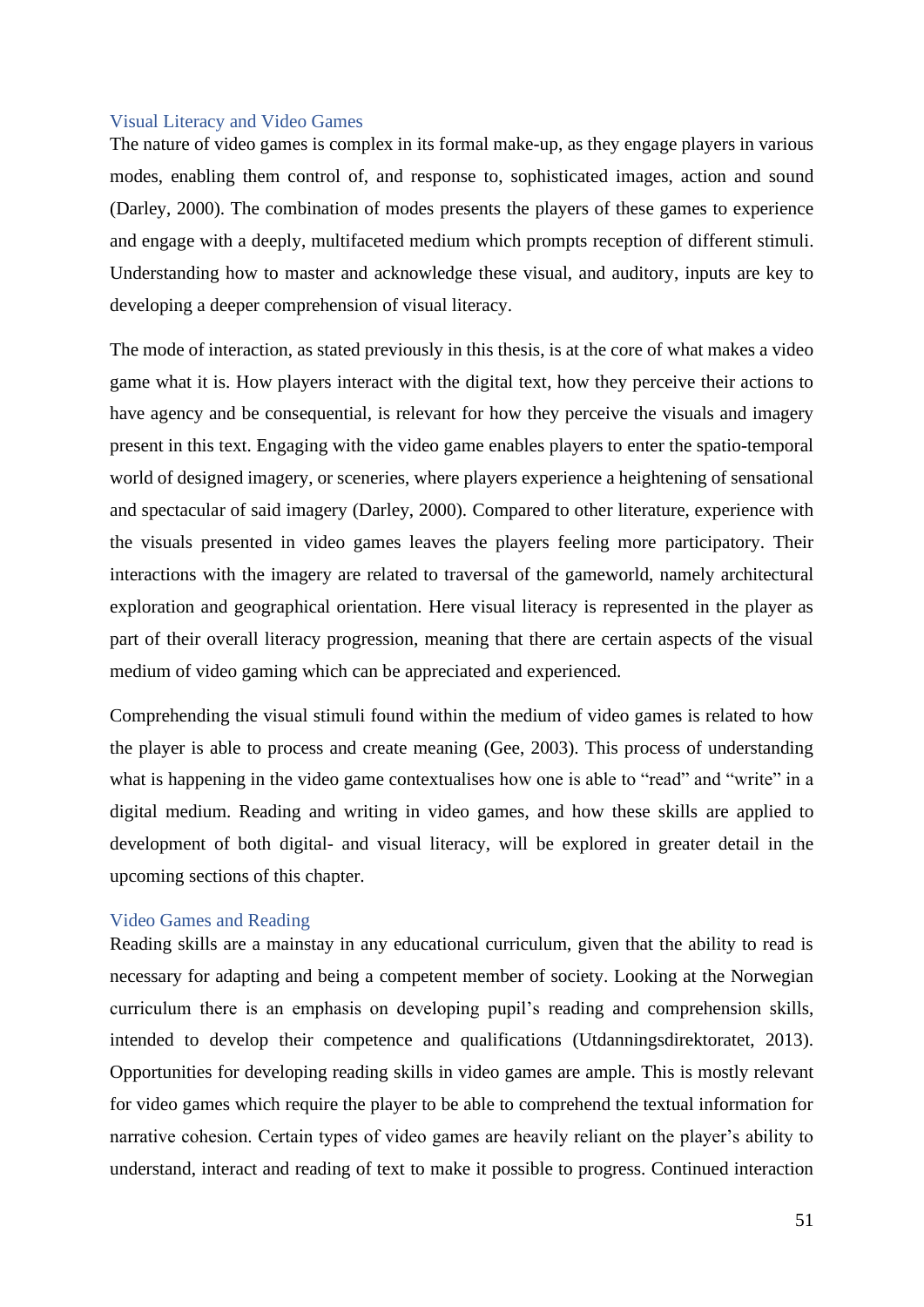### Visual Literacy and Video Games

The nature of video games is complex in its formal make-up, as they engage players in various modes, enabling them control of, and response to, sophisticated images, action and sound (Darley, 2000). The combination of modes presents the players of these games to experience and engage with a deeply, multifaceted medium which prompts reception of different stimuli. Understanding how to master and acknowledge these visual, and auditory, inputs are key to developing a deeper comprehension of visual literacy.

The mode of interaction, as stated previously in this thesis, is at the core of what makes a video game what it is. How players interact with the digital text, how they perceive their actions to have agency and be consequential, is relevant for how they perceive the visuals and imagery present in this text. Engaging with the video game enables players to enter the spatio-temporal world of designed imagery, or sceneries, where players experience a heightening of sensational and spectacular of said imagery (Darley, 2000). Compared to other literature, experience with the visuals presented in video games leaves the players feeling more participatory. Their interactions with the imagery are related to traversal of the gameworld, namely architectural exploration and geographical orientation. Here visual literacy is represented in the player as part of their overall literacy progression, meaning that there are certain aspects of the visual medium of video gaming which can be appreciated and experienced.

Comprehending the visual stimuli found within the medium of video games is related to how the player is able to process and create meaning (Gee, 2003). This process of understanding what is happening in the video game contextualises how one is able to "read" and "write" in a digital medium. Reading and writing in video games, and how these skills are applied to development of both digital- and visual literacy, will be explored in greater detail in the upcoming sections of this chapter.

### Video Games and Reading

Reading skills are a mainstay in any educational curriculum, given that the ability to read is necessary for adapting and being a competent member of society. Looking at the Norwegian curriculum there is an emphasis on developing pupil's reading and comprehension skills, intended to develop their competence and qualifications (Utdanningsdirektoratet, 2013). Opportunities for developing reading skills in video games are ample. This is mostly relevant for video games which require the player to be able to comprehend the textual information for narrative cohesion. Certain types of video games are heavily reliant on the player's ability to understand, interact and reading of text to make it possible to progress. Continued interaction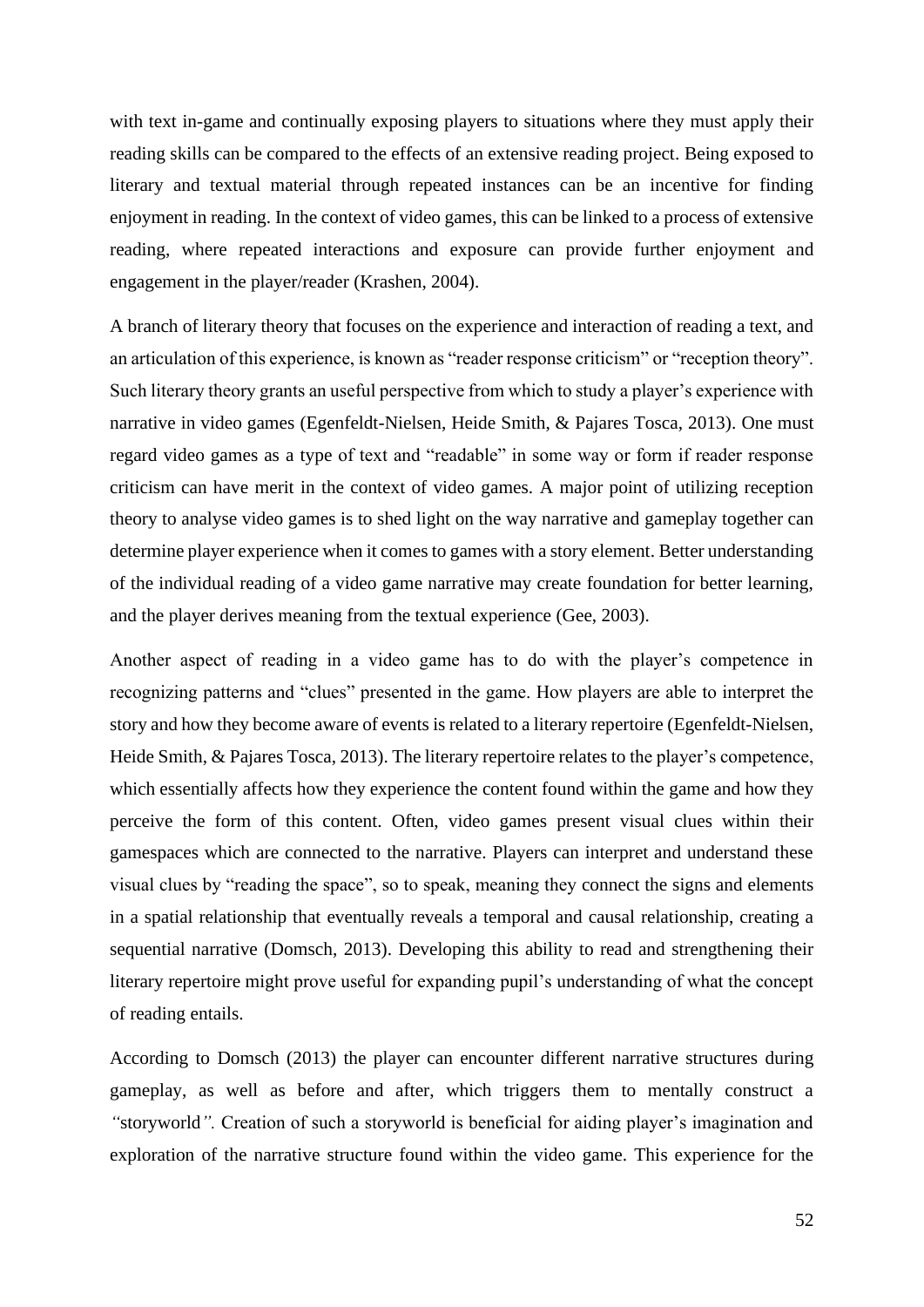with text in-game and continually exposing players to situations where they must apply their reading skills can be compared to the effects of an extensive reading project. Being exposed to literary and textual material through repeated instances can be an incentive for finding enjoyment in reading. In the context of video games, this can be linked to a process of extensive reading, where repeated interactions and exposure can provide further enjoyment and engagement in the player/reader (Krashen, 2004).

A branch of literary theory that focuses on the experience and interaction of reading a text, and an articulation of this experience, is known as "reader response criticism" or "reception theory". Such literary theory grants an useful perspective from which to study a player's experience with narrative in video games (Egenfeldt-Nielsen, Heide Smith, & Pajares Tosca, 2013). One must regard video games as a type of text and "readable" in some way or form if reader response criticism can have merit in the context of video games. A major point of utilizing reception theory to analyse video games is to shed light on the way narrative and gameplay together can determine player experience when it comes to games with a story element. Better understanding of the individual reading of a video game narrative may create foundation for better learning, and the player derives meaning from the textual experience (Gee, 2003).

Another aspect of reading in a video game has to do with the player's competence in recognizing patterns and "clues" presented in the game. How players are able to interpret the story and how they become aware of events is related to a literary repertoire (Egenfeldt-Nielsen, Heide Smith, & Pajares Tosca, 2013). The literary repertoire relates to the player's competence, which essentially affects how they experience the content found within the game and how they perceive the form of this content. Often, video games present visual clues within their gamespaces which are connected to the narrative. Players can interpret and understand these visual clues by "reading the space", so to speak, meaning they connect the signs and elements in a spatial relationship that eventually reveals a temporal and causal relationship, creating a sequential narrative (Domsch, 2013). Developing this ability to read and strengthening their literary repertoire might prove useful for expanding pupil's understanding of what the concept of reading entails.

According to Domsch (2013) the player can encounter different narrative structures during gameplay, as well as before and after, which triggers them to mentally construct a *"*storyworld*".* Creation of such a storyworld is beneficial for aiding player's imagination and exploration of the narrative structure found within the video game. This experience for the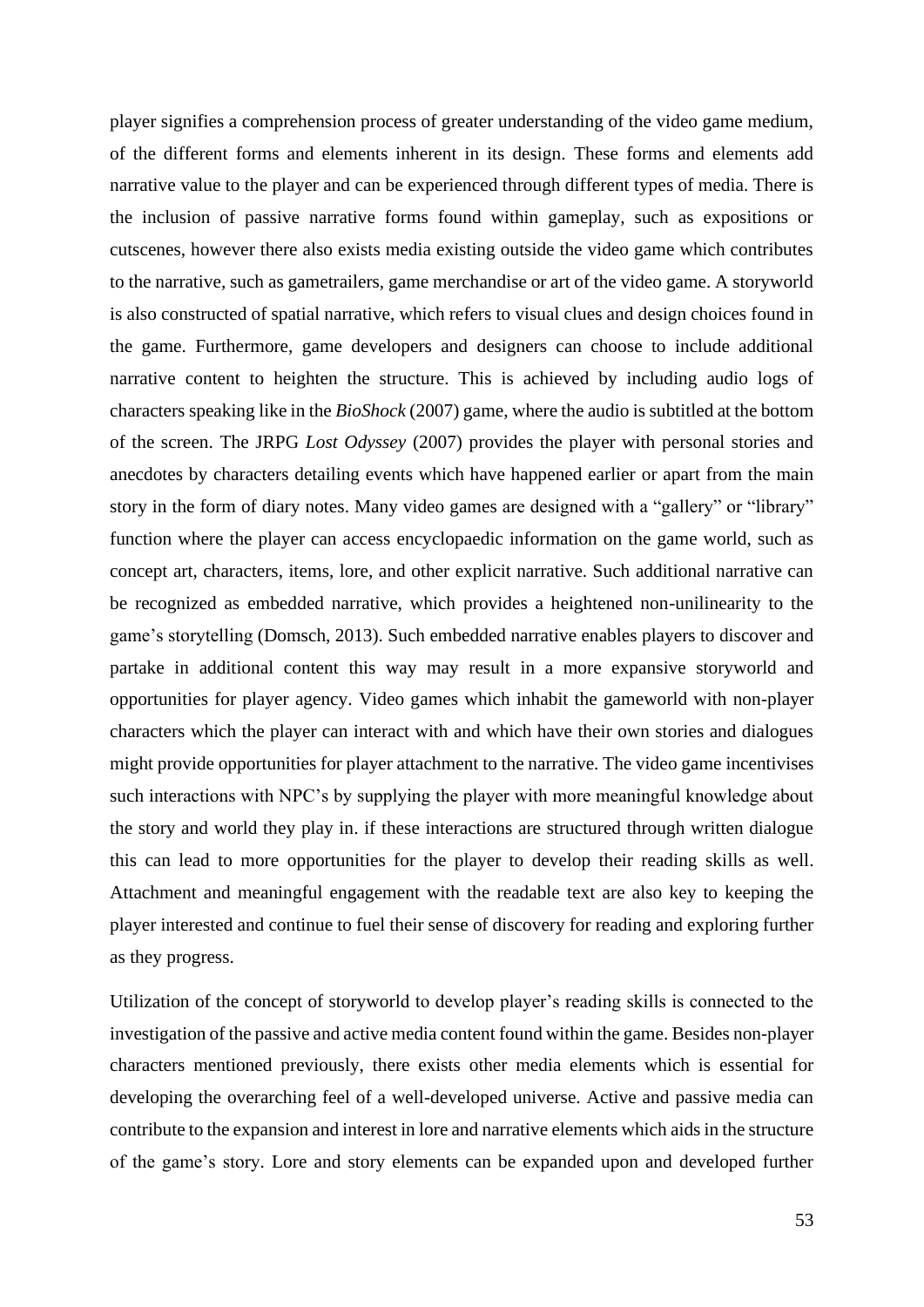player signifies a comprehension process of greater understanding of the video game medium, of the different forms and elements inherent in its design. These forms and elements add narrative value to the player and can be experienced through different types of media. There is the inclusion of passive narrative forms found within gameplay, such as expositions or cutscenes, however there also exists media existing outside the video game which contributes to the narrative, such as gametrailers, game merchandise or art of the video game. A storyworld is also constructed of spatial narrative, which refers to visual clues and design choices found in the game. Furthermore, game developers and designers can choose to include additional narrative content to heighten the structure. This is achieved by including audio logs of characters speaking like in the *BioShock* (2007) game, where the audio is subtitled at the bottom of the screen. The JRPG *Lost Odyssey* (2007) provides the player with personal stories and anecdotes by characters detailing events which have happened earlier or apart from the main story in the form of diary notes. Many video games are designed with a "gallery" or "library" function where the player can access encyclopaedic information on the game world, such as concept art, characters, items, lore, and other explicit narrative. Such additional narrative can be recognized as embedded narrative, which provides a heightened non-unilinearity to the game's storytelling (Domsch, 2013). Such embedded narrative enables players to discover and partake in additional content this way may result in a more expansive storyworld and opportunities for player agency. Video games which inhabit the gameworld with non-player characters which the player can interact with and which have their own stories and dialogues might provide opportunities for player attachment to the narrative. The video game incentivises such interactions with NPC's by supplying the player with more meaningful knowledge about the story and world they play in. if these interactions are structured through written dialogue this can lead to more opportunities for the player to develop their reading skills as well. Attachment and meaningful engagement with the readable text are also key to keeping the player interested and continue to fuel their sense of discovery for reading and exploring further as they progress.

Utilization of the concept of storyworld to develop player's reading skills is connected to the investigation of the passive and active media content found within the game. Besides non-player characters mentioned previously, there exists other media elements which is essential for developing the overarching feel of a well-developed universe. Active and passive media can contribute to the expansion and interest in lore and narrative elements which aids in the structure of the game's story. Lore and story elements can be expanded upon and developed further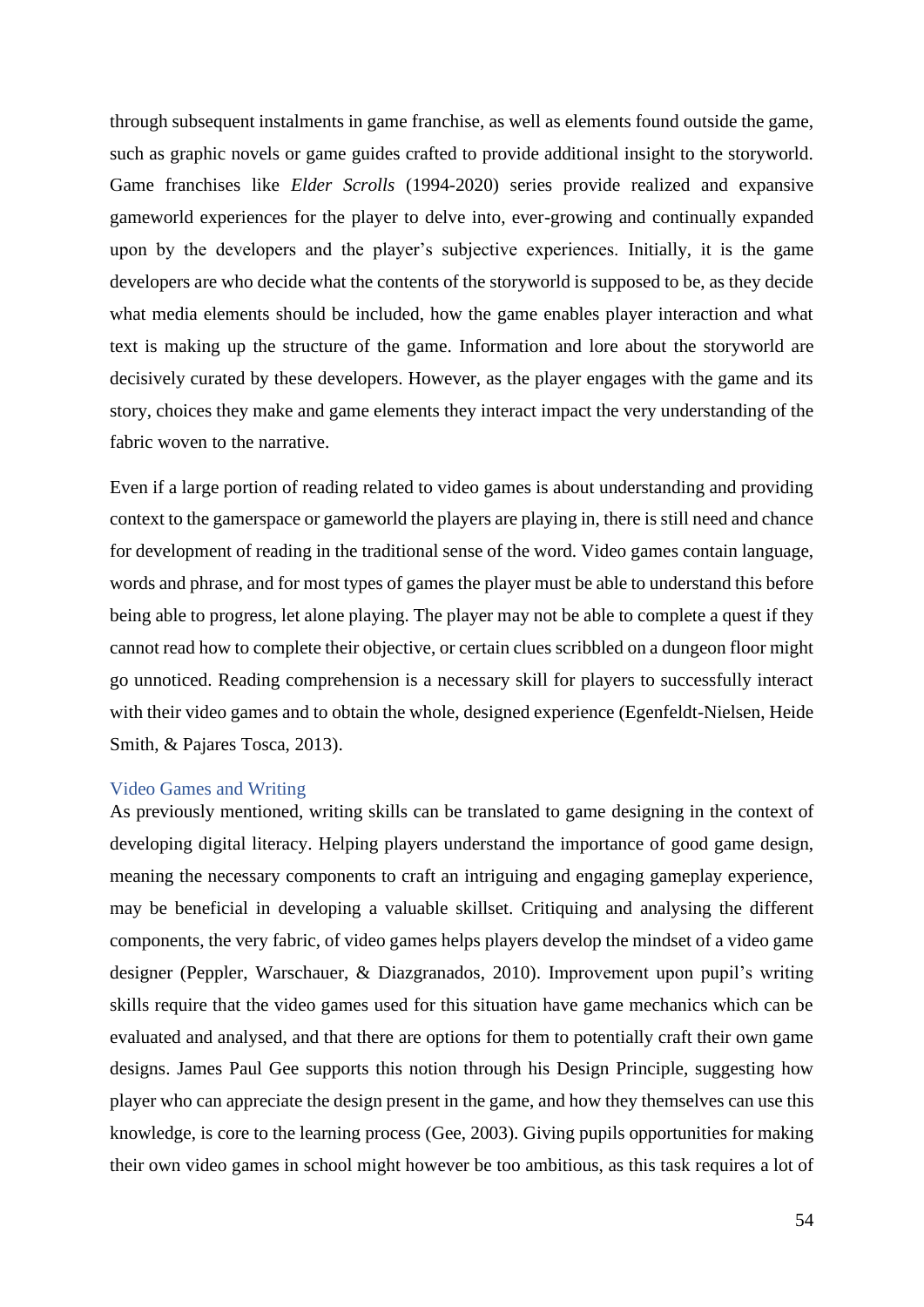through subsequent instalments in game franchise, as well as elements found outside the game, such as graphic novels or game guides crafted to provide additional insight to the storyworld. Game franchises like *Elder Scrolls* (1994-2020) series provide realized and expansive gameworld experiences for the player to delve into, ever-growing and continually expanded upon by the developers and the player's subjective experiences. Initially, it is the game developers are who decide what the contents of the storyworld is supposed to be, as they decide what media elements should be included, how the game enables player interaction and what text is making up the structure of the game. Information and lore about the storyworld are decisively curated by these developers. However, as the player engages with the game and its story, choices they make and game elements they interact impact the very understanding of the fabric woven to the narrative.

Even if a large portion of reading related to video games is about understanding and providing context to the gamerspace or gameworld the players are playing in, there is still need and chance for development of reading in the traditional sense of the word. Video games contain language, words and phrase, and for most types of games the player must be able to understand this before being able to progress, let alone playing. The player may not be able to complete a quest if they cannot read how to complete their objective, or certain clues scribbled on a dungeon floor might go unnoticed. Reading comprehension is a necessary skill for players to successfully interact with their video games and to obtain the whole, designed experience (Egenfeldt-Nielsen, Heide Smith, & Pajares Tosca, 2013).

### Video Games and Writing

As previously mentioned, writing skills can be translated to game designing in the context of developing digital literacy. Helping players understand the importance of good game design, meaning the necessary components to craft an intriguing and engaging gameplay experience, may be beneficial in developing a valuable skillset. Critiquing and analysing the different components, the very fabric, of video games helps players develop the mindset of a video game designer (Peppler, Warschauer, & Diazgranados, 2010). Improvement upon pupil's writing skills require that the video games used for this situation have game mechanics which can be evaluated and analysed, and that there are options for them to potentially craft their own game designs. James Paul Gee supports this notion through his Design Principle, suggesting how player who can appreciate the design present in the game, and how they themselves can use this knowledge, is core to the learning process (Gee, 2003). Giving pupils opportunities for making their own video games in school might however be too ambitious, as this task requires a lot of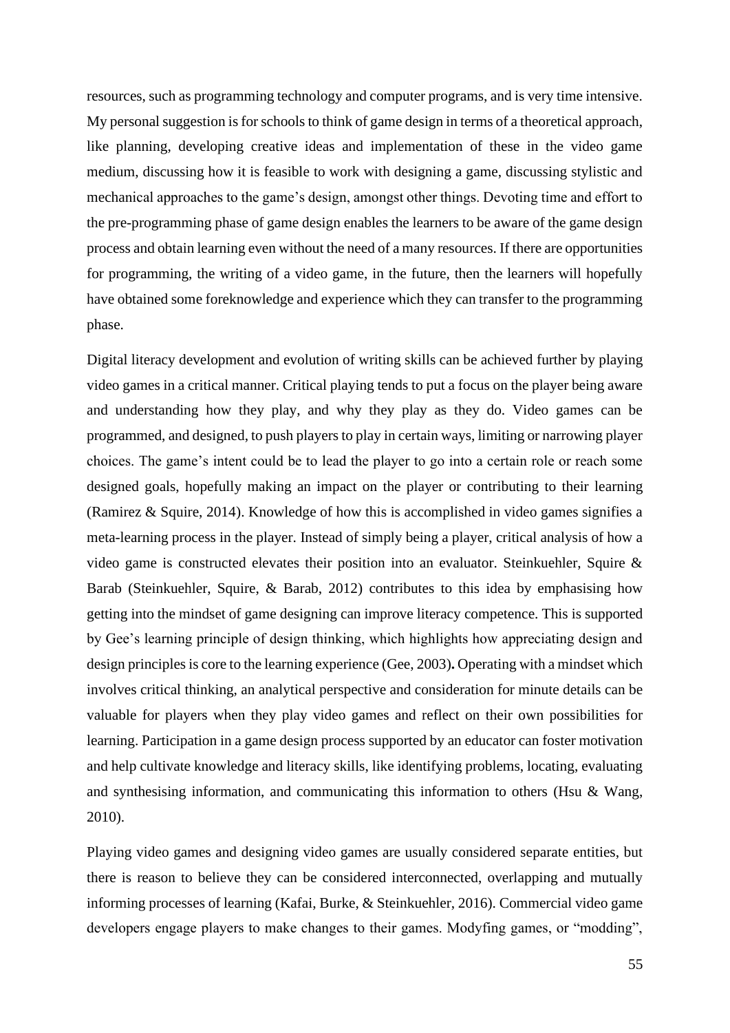resources, such as programming technology and computer programs, and is very time intensive. My personal suggestion is for schools to think of game design in terms of a theoretical approach, like planning, developing creative ideas and implementation of these in the video game medium, discussing how it is feasible to work with designing a game, discussing stylistic and mechanical approaches to the game's design, amongst other things. Devoting time and effort to the pre-programming phase of game design enables the learners to be aware of the game design process and obtain learning even without the need of a many resources. If there are opportunities for programming, the writing of a video game, in the future, then the learners will hopefully have obtained some foreknowledge and experience which they can transfer to the programming phase.

Digital literacy development and evolution of writing skills can be achieved further by playing video games in a critical manner. Critical playing tends to put a focus on the player being aware and understanding how they play, and why they play as they do. Video games can be programmed, and designed, to push players to play in certain ways, limiting or narrowing player choices. The game's intent could be to lead the player to go into a certain role or reach some designed goals, hopefully making an impact on the player or contributing to their learning (Ramirez & Squire, 2014). Knowledge of how this is accomplished in video games signifies a meta-learning process in the player. Instead of simply being a player, critical analysis of how a video game is constructed elevates their position into an evaluator. Steinkuehler, Squire & Barab (Steinkuehler, Squire, & Barab, 2012) contributes to this idea by emphasising how getting into the mindset of game designing can improve literacy competence. This is supported by Gee's learning principle of design thinking, which highlights how appreciating design and design principles is core to the learning experience (Gee, 2003)**.** Operating with a mindset which involves critical thinking, an analytical perspective and consideration for minute details can be valuable for players when they play video games and reflect on their own possibilities for learning. Participation in a game design process supported by an educator can foster motivation and help cultivate knowledge and literacy skills, like identifying problems, locating, evaluating and synthesising information, and communicating this information to others (Hsu & Wang, 2010).

Playing video games and designing video games are usually considered separate entities, but there is reason to believe they can be considered interconnected, overlapping and mutually informing processes of learning (Kafai, Burke, & Steinkuehler, 2016). Commercial video game developers engage players to make changes to their games. Modyfing games, or "modding",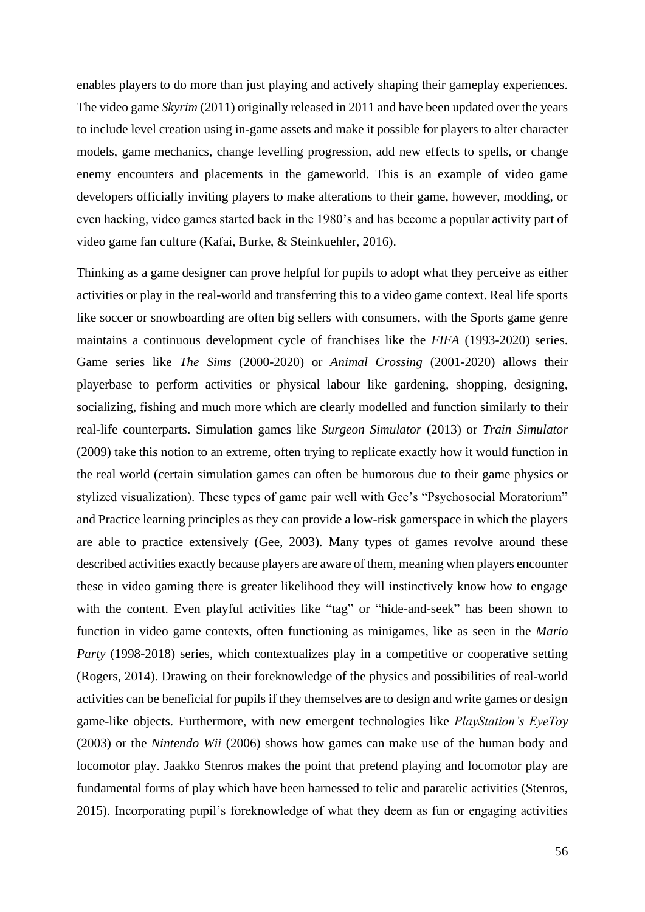enables players to do more than just playing and actively shaping their gameplay experiences. The video game *Skyrim* (2011) originally released in 2011 and have been updated over the years to include level creation using in-game assets and make it possible for players to alter character models, game mechanics, change levelling progression, add new effects to spells, or change enemy encounters and placements in the gameworld. This is an example of video game developers officially inviting players to make alterations to their game, however, modding, or even hacking, video games started back in the 1980's and has become a popular activity part of video game fan culture (Kafai, Burke, & Steinkuehler, 2016).

Thinking as a game designer can prove helpful for pupils to adopt what they perceive as either activities or play in the real-world and transferring this to a video game context. Real life sports like soccer or snowboarding are often big sellers with consumers, with the Sports game genre maintains a continuous development cycle of franchises like the *FIFA* (1993-2020) series. Game series like *The Sims* (2000-2020) or *Animal Crossing* (2001-2020) allows their playerbase to perform activities or physical labour like gardening, shopping, designing, socializing, fishing and much more which are clearly modelled and function similarly to their real-life counterparts. Simulation games like *Surgeon Simulator* (2013) or *Train Simulator* (2009) take this notion to an extreme, often trying to replicate exactly how it would function in the real world (certain simulation games can often be humorous due to their game physics or stylized visualization). These types of game pair well with Gee's "Psychosocial Moratorium" and Practice learning principles as they can provide a low-risk gamerspace in which the players are able to practice extensively (Gee, 2003). Many types of games revolve around these described activities exactly because players are aware of them, meaning when players encounter these in video gaming there is greater likelihood they will instinctively know how to engage with the content. Even playful activities like "tag" or "hide-and-seek" has been shown to function in video game contexts, often functioning as minigames, like as seen in the *Mario Party* (1998-2018) series, which contextualizes play in a competitive or cooperative setting (Rogers, 2014). Drawing on their foreknowledge of the physics and possibilities of real-world activities can be beneficial for pupils if they themselves are to design and write games or design game-like objects. Furthermore, with new emergent technologies like *PlayStation's EyeToy* (2003) or the *Nintendo Wii* (2006) shows how games can make use of the human body and locomotor play. Jaakko Stenros makes the point that pretend playing and locomotor play are fundamental forms of play which have been harnessed to telic and paratelic activities (Stenros, 2015). Incorporating pupil's foreknowledge of what they deem as fun or engaging activities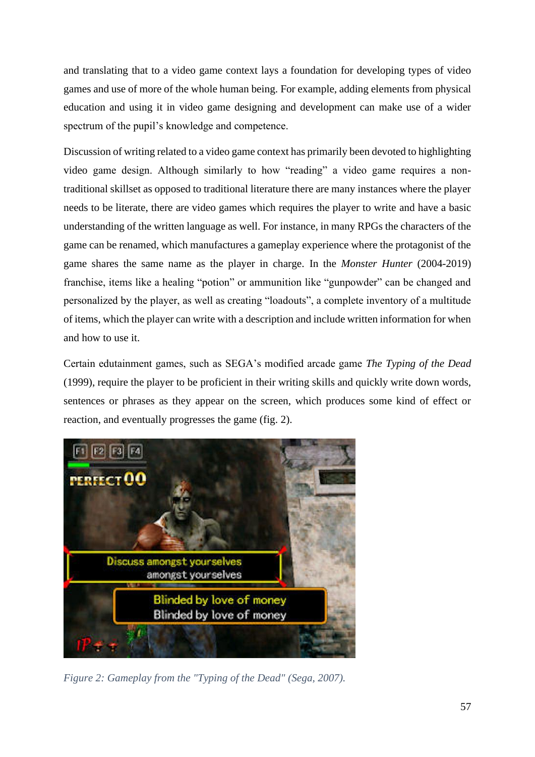and translating that to a video game context lays a foundation for developing types of video games and use of more of the whole human being. For example, adding elements from physical education and using it in video game designing and development can make use of a wider spectrum of the pupil's knowledge and competence.

Discussion of writing related to a video game context has primarily been devoted to highlighting video game design. Although similarly to how "reading" a video game requires a non-traditional skillset as opposed to traditional literature there are many instances where the player needs to be literate, there are video games which requires the player to write and have a basic understanding of the written language as well. For instance, in many RPGs the characters of the game can be renamed, which manufactures a gameplay experience where the protagonist of the game shares the same name as the player in charge. In the *Monster Hunter* (2004-2019) franchise, items like a healing "potion" or ammunition like "gunpowder" can be changed and personalized by the player, as well as creating "loadouts", a complete inventory of a multitude of items, which the player can write with a description and include written information for when and how to use it.

Certain edutainment games, such as SEGA's modified arcade game *The Typing of the Dead* (1999), require the player to be proficient in their writing skills and quickly write down words, sentences or phrases as they appear on the screen, which produces some kind of effect or reaction, and eventually progresses the game (fig. 2).

*Figure 2: Gameplay from the "Typing of the Dead" (Sega, 2007).*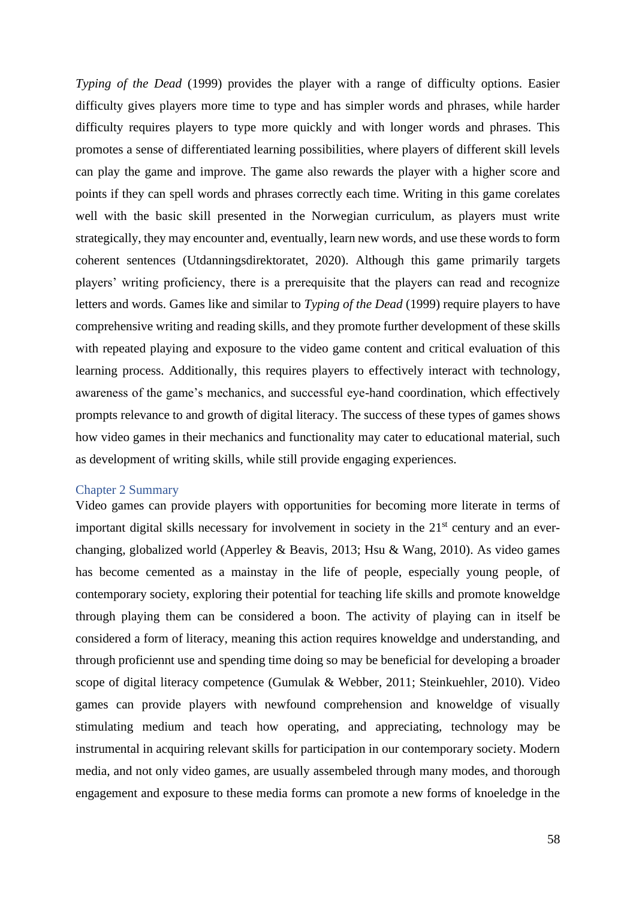*Typing of the Dead* (1999) provides the player with a range of difficulty options. Easier difficulty gives players more time to type and has simpler words and phrases, while harder difficulty requires players to type more quickly and with longer words and phrases. This promotes a sense of differentiated learning possibilities, where players of different skill levels can play the game and improve. The game also rewards the player with a higher score and points if they can spell words and phrases correctly each time. Writing in this game corelates well with the basic skill presented in the Norwegian curriculum, as players must write strategically, they may encounter and, eventually, learn new words, and use these words to form coherent sentences (Utdanningsdirektoratet, 2020). Although this game primarily targets players' writing proficiency, there is a prerequisite that the players can read and recognize letters and words. Games like and similar to *Typing of the Dead* (1999) require players to have comprehensive writing and reading skills, and they promote further development of these skills with repeated playing and exposure to the video game content and critical evaluation of this learning process. Additionally, this requires players to effectively interact with technology, awareness of the game's mechanics, and successful eye-hand coordination, which effectively prompts relevance to and growth of digital literacy. The success of these types of games shows how video games in their mechanics and functionality may cater to educational material, such as development of writing skills, while still provide engaging experiences.

### Chapter 2 Summary

Video games can provide players with opportunities for becoming more literate in terms of important digital skills necessary for involvement in society in the 21st century and an ever-changing, globalized world (Apperley & Beavis, 2013; Hsu & Wang, 2010). As video games has become cemented as a mainstay in the life of people, especially young people, of contemporary society, exploring their potential for teaching life skills and promote knoweldge through playing them can be considered a boon. The activity of playing can in itself be considered a form of literacy, meaning this action requires knoweldge and understanding, and through proficiennt use and spending time doing so may be beneficial for developing a broader scope of digital literacy competence (Gumulak & Webber, 2011; Steinkuehler, 2010). Video games can provide players with newfound comprehension and knoweldge of visually stimulating medium and teach how operating, and appreciating, technology may be instrumental in acquiring relevant skills for participation in our contemporary society. Modern media, and not only video games, are usually assembeled through many modes, and thorough engagement and exposure to these media forms can promote a new forms of knoeledge in the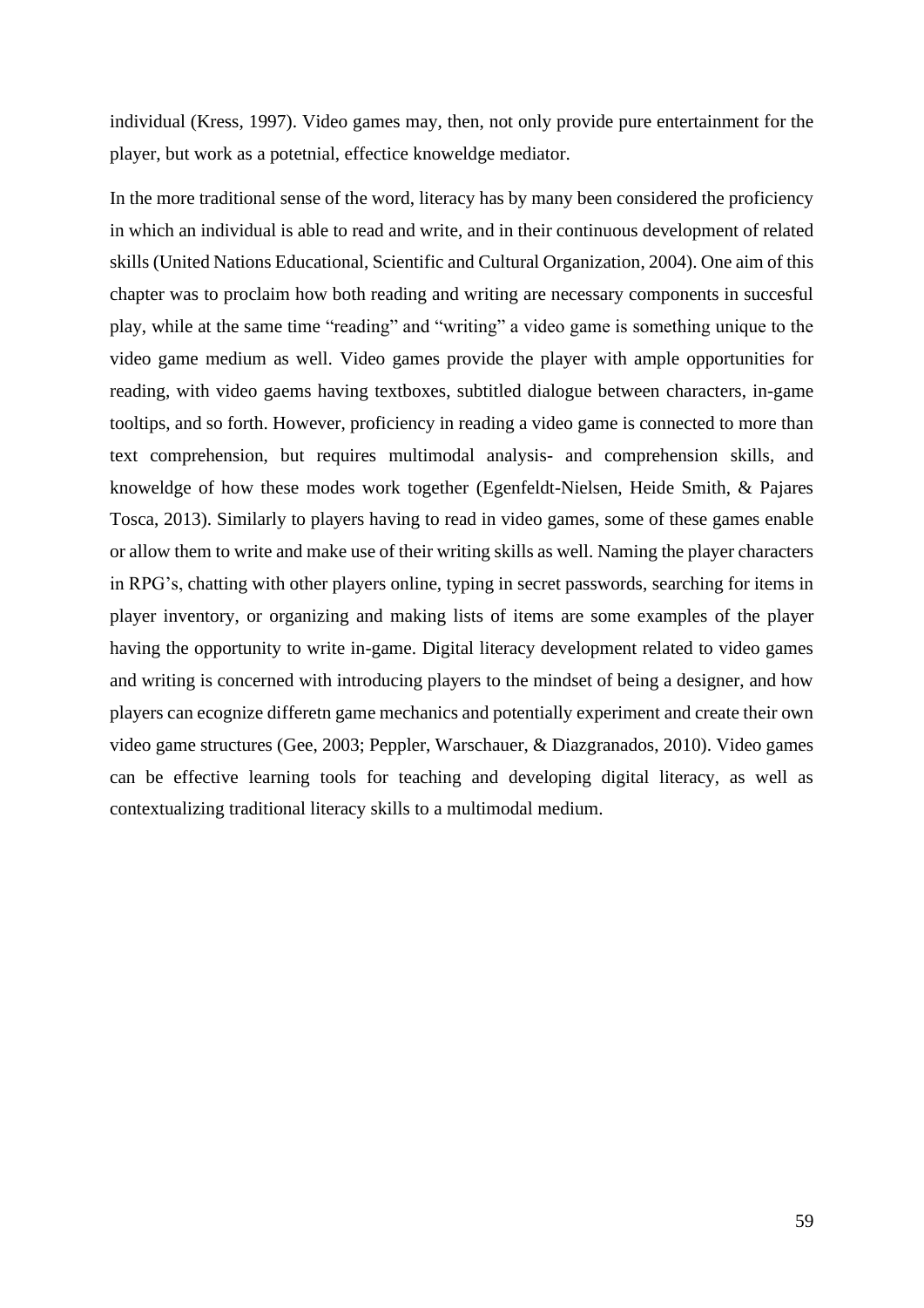individual (Kress, 1997). Video games may, then, not only provide pure entertainment for the player, but work as a potetnial, effectice knoweldge mediator.

In the more traditional sense of the word, literacy has by many been considered the proficiency in which an individual is able to read and write, and in their continuous development of related skills (United Nations Educational, Scientific and Cultural Organization, 2004). One aim of this chapter was to proclaim how both reading and writing are necessary components in succesful play, while at the same time "reading" and "writing" a video game is something unique to the video game medium as well. Video games provide the player with ample opportunities for reading, with video gaems having textboxes, subtitled dialogue between characters, in-game tooltips, and so forth. However, proficiency in reading a video game is connected to more than text comprehension, but requires multimodal analysis- and comprehension skills, and knoweldge of how these modes work together (Egenfeldt-Nielsen, Heide Smith, & Pajares Tosca, 2013). Similarly to players having to read in video games, some of these games enable or allow them to write and make use of their writing skills as well. Naming the player characters in RPG's, chatting with other players online, typing in secret passwords, searching for items in player inventory, or organizing and making lists of items are some examples of the player having the opportunity to write in-game. Digital literacy development related to video games and writing is concerned with introducing players to the mindset of being a designer, and how players can ecognize differetn game mechanics and potentially experiment and create their own video game structures (Gee, 2003; Peppler, Warschauer, & Diazgranados, 2010). Video games can be effective learning tools for teaching and developing digital literacy, as well as contextualizing traditional literacy skills to a multimodal medium.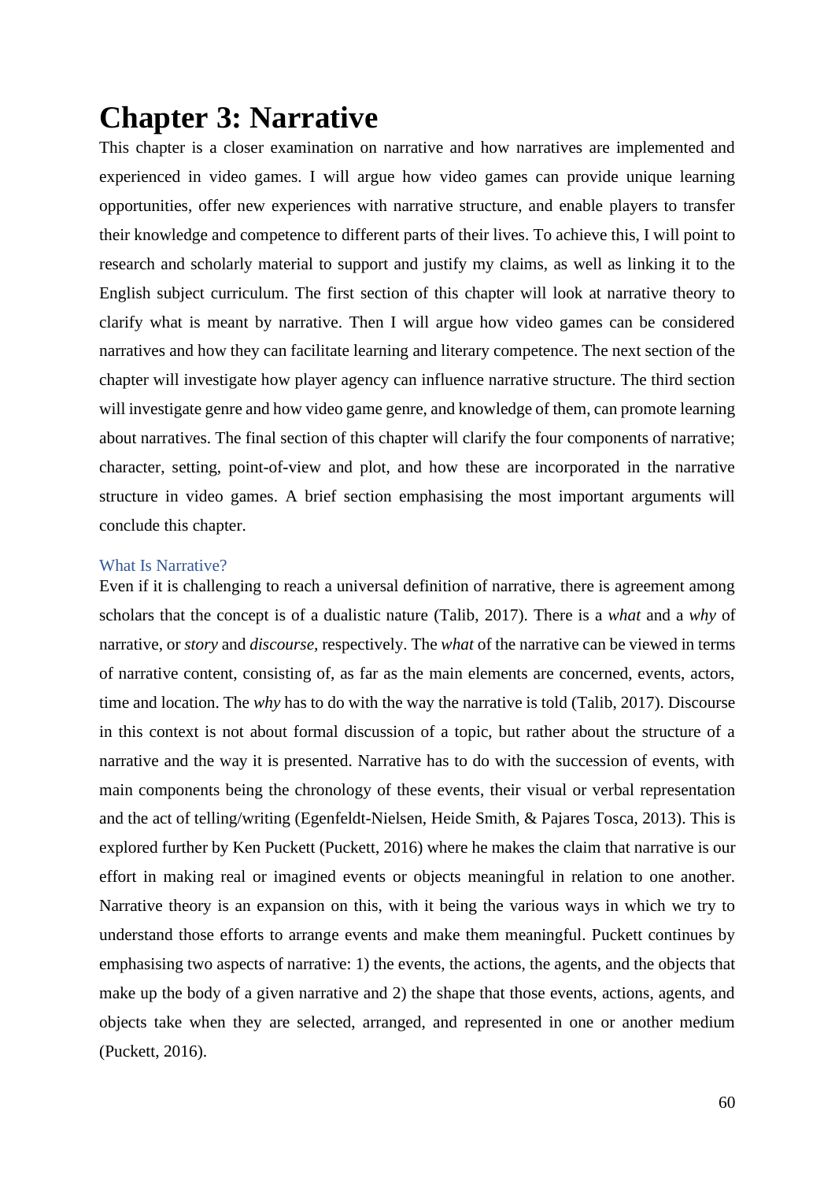# Chapter 3: Narrative

This chapter is a closer examination on narrative and how narratives are implemented and experienced in video games. I will argue how video games can provide unique learning opportunities, offer new experiences with narrative structure, and enable players to transfer their knowledge and competence to different parts of their lives. To achieve this, I will point to research and scholarly material to support and justify my claims, as well as linking it to the English subject curriculum. The first section of this chapter will look at narrative theory to clarify what is meant by narrative. Then I will argue how video games can be considered narratives and how they can facilitate learning and literary competence. The next section of the chapter will investigate how player agency can influence narrative structure. The third section will investigate genre and how video game genre, and knowledge of them, can promote learning about narratives. The final section of this chapter will clarify the four components of narrative; character, setting, point-of-view and plot, and how these are incorporated in the narrative structure in video games. A brief section emphasising the most important arguments will conclude this chapter.

## What Is Narrative?

Even if it is challenging to reach a universal definition of narrative, there is agreement among scholars that the concept is of a dualistic nature (Talib, 2017). There is a *what* and a *why* of narrative, or *story* and *discourse*, respectively. The *what* of the narrative can be viewed in terms of narrative content, consisting of, as far as the main elements are concerned, events, actors, time and location. The *why* has to do with the way the narrative is told (Talib, 2017). Discourse in this context is not about formal discussion of a topic, but rather about the structure of a narrative and the way it is presented. Narrative has to do with the succession of events, with main components being the chronology of these events, their visual or verbal representation and the act of telling/writing (Egenfeldt-Nielsen, Heide Smith, & Pajares Tosca, 2013). This is explored further by Ken Puckett (Puckett, 2016) where he makes the claim that narrative is our effort in making real or imagined events or objects meaningful in relation to one another. Narrative theory is an expansion on this, with it being the various ways in which we try to understand those efforts to arrange events and make them meaningful. Puckett continues by emphasising two aspects of narrative: 1) the events, the actions, the agents, and the objects that make up the body of a given narrative and 2) the shape that those events, actions, agents, and objects take when they are selected, arranged, and represented in one or another medium (Puckett, 2016).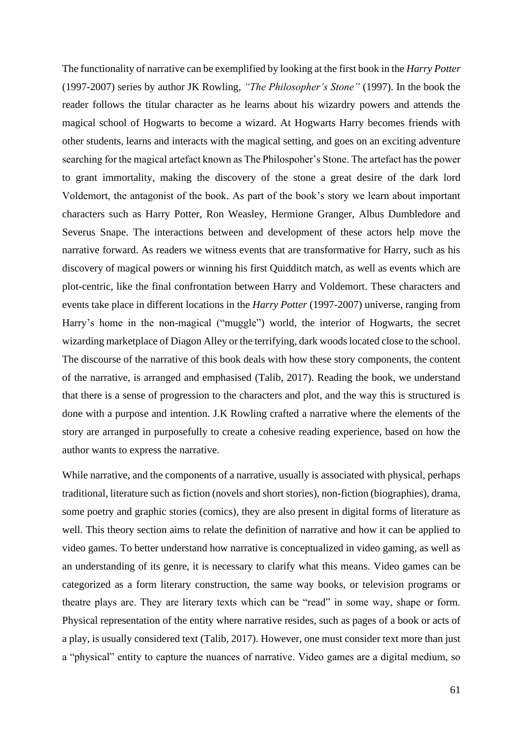The functionality of narrative can be exemplified by looking at the first book in the *Harry Potter* (1997-2007) series by author JK Rowling, *"The Philosopher's Stone"* (1997). In the book the reader follows the titular character as he learns about his wizardry powers and attends the magical school of Hogwarts to become a wizard. At Hogwarts Harry becomes friends with other students, learns and interacts with the magical setting, and goes on an exciting adventure searching for the magical artefact known as The Philospoher's Stone. The artefact has the power to grant immortality, making the discovery of the stone a great desire of the dark lord Voldemort, the antagonist of the book. As part of the book's story we learn about important characters such as Harry Potter, Ron Weasley, Hermione Granger, Albus Dumbledore and Severus Snape. The interactions between and development of these actors help move the narrative forward. As readers we witness events that are transformative for Harry, such as his discovery of magical powers or winning his first Quidditch match, as well as events which are plot-centric, like the final confrontation between Harry and Voldemort. These characters and events take place in different locations in the *Harry Potter* (1997-2007) universe, ranging from Harry's home in the non-magical ("muggle") world, the interior of Hogwarts, the secret wizarding marketplace of Diagon Alley or the terrifying, dark woods located close to the school. The discourse of the narrative of this book deals with how these story components, the content of the narrative, is arranged and emphasised (Talib, 2017). Reading the book, we understand that there is a sense of progression to the characters and plot, and the way this is structured is done with a purpose and intention. J.K Rowling crafted a narrative where the elements of the story are arranged in purposefully to create a cohesive reading experience, based on how the author wants to express the narrative.

While narrative, and the components of a narrative, usually is associated with physical, perhaps traditional, literature such as fiction (novels and short stories), non-fiction (biographies), drama, some poetry and graphic stories (comics), they are also present in digital forms of literature as well. This theory section aims to relate the definition of narrative and how it can be applied to video games. To better understand how narrative is conceptualized in video gaming, as well as an understanding of its genre, it is necessary to clarify what this means. Video games can be categorized as a form literary construction, the same way books, or television programs or theatre plays are. They are literary texts which can be "read" in some way, shape or form. Physical representation of the entity where narrative resides, such as pages of a book or acts of a play, is usually considered text (Talib, 2017). However, one must consider text more than just a "physical" entity to capture the nuances of narrative. Video games are a digital medium, so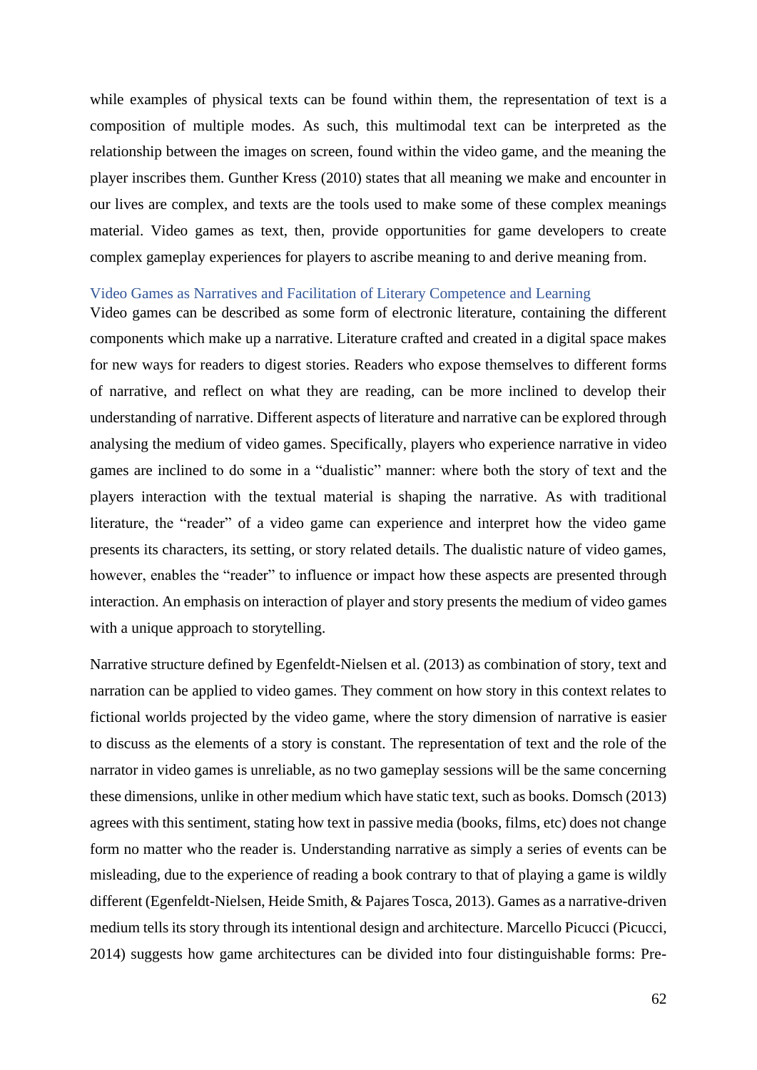while examples of physical texts can be found within them, the representation of text is a composition of multiple modes. As such, this multimodal text can be interpreted as the relationship between the images on screen, found within the video game, and the meaning the player inscribes them. Gunther Kress (2010) states that all meaning we make and encounter in our lives are complex, and texts are the tools used to make some of these complex meanings material. Video games as text, then, provide opportunities for game developers to create complex gameplay experiences for players to ascribe meaning to and derive meaning from.

### Video Games as Narratives and Facilitation of Literary Competence and Learning

Video games can be described as some form of electronic literature, containing the different components which make up a narrative. Literature crafted and created in a digital space makes for new ways for readers to digest stories. Readers who expose themselves to different forms of narrative, and reflect on what they are reading, can be more inclined to develop their understanding of narrative. Different aspects of literature and narrative can be explored through analysing the medium of video games. Specifically, players who experience narrative in video games are inclined to do some in a "dualistic" manner: where both the story of text and the players interaction with the textual material is shaping the narrative. As with traditional literature, the "reader" of a video game can experience and interpret how the video game presents its characters, its setting, or story related details. The dualistic nature of video games, however, enables the "reader" to influence or impact how these aspects are presented through interaction. An emphasis on interaction of player and story presents the medium of video games with a unique approach to storytelling.

Narrative structure defined by Egenfeldt-Nielsen et al. (2013) as combination of story, text and narration can be applied to video games. They comment on how story in this context relates to fictional worlds projected by the video game, where the story dimension of narrative is easier to discuss as the elements of a story is constant. The representation of text and the role of the narrator in video games is unreliable, as no two gameplay sessions will be the same concerning these dimensions, unlike in other medium which have static text, such as books. Domsch (2013) agrees with this sentiment, stating how text in passive media (books, films, etc) does not change form no matter who the reader is. Understanding narrative as simply a series of events can be misleading, due to the experience of reading a book contrary to that of playing a game is wildly different (Egenfeldt-Nielsen, Heide Smith, & Pajares Tosca, 2013). Games as a narrative-driven medium tells its story through its intentional design and architecture. Marcello Picucci (Picucci, 2014) suggests how game architectures can be divided into four distinguishable forms: Pre-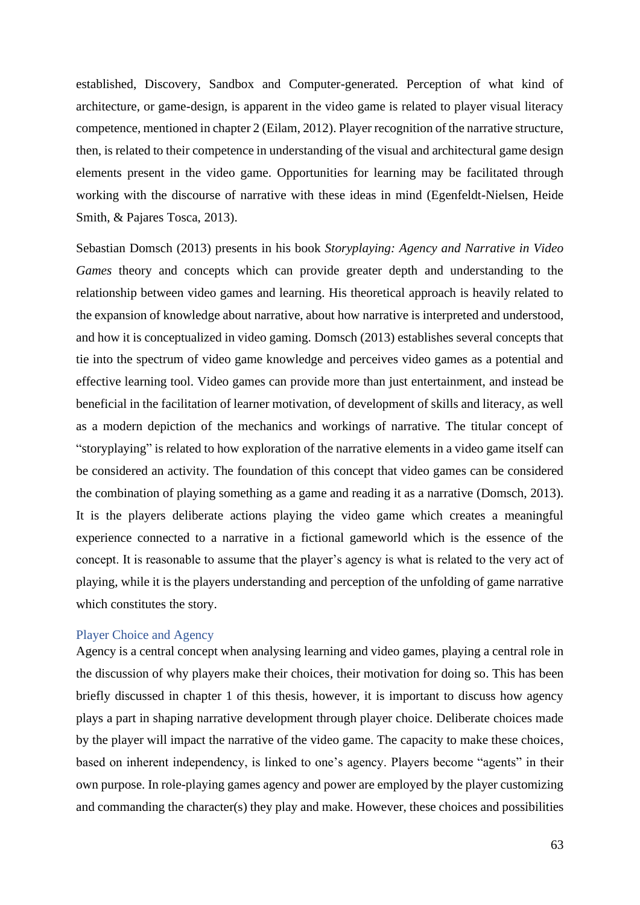established, Discovery, Sandbox and Computer-generated. Perception of what kind of architecture, or game-design, is apparent in the video game is related to player visual literacy competence, mentioned in chapter 2 (Eilam, 2012). Player recognition of the narrative structure, then, is related to their competence in understanding of the visual and architectural game design elements present in the video game. Opportunities for learning may be facilitated through working with the discourse of narrative with these ideas in mind (Egenfeldt-Nielsen, Heide Smith, & Pajares Tosca, 2013).

Sebastian Domsch (2013) presents in his book *Storyplaying: Agency and Narrative in Video Games* theory and concepts which can provide greater depth and understanding to the relationship between video games and learning. His theoretical approach is heavily related to the expansion of knowledge about narrative, about how narrative is interpreted and understood, and how it is conceptualized in video gaming. Domsch (2013) establishes several concepts that tie into the spectrum of video game knowledge and perceives video games as a potential and effective learning tool. Video games can provide more than just entertainment, and instead be beneficial in the facilitation of learner motivation, of development of skills and literacy, as well as a modern depiction of the mechanics and workings of narrative. The titular concept of "storyplaying" is related to how exploration of the narrative elements in a video game itself can be considered an activity. The foundation of this concept that video games can be considered the combination of playing something as a game and reading it as a narrative (Domsch, 2013). It is the players deliberate actions playing the video game which creates a meaningful experience connected to a narrative in a fictional gameworld which is the essence of the concept. It is reasonable to assume that the player's agency is what is related to the very act of playing, while it is the players understanding and perception of the unfolding of game narrative which constitutes the story.

### Player Choice and Agency

Agency is a central concept when analysing learning and video games, playing a central role in the discussion of why players make their choices, their motivation for doing so. This has been briefly discussed in chapter 1 of this thesis, however, it is important to discuss how agency plays a part in shaping narrative development through player choice. Deliberate choices made by the player will impact the narrative of the video game. The capacity to make these choices, based on inherent independency, is linked to one's agency. Players become "agents" in their own purpose. In role-playing games agency and power are employed by the player customizing and commanding the character(s) they play and make. However, these choices and possibilities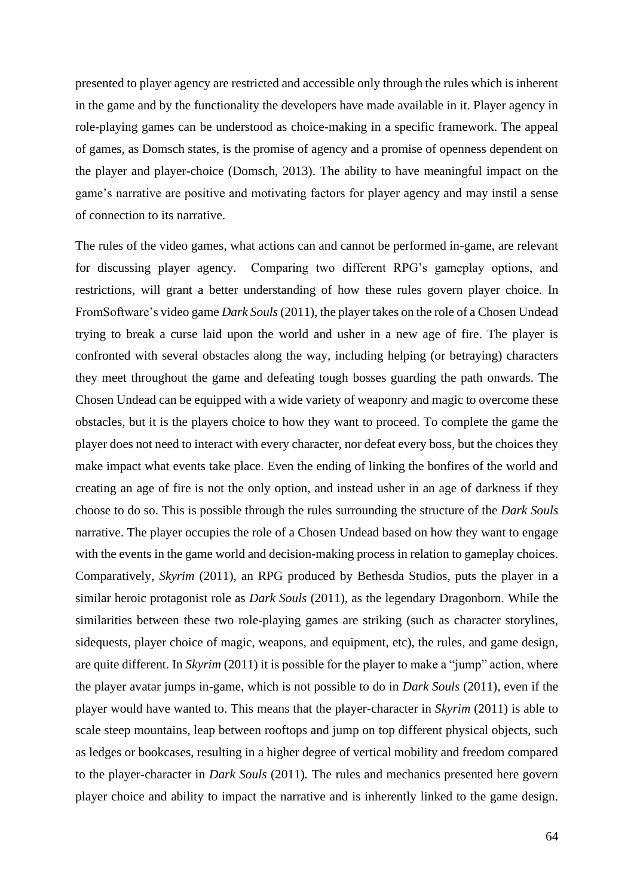presented to player agency are restricted and accessible only through the rules which is inherent in the game and by the functionality the developers have made available in it. Player agency in role-playing games can be understood as choice-making in a specific framework. The appeal of games, as Domsch states, is the promise of agency and a promise of openness dependent on the player and player-choice (Domsch, 2013). The ability to have meaningful impact on the game's narrative are positive and motivating factors for player agency and may instil a sense of connection to its narrative.

The rules of the video games, what actions can and cannot be performed in-game, are relevant for discussing player agency. Comparing two different RPG's gameplay options, and restrictions, will grant a better understanding of how these rules govern player choice. In FromSoftware's video game *Dark Souls* (2011), the player takes on the role of a Chosen Undead trying to break a curse laid upon the world and usher in a new age of fire. The player is confronted with several obstacles along the way, including helping (or betraying) characters they meet throughout the game and defeating tough bosses guarding the path onwards. The Chosen Undead can be equipped with a wide variety of weaponry and magic to overcome these obstacles, but it is the players choice to how they want to proceed. To complete the game the player does not need to interact with every character, nor defeat every boss, but the choices they make impact what events take place. Even the ending of linking the bonfires of the world and creating an age of fire is not the only option, and instead usher in an age of darkness if they choose to do so. This is possible through the rules surrounding the structure of the *Dark Souls* narrative. The player occupies the role of a Chosen Undead based on how they want to engage with the events in the game world and decision-making process in relation to gameplay choices. Comparatively, *Skyrim* (2011), an RPG produced by Bethesda Studios, puts the player in a similar heroic protagonist role as *Dark Souls* (2011), as the legendary Dragonborn. While the similarities between these two role-playing games are striking (such as character storylines, sidequests, player choice of magic, weapons, and equipment, etc), the rules, and game design, are quite different. In *Skyrim* (2011) it is possible for the player to make a "jump" action, where the player avatar jumps in-game, which is not possible to do in *Dark Souls* (2011), even if the player would have wanted to. This means that the player-character in *Skyrim* (2011) is able to scale steep mountains, leap between rooftops and jump on top different physical objects, such as ledges or bookcases, resulting in a higher degree of vertical mobility and freedom compared to the player-character in *Dark Souls* (2011). The rules and mechanics presented here govern player choice and ability to impact the narrative and is inherently linked to the game design.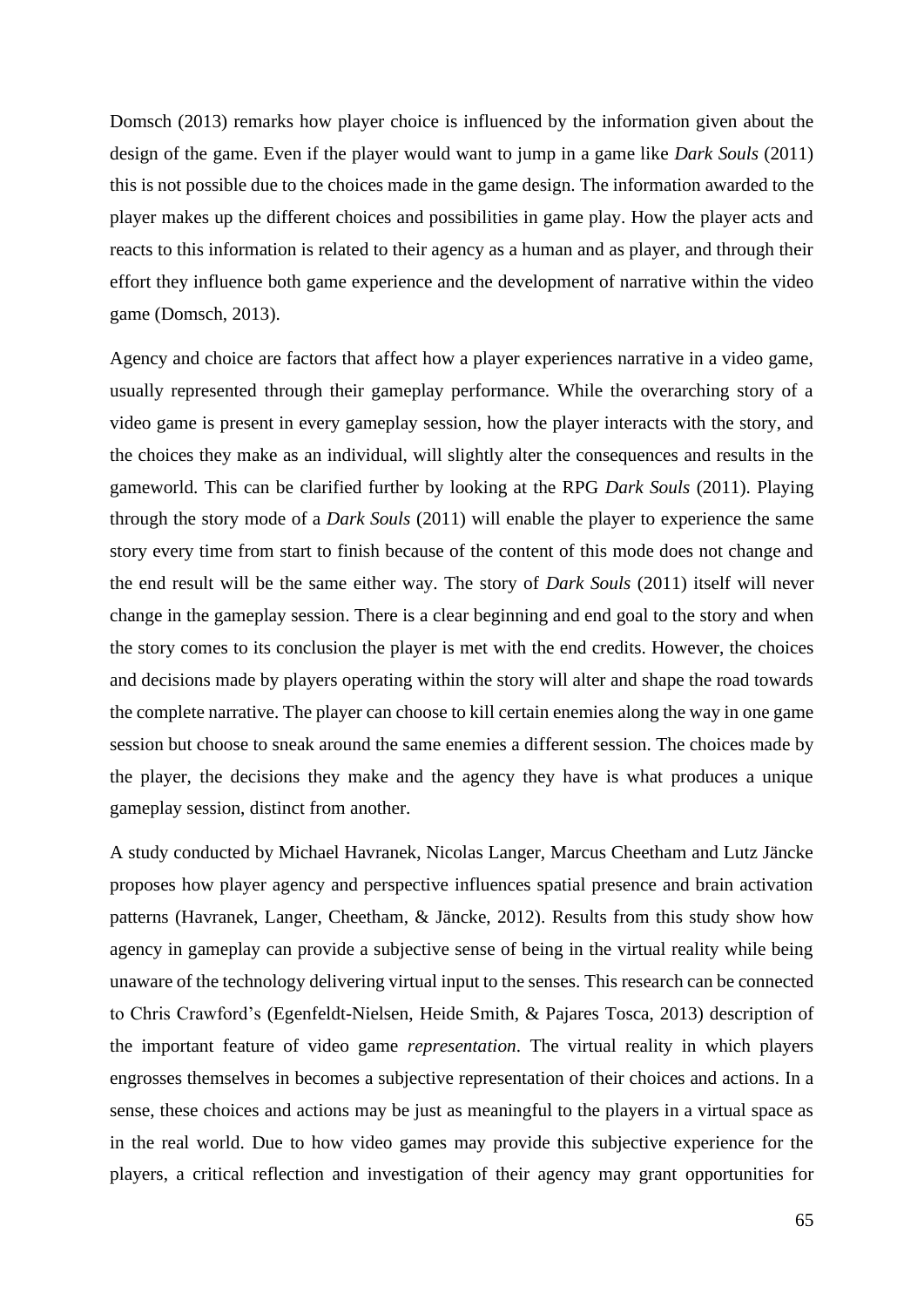Domsch (2013) remarks how player choice is influenced by the information given about the design of the game. Even if the player would want to jump in a game like *Dark Souls* (2011) this is not possible due to the choices made in the game design. The information awarded to the player makes up the different choices and possibilities in game play. How the player acts and reacts to this information is related to their agency as a human and as player, and through their effort they influence both game experience and the development of narrative within the video game (Domsch, 2013).

Agency and choice are factors that affect how a player experiences narrative in a video game, usually represented through their gameplay performance. While the overarching story of a video game is present in every gameplay session, how the player interacts with the story, and the choices they make as an individual, will slightly alter the consequences and results in the gameworld. This can be clarified further by looking at the RPG *Dark Souls* (2011). Playing through the story mode of a *Dark Souls* (2011) will enable the player to experience the same story every time from start to finish because of the content of this mode does not change and the end result will be the same either way. The story of *Dark Souls* (2011) itself will never change in the gameplay session. There is a clear beginning and end goal to the story and when the story comes to its conclusion the player is met with the end credits. However, the choices and decisions made by players operating within the story will alter and shape the road towards the complete narrative. The player can choose to kill certain enemies along the way in one game session but choose to sneak around the same enemies a different session. The choices made by the player, the decisions they make and the agency they have is what produces a unique gameplay session, distinct from another.

A study conducted by Michael Havranek, Nicolas Langer, Marcus Cheetham and Lutz Jäncke proposes how player agency and perspective influences spatial presence and brain activation patterns (Havranek, Langer, Cheetham, & Jäncke, 2012). Results from this study show how agency in gameplay can provide a subjective sense of being in the virtual reality while being unaware of the technology delivering virtual input to the senses. This research can be connected to Chris Crawford's (Egenfeldt-Nielsen, Heide Smith, & Pajares Tosca, 2013) description of the important feature of video game *representation*. The virtual reality in which players engrosses themselves in becomes a subjective representation of their choices and actions. In a sense, these choices and actions may be just as meaningful to the players in a virtual space as in the real world. Due to how video games may provide this subjective experience for the players, a critical reflection and investigation of their agency may grant opportunities for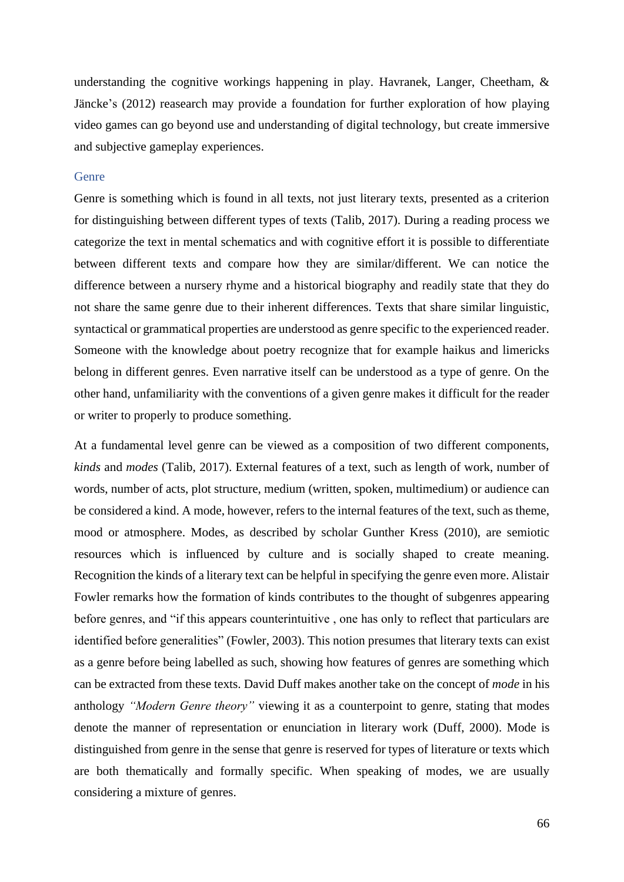understanding the cognitive workings happening in play. Havranek, Langer, Cheetham, & Jäncke's (2012) reasearch may provide a foundation for further exploration of how playing video games can go beyond use and understanding of digital technology, but create immersive and subjective gameplay experiences.

### Genre

Genre is something which is found in all texts, not just literary texts, presented as a criterion for distinguishing between different types of texts (Talib, 2017). During a reading process we categorize the text in mental schematics and with cognitive effort it is possible to differentiate between different texts and compare how they are similar/different. We can notice the difference between a nursery rhyme and a historical biography and readily state that they do not share the same genre due to their inherent differences. Texts that share similar linguistic, syntactical or grammatical properties are understood as genre specific to the experienced reader. Someone with the knowledge about poetry recognize that for example haikus and limericks belong in different genres. Even narrative itself can be understood as a type of genre. On the other hand, unfamiliarity with the conventions of a given genre makes it difficult for the reader or writer to properly to produce something.

At a fundamental level genre can be viewed as a composition of two different components, *kinds* and *modes* (Talib, 2017). External features of a text, such as length of work, number of words, number of acts, plot structure, medium (written, spoken, multimedium) or audience can be considered a kind. A mode, however, refers to the internal features of the text, such as theme, mood or atmosphere. Modes, as described by scholar Gunther Kress (2010), are semiotic resources which is influenced by culture and is socially shaped to create meaning. Recognition the kinds of a literary text can be helpful in specifying the genre even more. Alistair Fowler remarks how the formation of kinds contributes to the thought of subgenres appearing before genres, and "if this appears counterintuitive , one has only to reflect that particulars are identified before generalities" (Fowler, 2003). This notion presumes that literary texts can exist as a genre before being labelled as such, showing how features of genres are something which can be extracted from these texts. David Duff makes another take on the concept of *mode* in his anthology *"Modern Genre theory"* viewing it as a counterpoint to genre, stating that modes denote the manner of representation or enunciation in literary work (Duff, 2000). Mode is distinguished from genre in the sense that genre is reserved for types of literature or texts which are both thematically and formally specific. When speaking of modes, we are usually considering a mixture of genres.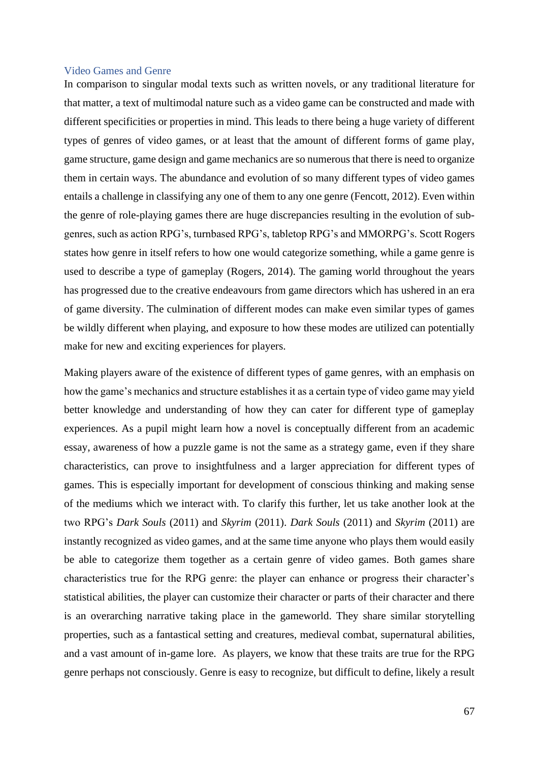### Video Games and Genre

In comparison to singular modal texts such as written novels, or any traditional literature for that matter, a text of multimodal nature such as a video game can be constructed and made with different specificities or properties in mind. This leads to there being a huge variety of different types of genres of video games, or at least that the amount of different forms of game play, game structure, game design and game mechanics are so numerous that there is need to organize them in certain ways. The abundance and evolution of so many different types of video games entails a challenge in classifying any one of them to any one genre (Fencott, 2012). Even within the genre of role-playing games there are huge discrepancies resulting in the evolution of sub-genres, such as action RPG's, turnbased RPG's, tabletop RPG's and MMORPG's. Scott Rogers states how genre in itself refers to how one would categorize something, while a game genre is used to describe a type of gameplay (Rogers, 2014). The gaming world throughout the years has progressed due to the creative endeavours from game directors which has ushered in an era of game diversity. The culmination of different modes can make even similar types of games be wildly different when playing, and exposure to how these modes are utilized can potentially make for new and exciting experiences for players.

Making players aware of the existence of different types of game genres, with an emphasis on how the game's mechanics and structure establishes it as a certain type of video game may yield better knowledge and understanding of how they can cater for different type of gameplay experiences. As a pupil might learn how a novel is conceptually different from an academic essay, awareness of how a puzzle game is not the same as a strategy game, even if they share characteristics, can prove to insightfulness and a larger appreciation for different types of games. This is especially important for development of conscious thinking and making sense of the mediums which we interact with. To clarify this further, let us take another look at the two RPG's *Dark Souls* (2011) and *Skyrim* (2011). *Dark Souls* (2011) and *Skyrim* (2011) are instantly recognized as video games, and at the same time anyone who plays them would easily be able to categorize them together as a certain genre of video games. Both games share characteristics true for the RPG genre: the player can enhance or progress their character's statistical abilities, the player can customize their character or parts of their character and there is an overarching narrative taking place in the gameworld. They share similar storytelling properties, such as a fantastical setting and creatures, medieval combat, supernatural abilities, and a vast amount of in-game lore. As players, we know that these traits are true for the RPG genre perhaps not consciously. Genre is easy to recognize, but difficult to define, likely a result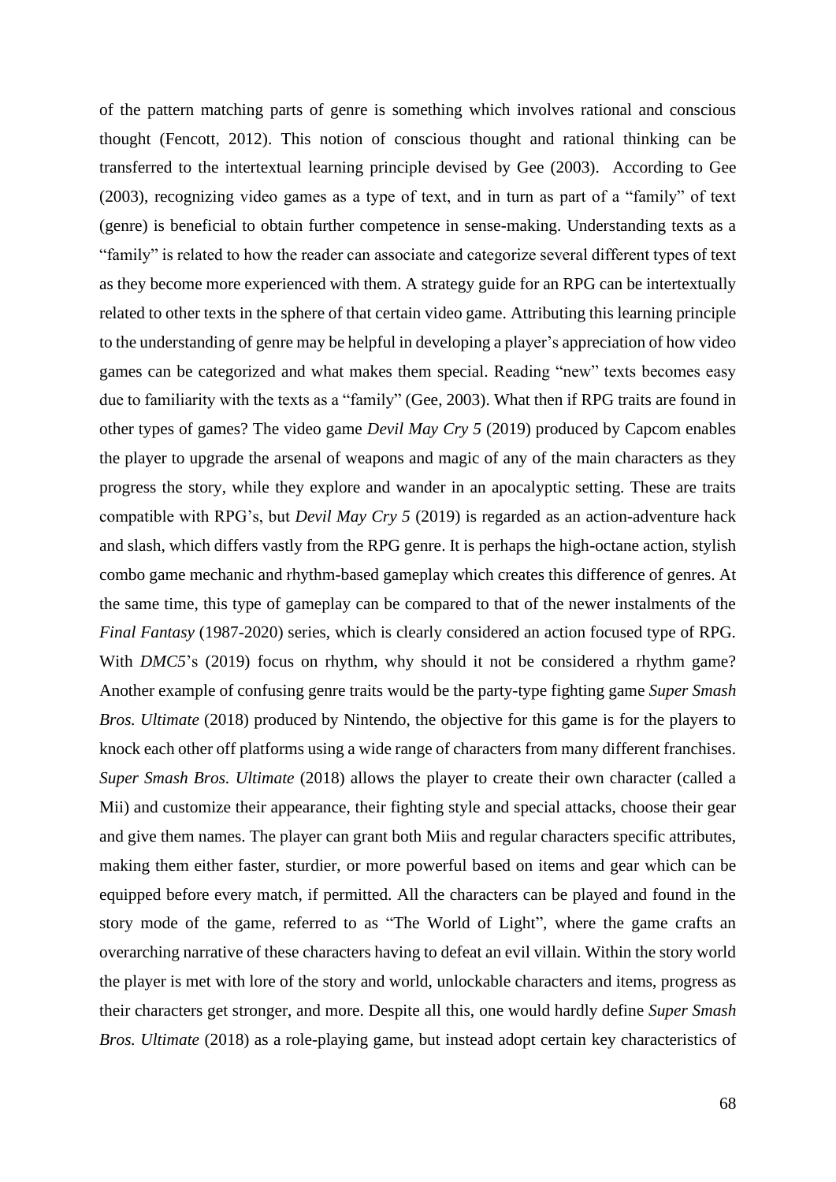of the pattern matching parts of genre is something which involves rational and conscious thought (Fencott, 2012). This notion of conscious thought and rational thinking can be transferred to the intertextual learning principle devised by Gee (2003). According to Gee (2003), recognizing video games as a type of text, and in turn as part of a "family" of text (genre) is beneficial to obtain further competence in sense-making. Understanding texts as a "family" is related to how the reader can associate and categorize several different types of text as they become more experienced with them. A strategy guide for an RPG can be intertextually related to other texts in the sphere of that certain video game. Attributing this learning principle to the understanding of genre may be helpful in developing a player's appreciation of how video games can be categorized and what makes them special. Reading "new" texts becomes easy due to familiarity with the texts as a "family" (Gee, 2003). What then if RPG traits are found in other types of games? The video game *Devil May Cry 5* (2019) produced by Capcom enables the player to upgrade the arsenal of weapons and magic of any of the main characters as they progress the story, while they explore and wander in an apocalyptic setting. These are traits compatible with RPG's, but *Devil May Cry 5* (2019) is regarded as an action-adventure hack and slash, which differs vastly from the RPG genre. It is perhaps the high-octane action, stylish combo game mechanic and rhythm-based gameplay which creates this difference of genres. At the same time, this type of gameplay can be compared to that of the newer instalments of the *Final Fantasy* (1987-2020) series, which is clearly considered an action focused type of RPG. With *DMC5*'s (2019) focus on rhythm, why should it not be considered a rhythm game? Another example of confusing genre traits would be the party-type fighting game *Super Smash Bros. Ultimate* (2018) produced by Nintendo, the objective for this game is for the players to knock each other off platforms using a wide range of characters from many different franchises. *Super Smash Bros. Ultimate* (2018) allows the player to create their own character (called a Mii) and customize their appearance, their fighting style and special attacks, choose their gear and give them names. The player can grant both Miis and regular characters specific attributes, making them either faster, sturdier, or more powerful based on items and gear which can be equipped before every match, if permitted. All the characters can be played and found in the story mode of the game, referred to as "The World of Light", where the game crafts an overarching narrative of these characters having to defeat an evil villain. Within the story world the player is met with lore of the story and world, unlockable characters and items, progress as their characters get stronger, and more. Despite all this, one would hardly define *Super Smash Bros. Ultimate* (2018) as a role-playing game, but instead adopt certain key characteristics of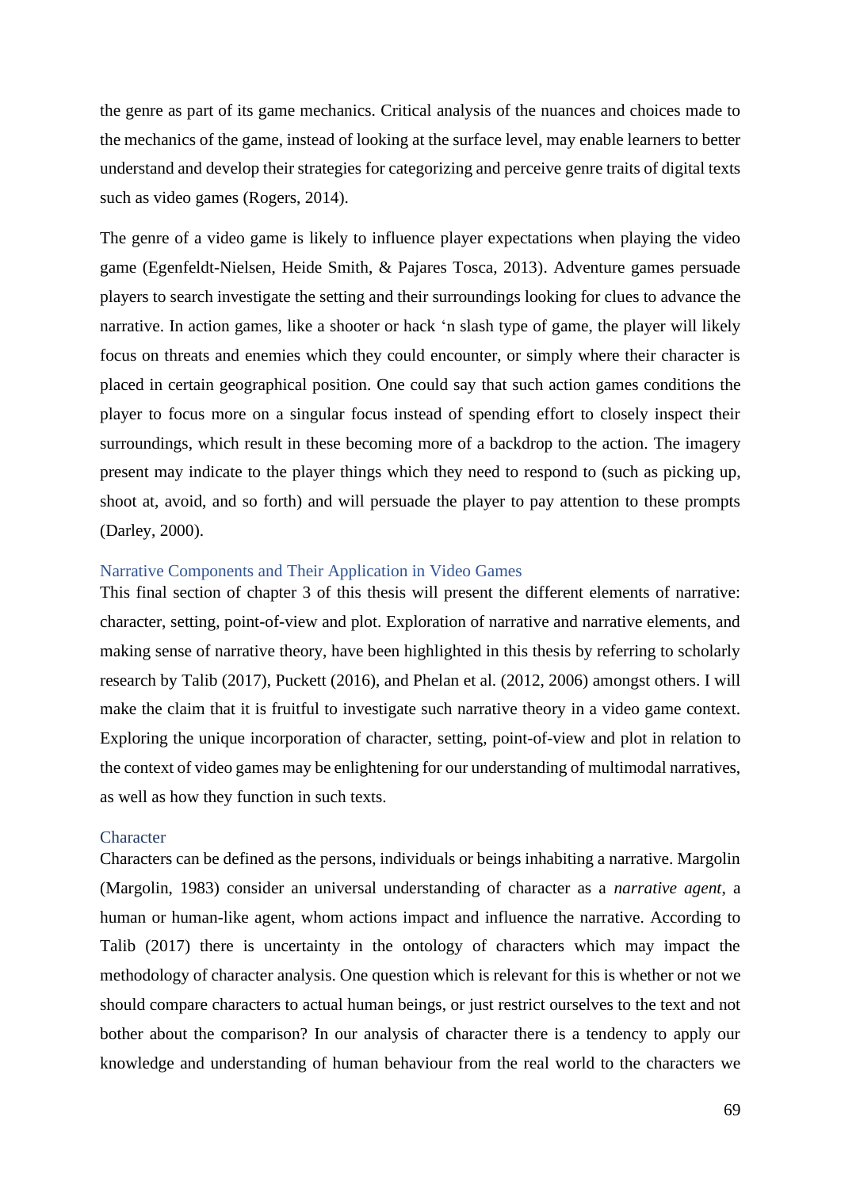the genre as part of its game mechanics. Critical analysis of the nuances and choices made to the mechanics of the game, instead of looking at the surface level, may enable learners to better understand and develop their strategies for categorizing and perceive genre traits of digital texts such as video games (Rogers, 2014).

The genre of a video game is likely to influence player expectations when playing the video game (Egenfeldt-Nielsen, Heide Smith, & Pajares Tosca, 2013). Adventure games persuade players to search investigate the setting and their surroundings looking for clues to advance the narrative. In action games, like a shooter or hack 'n slash type of game, the player will likely focus on threats and enemies which they could encounter, or simply where their character is placed in certain geographical position. One could say that such action games conditions the player to focus more on a singular focus instead of spending effort to closely inspect their surroundings, which result in these becoming more of a backdrop to the action. The imagery present may indicate to the player things which they need to respond to (such as picking up, shoot at, avoid, and so forth) and will persuade the player to pay attention to these prompts (Darley, 2000).

## Narrative Components and Their Application in Video Games

This final section of chapter 3 of this thesis will present the different elements of narrative: character, setting, point-of-view and plot. Exploration of narrative and narrative elements, and making sense of narrative theory, have been highlighted in this thesis by referring to scholarly research by Talib (2017), Puckett (2016), and Phelan et al. (2012, 2006) amongst others. I will make the claim that it is fruitful to investigate such narrative theory in a video game context. Exploring the unique incorporation of character, setting, point-of-view and plot in relation to the context of video games may be enlightening for our understanding of multimodal narratives, as well as how they function in such texts.

### Character

Characters can be defined as the persons, individuals or beings inhabiting a narrative. Margolin (Margolin, 1983) consider an universal understanding of character as a *narrative agent*, a human or human-like agent, whom actions impact and influence the narrative. According to Talib (2017) there is uncertainty in the ontology of characters which may impact the methodology of character analysis. One question which is relevant for this is whether or not we should compare characters to actual human beings, or just restrict ourselves to the text and not bother about the comparison? In our analysis of character there is a tendency to apply our knowledge and understanding of human behaviour from the real world to the characters we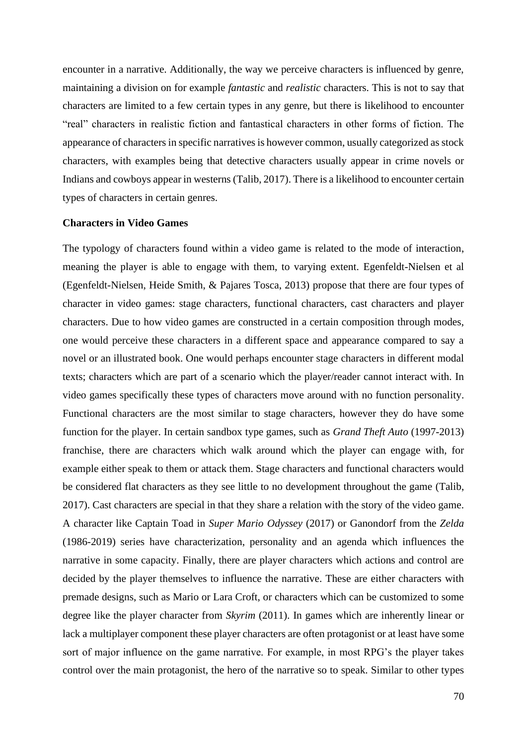encounter in a narrative. Additionally, the way we perceive characters is influenced by genre, maintaining a division on for example *fantastic* and *realistic* characters. This is not to say that characters are limited to a few certain types in any genre, but there is likelihood to encounter "real" characters in realistic fiction and fantastical characters in other forms of fiction. The appearance of characters in specific narratives is however common, usually categorized as stock characters, with examples being that detective characters usually appear in crime novels or Indians and cowboys appear in westerns (Talib, 2017). There is a likelihood to encounter certain types of characters in certain genres.

**Characters in Video Games**

The typology of characters found within a video game is related to the mode of interaction, meaning the player is able to engage with them, to varying extent. Egenfeldt-Nielsen et al (Egenfeldt-Nielsen, Heide Smith, & Pajares Tosca, 2013) propose that there are four types of character in video games: stage characters, functional characters, cast characters and player characters. Due to how video games are constructed in a certain composition through modes, one would perceive these characters in a different space and appearance compared to say a novel or an illustrated book. One would perhaps encounter stage characters in different modal texts; characters which are part of a scenario which the player/reader cannot interact with. In video games specifically these types of characters move around with no function personality. Functional characters are the most similar to stage characters, however they do have some function for the player. In certain sandbox type games, such as *Grand Theft Auto* (1997-2013) franchise, there are characters which walk around which the player can engage with, for example either speak to them or attack them. Stage characters and functional characters would be considered flat characters as they see little to no development throughout the game (Talib, 2017). Cast characters are special in that they share a relation with the story of the video game. A character like Captain Toad in *Super Mario Odyssey* (2017) or Ganondorf from the *Zelda* (1986-2019) series have characterization, personality and an agenda which influences the narrative in some capacity. Finally, there are player characters which actions and control are decided by the player themselves to influence the narrative. These are either characters with premade designs, such as Mario or Lara Croft, or characters which can be customized to some degree like the player character from *Skyrim* (2011). In games which are inherently linear or lack a multiplayer component these player characters are often protagonist or at least have some sort of major influence on the game narrative. For example, in most RPG's the player takes control over the main protagonist, the hero of the narrative so to speak. Similar to other types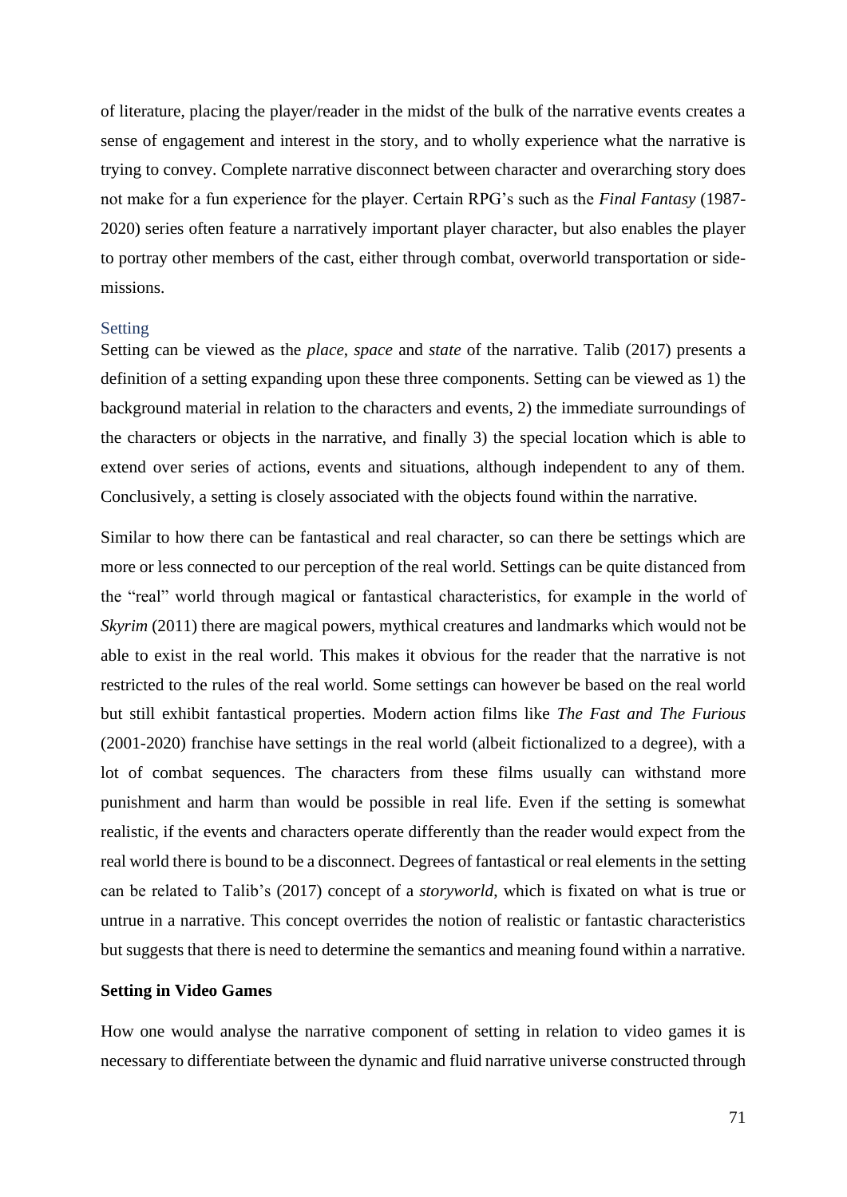of literature, placing the player/reader in the midst of the bulk of the narrative events creates a sense of engagement and interest in the story, and to wholly experience what the narrative is trying to convey. Complete narrative disconnect between character and overarching story does not make for a fun experience for the player. Certain RPG's such as the *Final Fantasy* (1987-2020) series often feature a narratively important player character, but also enables the player to portray other members of the cast, either through combat, overworld transportation or side-missions.

### Setting

Setting can be viewed as the *place*, *space* and *state* of the narrative. Talib (2017) presents a definition of a setting expanding upon these three components. Setting can be viewed as 1) the background material in relation to the characters and events, 2) the immediate surroundings of the characters or objects in the narrative, and finally 3) the special location which is able to extend over series of actions, events and situations, although independent to any of them. Conclusively, a setting is closely associated with the objects found within the narrative.

Similar to how there can be fantastical and real character, so can there be settings which are more or less connected to our perception of the real world. Settings can be quite distanced from the "real" world through magical or fantastical characteristics, for example in the world of *Skyrim* (2011) there are magical powers, mythical creatures and landmarks which would not be able to exist in the real world. This makes it obvious for the reader that the narrative is not restricted to the rules of the real world. Some settings can however be based on the real world but still exhibit fantastical properties. Modern action films like *The Fast and The Furious* (2001-2020) franchise have settings in the real world (albeit fictionalized to a degree), with a lot of combat sequences. The characters from these films usually can withstand more punishment and harm than would be possible in real life. Even if the setting is somewhat realistic, if the events and characters operate differently than the reader would expect from the real world there is bound to be a disconnect. Degrees of fantastical or real elements in the setting can be related to Talib's (2017) concept of a *storyworld*, which is fixated on what is true or untrue in a narrative. This concept overrides the notion of realistic or fantastic characteristics but suggests that there is need to determine the semantics and meaning found within a narrative.

#### Setting in Video Games

How one would analyse the narrative component of setting in relation to video games it is necessary to differentiate between the dynamic and fluid narrative universe constructed through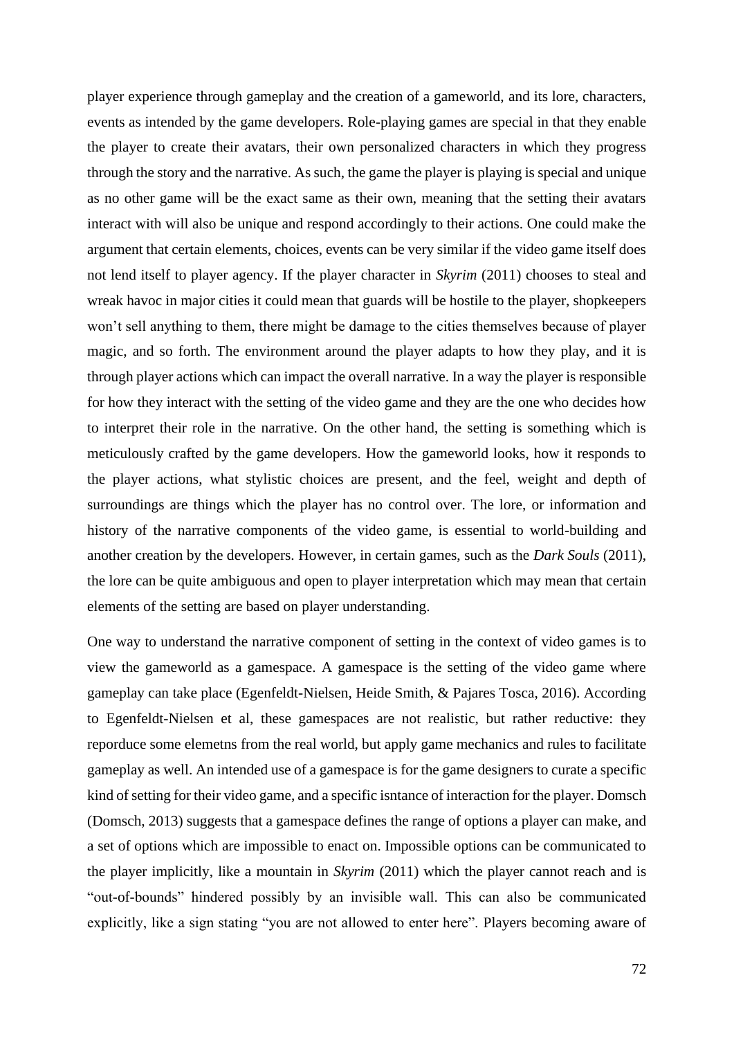player experience through gameplay and the creation of a gameworld, and its lore, characters, events as intended by the game developers. Role-playing games are special in that they enable the player to create their avatars, their own personalized characters in which they progress through the story and the narrative. As such, the game the player is playing is special and unique as no other game will be the exact same as their own, meaning that the setting their avatars interact with will also be unique and respond accordingly to their actions. One could make the argument that certain elements, choices, events can be very similar if the video game itself does not lend itself to player agency. If the player character in *Skyrim* (2011) chooses to steal and wreak havoc in major cities it could mean that guards will be hostile to the player, shopkeepers won't sell anything to them, there might be damage to the cities themselves because of player magic, and so forth. The environment around the player adapts to how they play, and it is through player actions which can impact the overall narrative. In a way the player is responsible for how they interact with the setting of the video game and they are the one who decides how to interpret their role in the narrative. On the other hand, the setting is something which is meticulously crafted by the game developers. How the gameworld looks, how it responds to the player actions, what stylistic choices are present, and the feel, weight and depth of surroundings are things which the player has no control over. The lore, or information and history of the narrative components of the video game, is essential to world-building and another creation by the developers. However, in certain games, such as the *Dark Souls* (2011), the lore can be quite ambiguous and open to player interpretation which may mean that certain elements of the setting are based on player understanding.

One way to understand the narrative component of setting in the context of video games is to view the gameworld as a gamespace. A gamespace is the setting of the video game where gameplay can take place (Egenfeldt-Nielsen, Heide Smith, & Pajares Tosca, 2016). According to Egenfeldt-Nielsen et al, these gamespaces are not realistic, but rather reductive: they reporduce some elemetns from the real world, but apply game mechanics and rules to facilitate gameplay as well. An intended use of a gamespace is for the game designers to curate a specific kind of setting for their video game, and a specific isntance of interaction for the player. Domsch (Domsch, 2013) suggests that a gamespace defines the range of options a player can make, and a set of options which are impossible to enact on. Impossible options can be communicated to the player implicitly, like a mountain in *Skyrim* (2011) which the player cannot reach and is "out-of-bounds" hindered possibly by an invisible wall. This can also be communicated explicitly, like a sign stating "you are not allowed to enter here". Players becoming aware of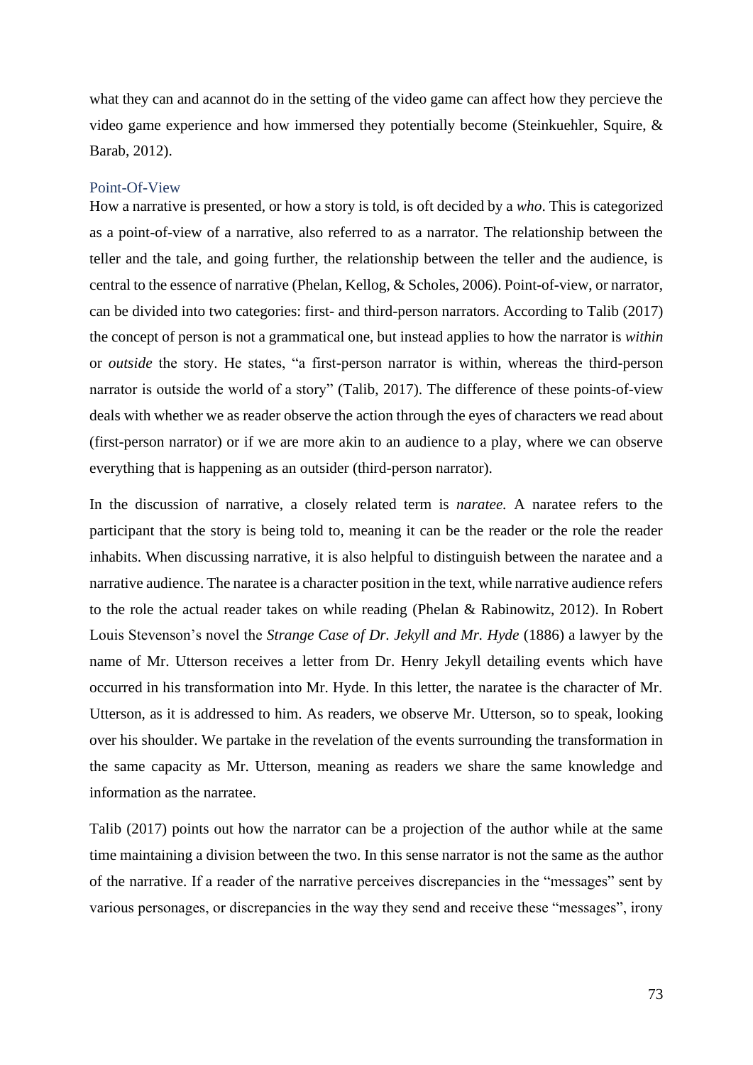what they can and acannot do in the setting of the video game can affect how they percieve the video game experience and how immersed they potentially become (Steinkuehler, Squire, & Barab, 2012).

### Point-Of-View

How a narrative is presented, or how a story is told, is oft decided by a *who*. This is categorized as a point-of-view of a narrative, also referred to as a narrator. The relationship between the teller and the tale, and going further, the relationship between the teller and the audience, is central to the essence of narrative (Phelan, Kellog, & Scholes, 2006). Point-of-view, or narrator, can be divided into two categories: first- and third-person narrators. According to Talib (2017) the concept of person is not a grammatical one, but instead applies to how the narrator is *within* or *outside* the story. He states, "a first-person narrator is within, whereas the third-person narrator is outside the world of a story" (Talib, 2017). The difference of these points-of-view deals with whether we as reader observe the action through the eyes of characters we read about (first-person narrator) or if we are more akin to an audience to a play, where we can observe everything that is happening as an outsider (third-person narrator).

In the discussion of narrative, a closely related term is *naratee.* A naratee refers to the participant that the story is being told to, meaning it can be the reader or the role the reader inhabits. When discussing narrative, it is also helpful to distinguish between the naratee and a narrative audience. The naratee is a character position in the text, while narrative audience refers to the role the actual reader takes on while reading (Phelan & Rabinowitz, 2012). In Robert Louis Stevenson's novel the *Strange Case of Dr. Jekyll and Mr. Hyde* (1886) a lawyer by the name of Mr. Utterson receives a letter from Dr. Henry Jekyll detailing events which have occurred in his transformation into Mr. Hyde. In this letter, the naratee is the character of Mr. Utterson, as it is addressed to him. As readers, we observe Mr. Utterson, so to speak, looking over his shoulder. We partake in the revelation of the events surrounding the transformation in the same capacity as Mr. Utterson, meaning as readers we share the same knowledge and information as the narratee.

Talib (2017) points out how the narrator can be a projection of the author while at the same time maintaining a division between the two. In this sense narrator is not the same as the author of the narrative. If a reader of the narrative perceives discrepancies in the "messages" sent by various personages, or discrepancies in the way they send and receive these "messages", irony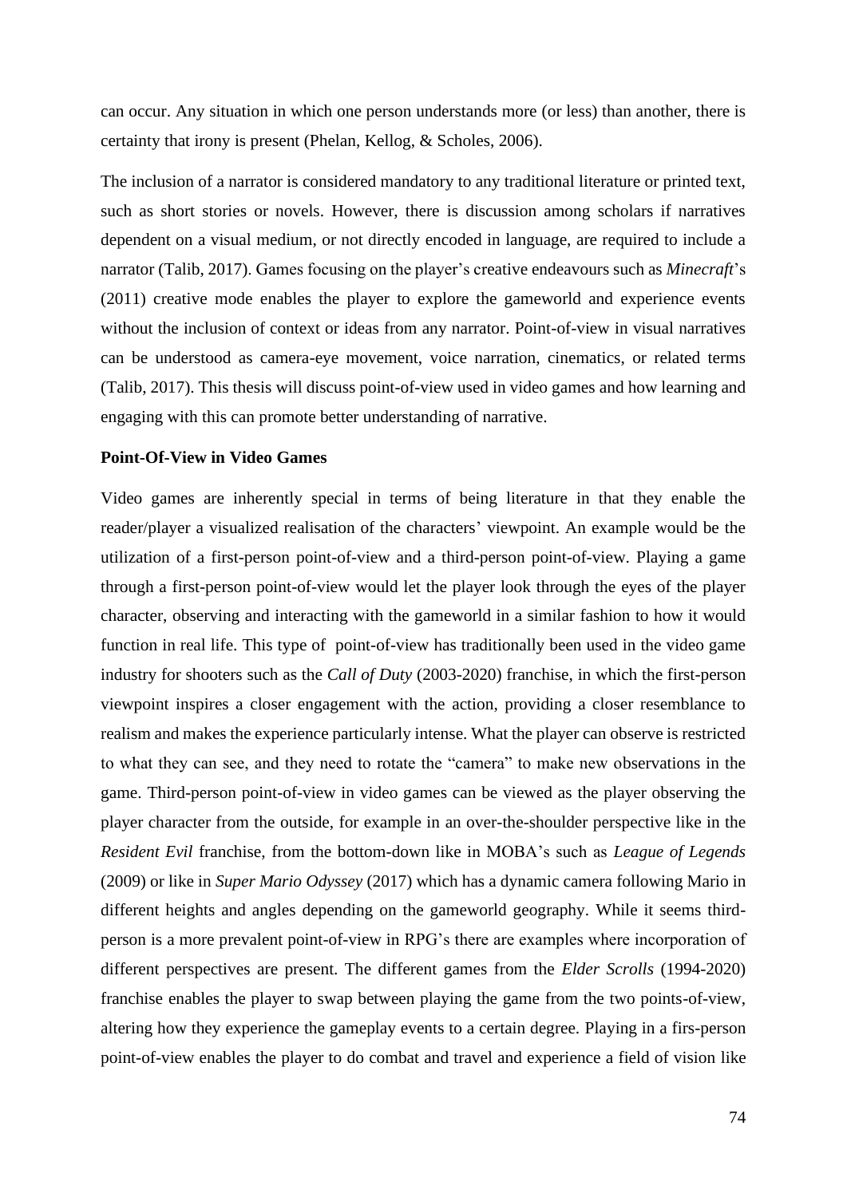can occur. Any situation in which one person understands more (or less) than another, there is certainty that irony is present (Phelan, Kellog, & Scholes, 2006).

The inclusion of a narrator is considered mandatory to any traditional literature or printed text, such as short stories or novels. However, there is discussion among scholars if narratives dependent on a visual medium, or not directly encoded in language, are required to include a narrator (Talib, 2017). Games focusing on the player's creative endeavours such as *Minecraft*'s (2011) creative mode enables the player to explore the gameworld and experience events without the inclusion of context or ideas from any narrator. Point-of-view in visual narratives can be understood as camera-eye movement, voice narration, cinematics, or related terms (Talib, 2017). This thesis will discuss point-of-view used in video games and how learning and engaging with this can promote better understanding of narrative.

**Point-Of-View in Video Games**

Video games are inherently special in terms of being literature in that they enable the reader/player a visualized realisation of the characters' viewpoint. An example would be the utilization of a first-person point-of-view and a third-person point-of-view. Playing a game through a first-person point-of-view would let the player look through the eyes of the player character, observing and interacting with the gameworld in a similar fashion to how it would function in real life. This type of point-of-view has traditionally been used in the video game industry for shooters such as the *Call of Duty* (2003-2020) franchise, in which the first-person viewpoint inspires a closer engagement with the action, providing a closer resemblance to realism and makes the experience particularly intense. What the player can observe is restricted to what they can see, and they need to rotate the "camera" to make new observations in the game. Third-person point-of-view in video games can be viewed as the player observing the player character from the outside, for example in an over-the-shoulder perspective like in the *Resident Evil* franchise, from the bottom-down like in MOBA's such as *League of Legends* (2009) or like in *Super Mario Odyssey* (2017) which has a dynamic camera following Mario in different heights and angles depending on the gameworld geography. While it seems third-person is a more prevalent point-of-view in RPG's there are examples where incorporation of different perspectives are present. The different games from the *Elder Scrolls* (1994-2020) franchise enables the player to swap between playing the game from the two points-of-view, altering how they experience the gameplay events to a certain degree. Playing in a firs-person point-of-view enables the player to do combat and travel and experience a field of vision like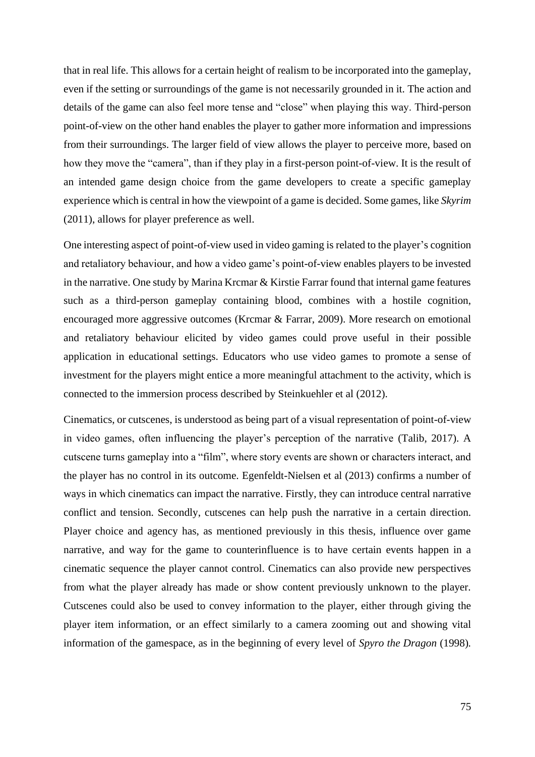that in real life. This allows for a certain height of realism to be incorporated into the gameplay, even if the setting or surroundings of the game is not necessarily grounded in it. The action and details of the game can also feel more tense and "close" when playing this way. Third-person point-of-view on the other hand enables the player to gather more information and impressions from their surroundings. The larger field of view allows the player to perceive more, based on how they move the "camera", than if they play in a first-person point-of-view. It is the result of an intended game design choice from the game developers to create a specific gameplay experience which is central in how the viewpoint of a game is decided. Some games, like *Skyrim* (2011), allows for player preference as well.

One interesting aspect of point-of-view used in video gaming is related to the player's cognition and retaliatory behaviour, and how a video game's point-of-view enables players to be invested in the narrative. One study by Marina Krcmar & Kirstie Farrar found that internal game features such as a third-person gameplay containing blood, combines with a hostile cognition, encouraged more aggressive outcomes (Krcmar & Farrar, 2009). More research on emotional and retaliatory behaviour elicited by video games could prove useful in their possible application in educational settings. Educators who use video games to promote a sense of investment for the players might entice a more meaningful attachment to the activity, which is connected to the immersion process described by Steinkuehler et al (2012).

Cinematics, or cutscenes, is understood as being part of a visual representation of point-of-view in video games, often influencing the player's perception of the narrative (Talib, 2017). A cutscene turns gameplay into a "film", where story events are shown or characters interact, and the player has no control in its outcome. Egenfeldt-Nielsen et al (2013) confirms a number of ways in which cinematics can impact the narrative. Firstly, they can introduce central narrative conflict and tension. Secondly, cutscenes can help push the narrative in a certain direction. Player choice and agency has, as mentioned previously in this thesis, influence over game narrative, and way for the game to counterinfluence is to have certain events happen in a cinematic sequence the player cannot control. Cinematics can also provide new perspectives from what the player already has made or show content previously unknown to the player. Cutscenes could also be used to convey information to the player, either through giving the player item information, or an effect similarly to a camera zooming out and showing vital information of the gamespace, as in the beginning of every level of *Spyro the Dragon* (1998).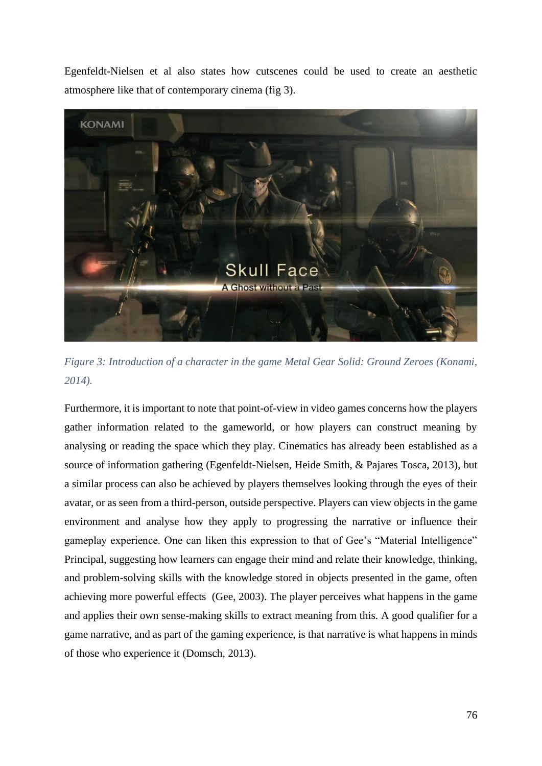Egenfeldt-Nielsen et al also states how cutscenes could be used to create an aesthetic atmosphere like that of contemporary cinema (fig 3).

*Figure 3: Introduction of a character in the game Metal Gear Solid: Ground Zeroes (Konami, 2014).*

Furthermore, it is important to note that point-of-view in video games concerns how the players gather information related to the gameworld, or how players can construct meaning by analysing or reading the space which they play. Cinematics has already been established as a source of information gathering (Egenfeldt-Nielsen, Heide Smith, & Pajares Tosca, 2013), but a similar process can also be achieved by players themselves looking through the eyes of their avatar, or as seen from a third-person, outside perspective. Players can view objects in the game environment and analyse how they apply to progressing the narrative or influence their gameplay experience. One can liken this expression to that of Gee's "Material Intelligence" Principal, suggesting how learners can engage their mind and relate their knowledge, thinking, and problem-solving skills with the knowledge stored in objects presented in the game, often achieving more powerful effects (Gee, 2003). The player perceives what happens in the game and applies their own sense-making skills to extract meaning from this. A good qualifier for a game narrative, and as part of the gaming experience, is that narrative is what happens in minds of those who experience it (Domsch, 2013).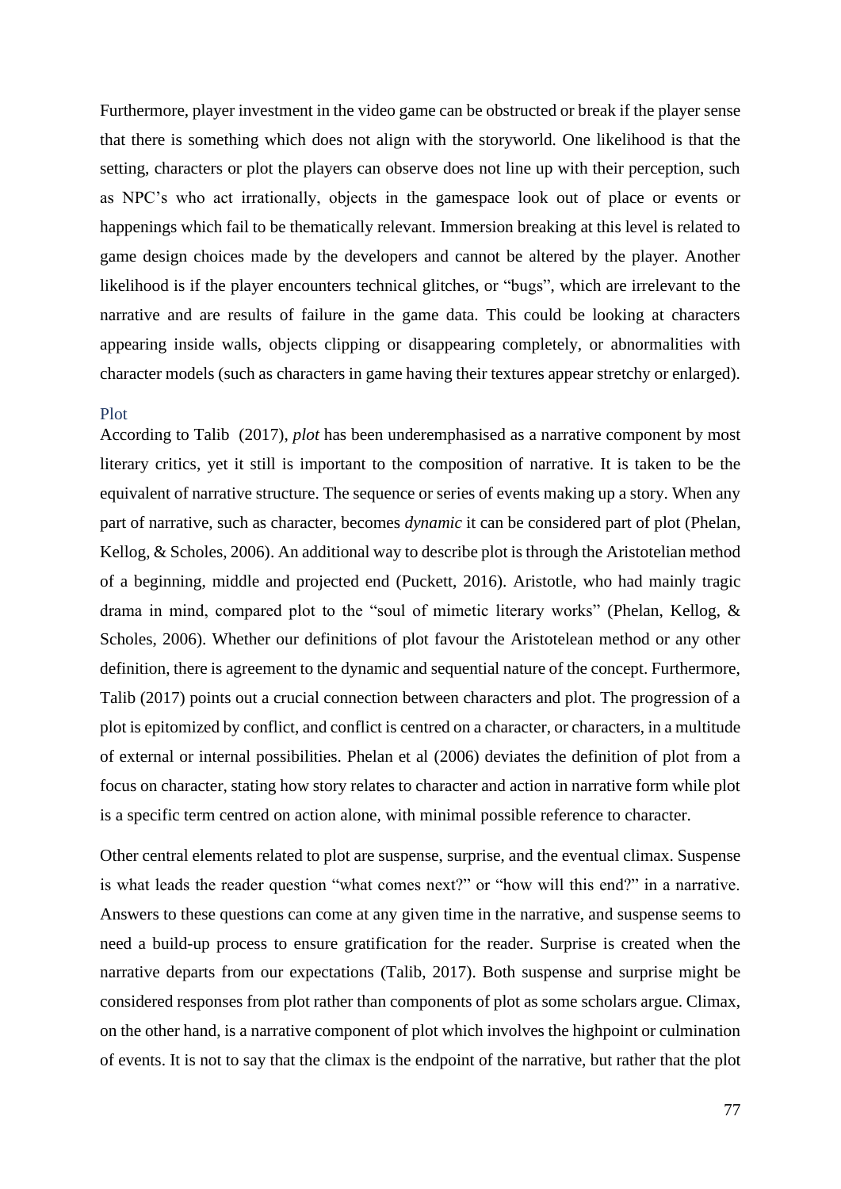Furthermore, player investment in the video game can be obstructed or break if the player sense that there is something which does not align with the storyworld. One likelihood is that the setting, characters or plot the players can observe does not line up with their perception, such as NPC's who act irrationally, objects in the gamespace look out of place or events or happenings which fail to be thematically relevant. Immersion breaking at this level is related to game design choices made by the developers and cannot be altered by the player. Another likelihood is if the player encounters technical glitches, or "bugs", which are irrelevant to the narrative and are results of failure in the game data. This could be looking at characters appearing inside walls, objects clipping or disappearing completely, or abnormalities with character models (such as characters in game having their textures appear stretchy or enlarged).

### Plot

According to Talib (2017), *plot* has been underemphasised as a narrative component by most literary critics, yet it still is important to the composition of narrative. It is taken to be the equivalent of narrative structure. The sequence or series of events making up a story. When any part of narrative, such as character, becomes *dynamic* it can be considered part of plot (Phelan, Kellog, & Scholes, 2006). An additional way to describe plot is through the Aristotelian method of a beginning, middle and projected end (Puckett, 2016). Aristotle, who had mainly tragic drama in mind, compared plot to the "soul of mimetic literary works" (Phelan, Kellog, & Scholes, 2006). Whether our definitions of plot favour the Aristotelean method or any other definition, there is agreement to the dynamic and sequential nature of the concept. Furthermore, Talib (2017) points out a crucial connection between characters and plot. The progression of a plot is epitomized by conflict, and conflict is centred on a character, or characters, in a multitude of external or internal possibilities. Phelan et al (2006) deviates the definition of plot from a focus on character, stating how story relates to character and action in narrative form while plot is a specific term centred on action alone, with minimal possible reference to character.

Other central elements related to plot are suspense, surprise, and the eventual climax. Suspense is what leads the reader question "what comes next?" or "how will this end?" in a narrative. Answers to these questions can come at any given time in the narrative, and suspense seems to need a build-up process to ensure gratification for the reader. Surprise is created when the narrative departs from our expectations (Talib, 2017). Both suspense and surprise might be considered responses from plot rather than components of plot as some scholars argue. Climax, on the other hand, is a narrative component of plot which involves the highpoint or culmination of events. It is not to say that the climax is the endpoint of the narrative, but rather that the plot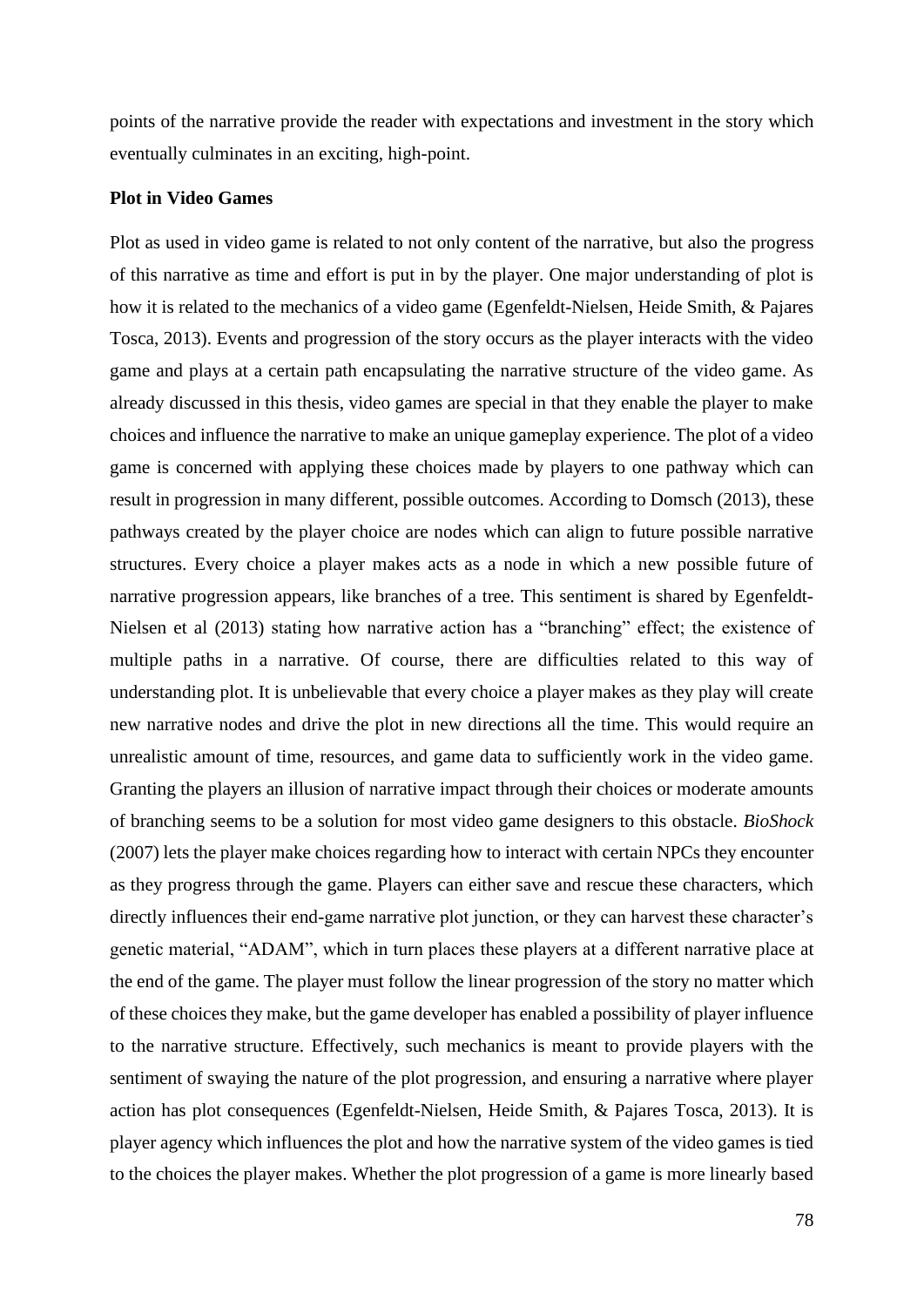points of the narrative provide the reader with expectations and investment in the story which eventually culminates in an exciting, high-point.

**Plot in Video Games**

Plot as used in video game is related to not only content of the narrative, but also the progress of this narrative as time and effort is put in by the player. One major understanding of plot is how it is related to the mechanics of a video game (Egenfeldt-Nielsen, Heide Smith, & Pajares Tosca, 2013). Events and progression of the story occurs as the player interacts with the video game and plays at a certain path encapsulating the narrative structure of the video game. As already discussed in this thesis, video games are special in that they enable the player to make choices and influence the narrative to make an unique gameplay experience. The plot of a video game is concerned with applying these choices made by players to one pathway which can result in progression in many different, possible outcomes. According to Domsch (2013), these pathways created by the player choice are nodes which can align to future possible narrative structures. Every choice a player makes acts as a node in which a new possible future of narrative progression appears, like branches of a tree. This sentiment is shared by Egenfeldt-Nielsen et al (2013) stating how narrative action has a "branching" effect; the existence of multiple paths in a narrative. Of course, there are difficulties related to this way of understanding plot. It is unbelievable that every choice a player makes as they play will create new narrative nodes and drive the plot in new directions all the time. This would require an unrealistic amount of time, resources, and game data to sufficiently work in the video game. Granting the players an illusion of narrative impact through their choices or moderate amounts of branching seems to be a solution for most video game designers to this obstacle. *BioShock* (2007) lets the player make choices regarding how to interact with certain NPCs they encounter as they progress through the game. Players can either save and rescue these characters, which directly influences their end-game narrative plot junction, or they can harvest these character's genetic material, "ADAM", which in turn places these players at a different narrative place at the end of the game. The player must follow the linear progression of the story no matter which of these choices they make, but the game developer has enabled a possibility of player influence to the narrative structure. Effectively, such mechanics is meant to provide players with the sentiment of swaying the nature of the plot progression, and ensuring a narrative where player action has plot consequences (Egenfeldt-Nielsen, Heide Smith, & Pajares Tosca, 2013). It is player agency which influences the plot and how the narrative system of the video games is tied to the choices the player makes. Whether the plot progression of a game is more linearly based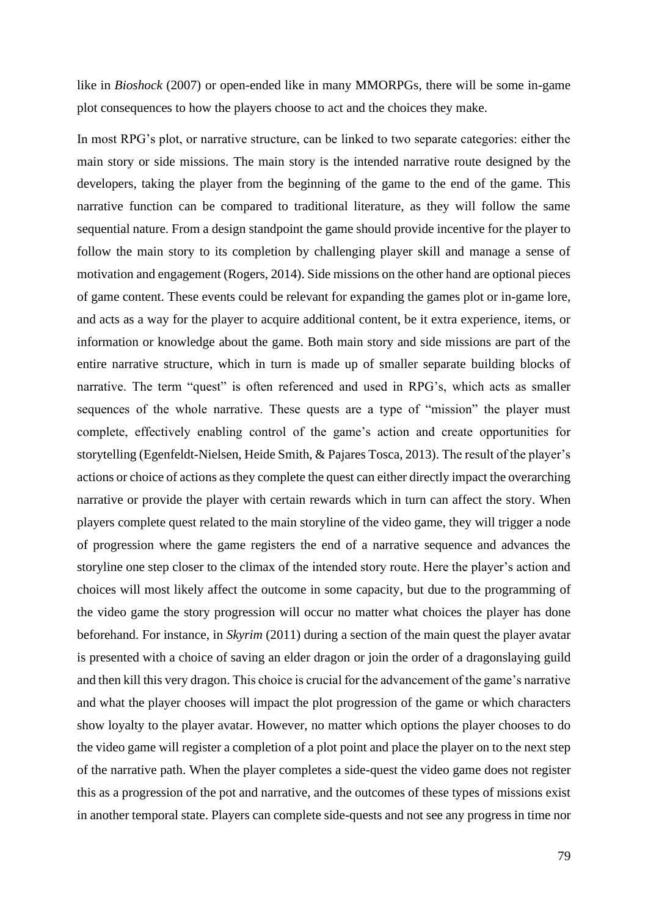like in *Bioshock* (2007) or open-ended like in many MMORPGs, there will be some in-game plot consequences to how the players choose to act and the choices they make.

In most RPG's plot, or narrative structure, can be linked to two separate categories: either the main story or side missions. The main story is the intended narrative route designed by the developers, taking the player from the beginning of the game to the end of the game. This narrative function can be compared to traditional literature, as they will follow the same sequential nature. From a design standpoint the game should provide incentive for the player to follow the main story to its completion by challenging player skill and manage a sense of motivation and engagement (Rogers, 2014). Side missions on the other hand are optional pieces of game content. These events could be relevant for expanding the games plot or in-game lore, and acts as a way for the player to acquire additional content, be it extra experience, items, or information or knowledge about the game. Both main story and side missions are part of the entire narrative structure, which in turn is made up of smaller separate building blocks of narrative. The term "quest" is often referenced and used in RPG's, which acts as smaller sequences of the whole narrative. These quests are a type of "mission" the player must complete, effectively enabling control of the game's action and create opportunities for storytelling (Egenfeldt-Nielsen, Heide Smith, & Pajares Tosca, 2013). The result of the player's actions or choice of actions as they complete the quest can either directly impact the overarching narrative or provide the player with certain rewards which in turn can affect the story. When players complete quest related to the main storyline of the video game, they will trigger a node of progression where the game registers the end of a narrative sequence and advances the storyline one step closer to the climax of the intended story route. Here the player's action and choices will most likely affect the outcome in some capacity, but due to the programming of the video game the story progression will occur no matter what choices the player has done beforehand. For instance, in *Skyrim* (2011) during a section of the main quest the player avatar is presented with a choice of saving an elder dragon or join the order of a dragonslaying guild and then kill this very dragon. This choice is crucial for the advancement of the game's narrative and what the player chooses will impact the plot progression of the game or which characters show loyalty to the player avatar. However, no matter which options the player chooses to do the video game will register a completion of a plot point and place the player on to the next step of the narrative path. When the player completes a side-quest the video game does not register this as a progression of the pot and narrative, and the outcomes of these types of missions exist in another temporal state. Players can complete side-quests and not see any progress in time nor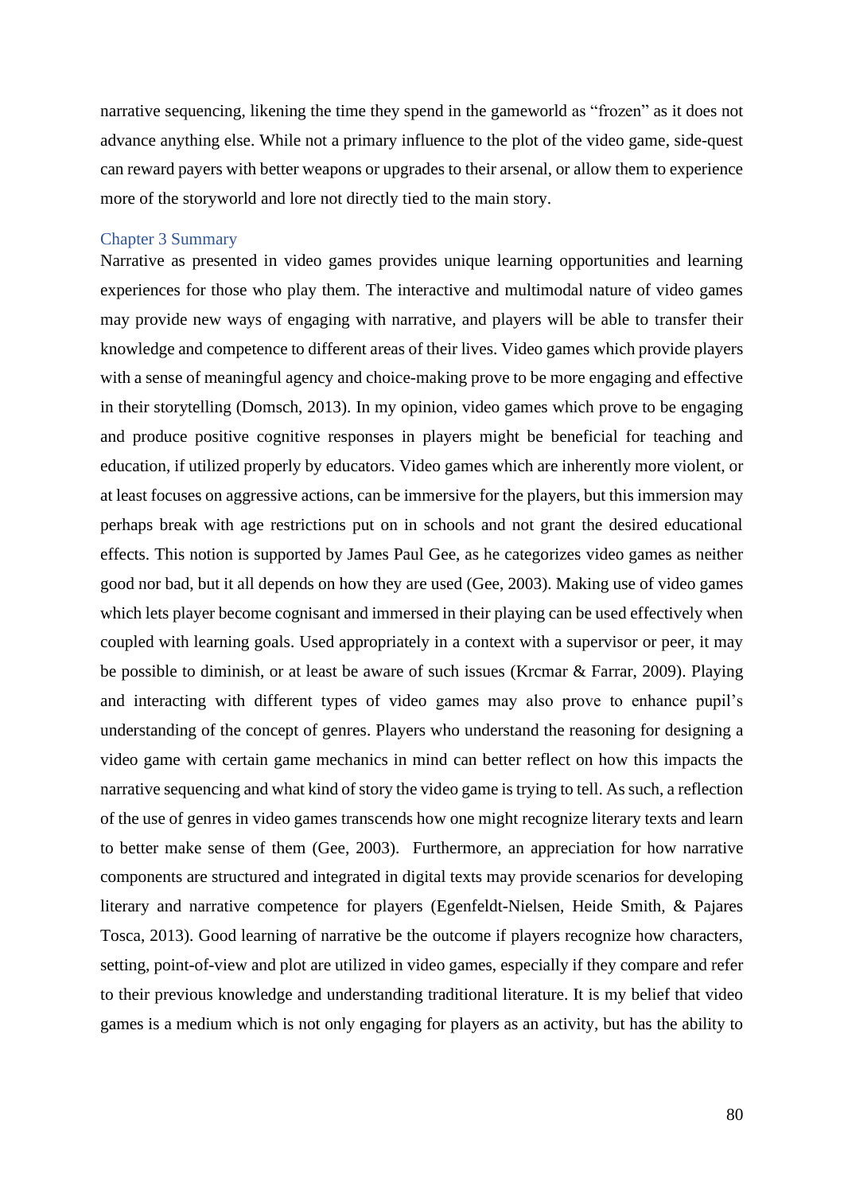narrative sequencing, likening the time they spend in the gameworld as "frozen" as it does not advance anything else. While not a primary influence to the plot of the video game, side-quest can reward payers with better weapons or upgrades to their arsenal, or allow them to experience more of the storyworld and lore not directly tied to the main story.

## Chapter 3 Summary

Narrative as presented in video games provides unique learning opportunities and learning experiences for those who play them. The interactive and multimodal nature of video games may provide new ways of engaging with narrative, and players will be able to transfer their knowledge and competence to different areas of their lives. Video games which provide players with a sense of meaningful agency and choice-making prove to be more engaging and effective in their storytelling (Domsch, 2013). In my opinion, video games which prove to be engaging and produce positive cognitive responses in players might be beneficial for teaching and education, if utilized properly by educators. Video games which are inherently more violent, or at least focuses on aggressive actions, can be immersive for the players, but this immersion may perhaps break with age restrictions put on in schools and not grant the desired educational effects. This notion is supported by James Paul Gee, as he categorizes video games as neither good nor bad, but it all depends on how they are used (Gee, 2003). Making use of video games which lets player become cognisant and immersed in their playing can be used effectively when coupled with learning goals. Used appropriately in a context with a supervisor or peer, it may be possible to diminish, or at least be aware of such issues (Krcmar & Farrar, 2009). Playing and interacting with different types of video games may also prove to enhance pupil's understanding of the concept of genres. Players who understand the reasoning for designing a video game with certain game mechanics in mind can better reflect on how this impacts the narrative sequencing and what kind of story the video game is trying to tell. As such, a reflection of the use of genres in video games transcends how one might recognize literary texts and learn to better make sense of them (Gee, 2003). Furthermore, an appreciation for how narrative components are structured and integrated in digital texts may provide scenarios for developing literary and narrative competence for players (Egenfeldt-Nielsen, Heide Smith, & Pajares Tosca, 2013). Good learning of narrative be the outcome if players recognize how characters, setting, point-of-view and plot are utilized in video games, especially if they compare and refer to their previous knowledge and understanding traditional literature. It is my belief that video games is a medium which is not only engaging for players as an activity, but has the ability to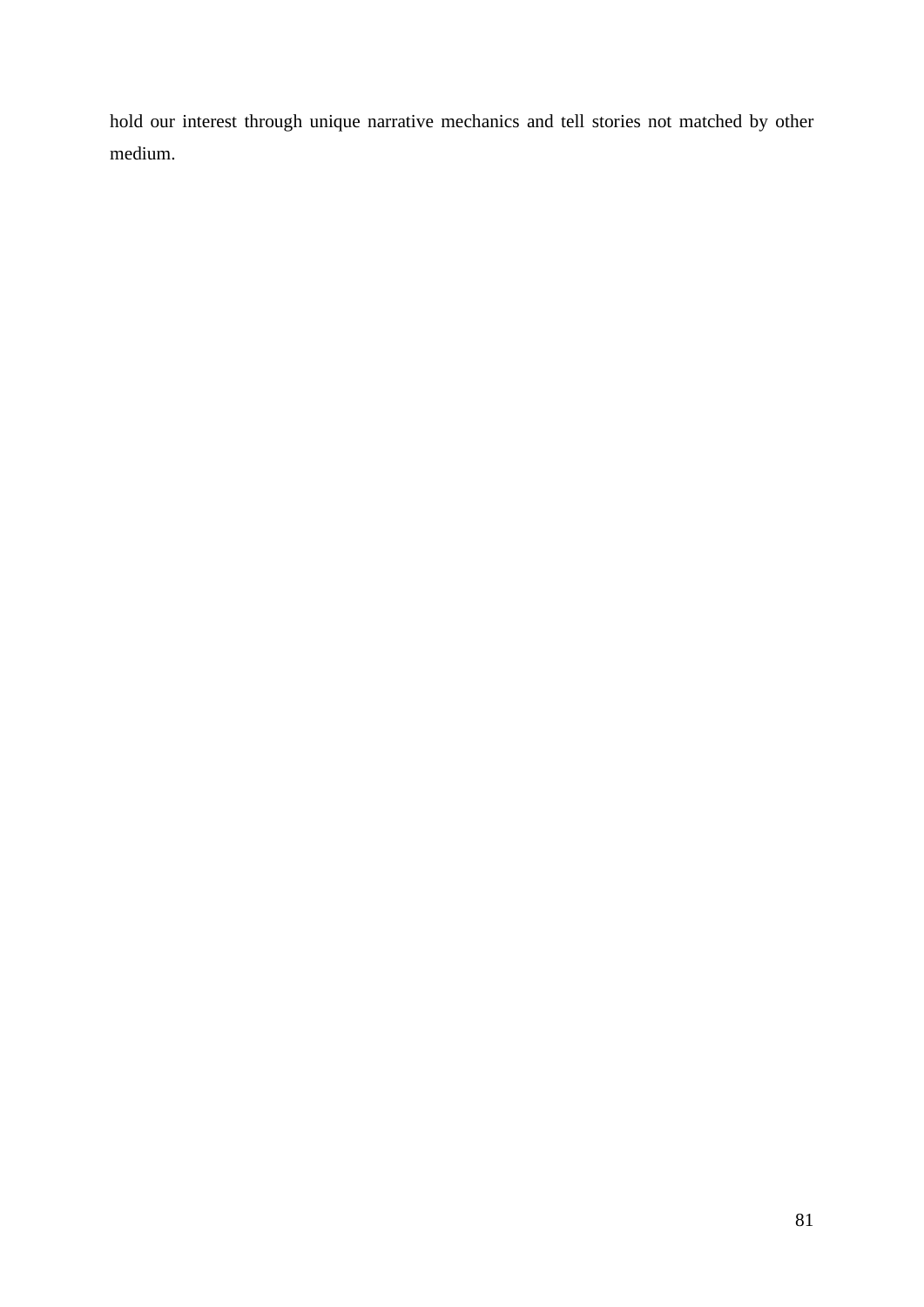hold our interest through unique narrative mechanics and tell stories not matched by other medium.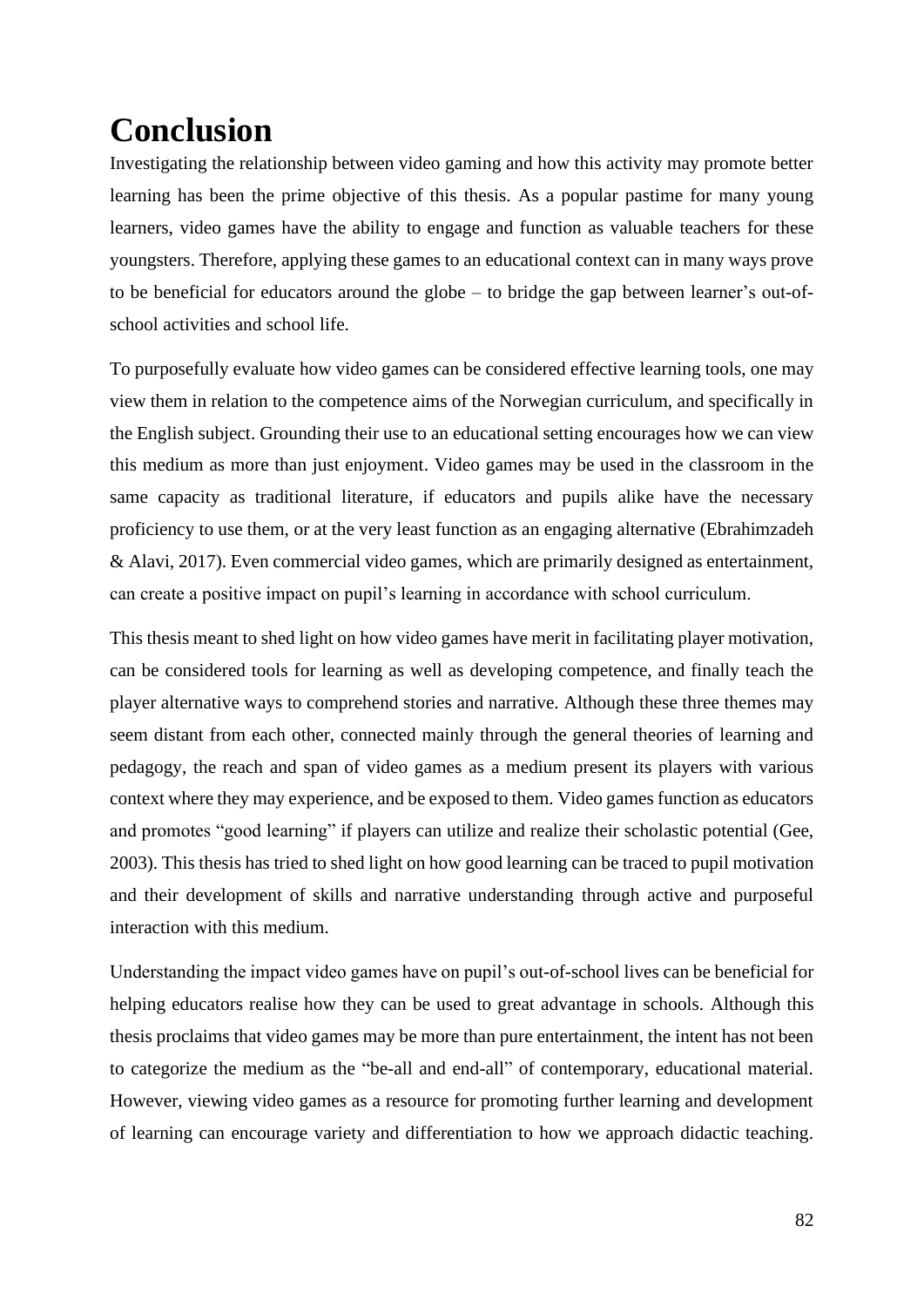# Conclusion

Investigating the relationship between video gaming and how this activity may promote better learning has been the prime objective of this thesis. As a popular pastime for many young learners, video games have the ability to engage and function as valuable teachers for these youngsters. Therefore, applying these games to an educational context can in many ways prove to be beneficial for educators around the globe – to bridge the gap between learner's out-of-school activities and school life.

To purposefully evaluate how video games can be considered effective learning tools, one may view them in relation to the competence aims of the Norwegian curriculum, and specifically in the English subject. Grounding their use to an educational setting encourages how we can view this medium as more than just enjoyment. Video games may be used in the classroom in the same capacity as traditional literature, if educators and pupils alike have the necessary proficiency to use them, or at the very least function as an engaging alternative (Ebrahimzadeh & Alavi, 2017). Even commercial video games, which are primarily designed as entertainment, can create a positive impact on pupil's learning in accordance with school curriculum.

This thesis meant to shed light on how video games have merit in facilitating player motivation, can be considered tools for learning as well as developing competence, and finally teach the player alternative ways to comprehend stories and narrative. Although these three themes may seem distant from each other, connected mainly through the general theories of learning and pedagogy, the reach and span of video games as a medium present its players with various context where they may experience, and be exposed to them. Video games function as educators and promotes "good learning" if players can utilize and realize their scholastic potential (Gee, 2003). This thesis has tried to shed light on how good learning can be traced to pupil motivation and their development of skills and narrative understanding through active and purposeful interaction with this medium.

Understanding the impact video games have on pupil's out-of-school lives can be beneficial for helping educators realise how they can be used to great advantage in schools. Although this thesis proclaims that video games may be more than pure entertainment, the intent has not been to categorize the medium as the "be-all and end-all" of contemporary, educational material. However, viewing video games as a resource for promoting further learning and development of learning can encourage variety and differentiation to how we approach didactic teaching.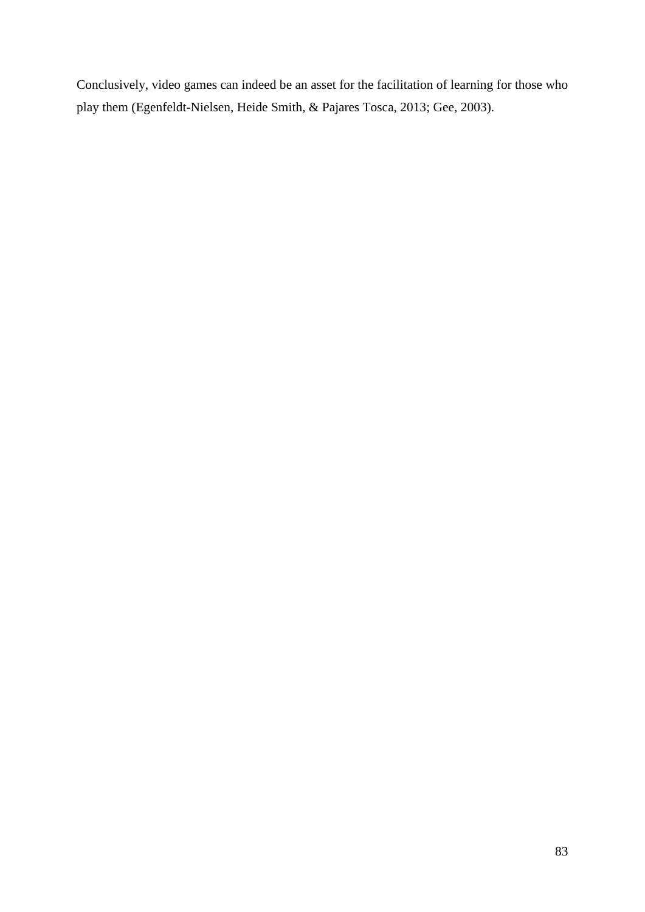Conclusively, video games can indeed be an asset for the facilitation of learning for those who play them (Egenfeldt-Nielsen, Heide Smith, & Pajares Tosca, 2013; Gee, 2003).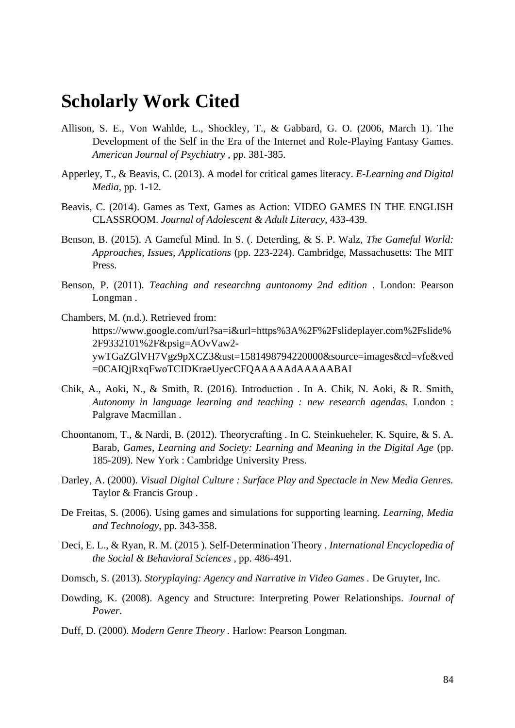# Scholarly Work Cited

Allison, S. E., Von Wahlde, L., Shockley, T., & Gabbard, G. O. (2006, March 1). The Development of the Self in the Era of the Internet and Role-Playing Fantasy Games. *American Journal of Psychiatry* , pp. 381-385.

Apperley, T., & Beavis, C. (2013). A model for critical games literacy. *E-Learning and Digital Media*, pp. 1-12.

Beavis, C. (2014). Games as Text, Games as Action: VIDEO GAMES IN THE ENGLISH CLASSROOM. *Journal of Adolescent & Adult Literacy*, 433-439.

Benson, B. (2015). A Gameful Mind. In S. (. Deterding, & S. P. Walz, *The Gameful World: Approaches, Issues, Applications* (pp. 223-224). Cambridge, Massachusetts: The MIT Press.

Benson, P. (2011). *Teaching and researchng auntonomy 2nd edition* . London: Pearson Longman .

Chambers, M. (n.d.). Retrieved from: https://www.google.com/url?sa=i&url=https%3A%2F%2Fslideplayer.com%2Fslide%2F9332101%2F&psig=AOvVaw2-ywTGaZGlVH7Vgz9pXCZ3&ust=1581498794220000&source=images&cd=vfe&ved=0CAIQjRxqFwoTCIDKraeUyecCFQAAAAAdAAAAABAI

Chik, A., Aoki, N., & Smith, R. (2016). Introduction . In A. Chik, N. Aoki, & R. Smith, *Autonomy in language learning and teaching : new research agendas.* London : Palgrave Macmillan .

Choontanom, T., & Nardi, B. (2012). Theorycrafting . In C. Steinkueheler, K. Squire, & S. A. Barab, *Games, Learning and Society: Learning and Meaning in the Digital Age* (pp. 185-209). New York : Cambridge University Press.

Darley, A. (2000). *Visual Digital Culture : Surface Play and Spectacle in New Media Genres.* Taylor & Francis Group .

De Freitas, S. (2006). Using games and simulations for supporting learning. *Learning, Media and Technology*, pp. 343-358.

Deci, E. L., & Ryan, R. M. (2015 ). Self-Determination Theory . *International Encyclopedia of the Social & Behavioral Sciences* , pp. 486-491.

Domsch, S. (2013). *Storyplaying: Agency and Narrative in Video Games* . De Gruyter, Inc.

Dowding, K. (2008). Agency and Structure: Interpreting Power Relationships. *Journal of Power*.

Duff, D. (2000). *Modern Genre Theory* . Harlow: Pearson Longman.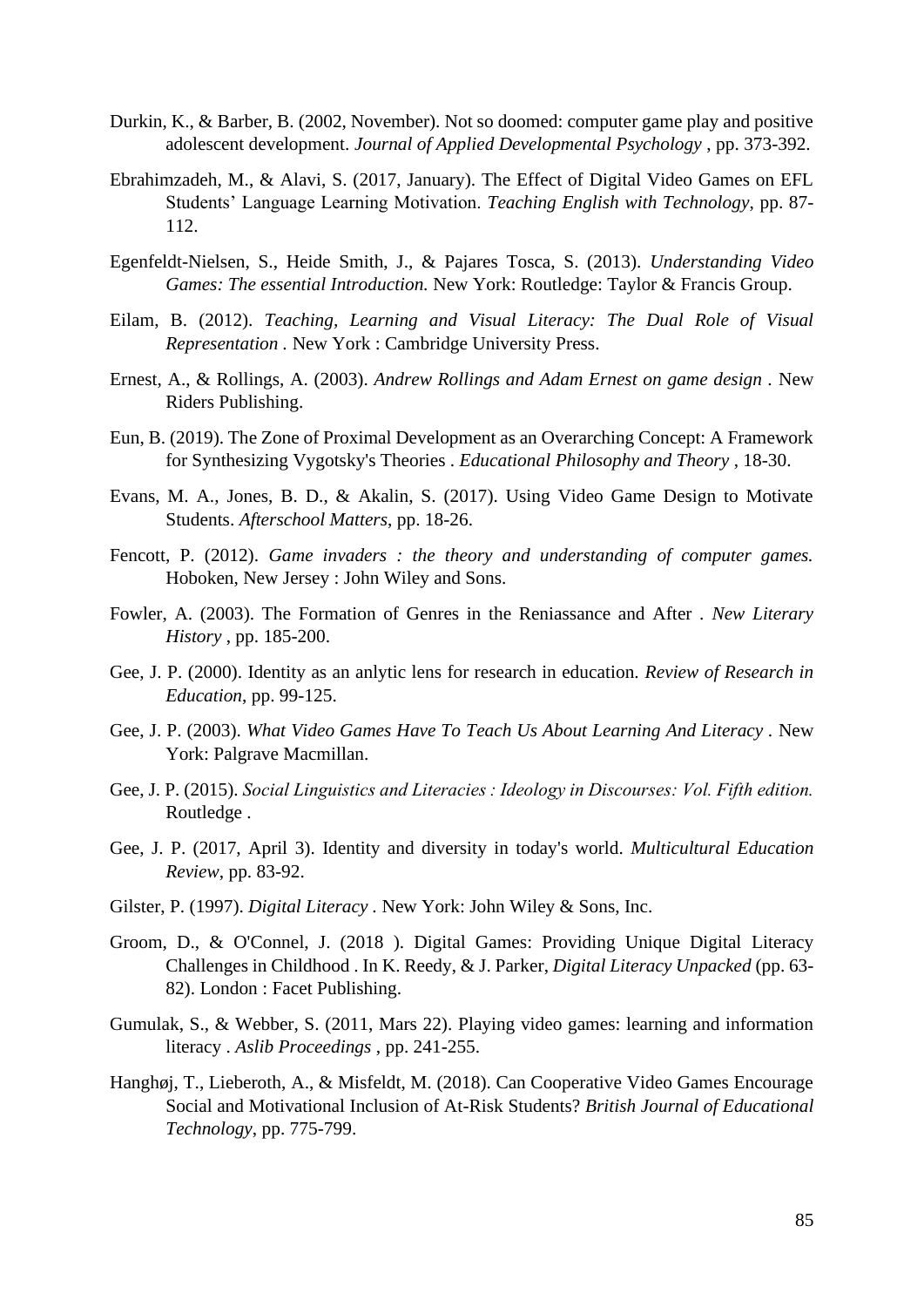Durkin, K., & Barber, B. (2002, November). Not so doomed: computer game play and positive adolescent development. *Journal of Applied Developmental Psychology* , pp. 373-392.

Ebrahimzadeh, M., & Alavi, S. (2017, January). The Effect of Digital Video Games on EFL Students' Language Learning Motivation. *Teaching English with Technology*, pp. 87-112.

Egenfeldt-Nielsen, S., Heide Smith, J., & Pajares Tosca, S. (2013). *Understanding Video Games: The essential Introduction.* New York: Routledge: Taylor & Francis Group.

Eilam, B. (2012). *Teaching, Learning and Visual Literacy: The Dual Role of Visual Representation* . New York : Cambridge University Press.

Ernest, A., & Rollings, A. (2003). *Andrew Rollings and Adam Ernest on game design* . New Riders Publishing.

Eun, B. (2019). The Zone of Proximal Development as an Overarching Concept: A Framework for Synthesizing Vygotsky's Theories . *Educational Philosophy and Theory* , 18-30.

Evans, M. A., Jones, B. D., & Akalin, S. (2017). Using Video Game Design to Motivate Students. *Afterschool Matters*, pp. 18-26.

Fencott, P. (2012). *Game invaders : the theory and understanding of computer games.* Hoboken, New Jersey : John Wiley and Sons.

Fowler, A. (2003). The Formation of Genres in the Reniassance and After . *New Literary History* , pp. 185-200.

Gee, J. P. (2000). Identity as an anlytic lens for research in education. *Review of Research in Education*, pp. 99-125.

Gee, J. P. (2003). *What Video Games Have To Teach Us About Learning And Literacy* . New York: Palgrave Macmillan.

Gee, J. P. (2015). *Social Linguistics and Literacies : Ideology in Discourses: Vol. Fifth edition.* Routledge .

Gee, J. P. (2017, April 3). Identity and diversity in today's world. *Multicultural Education Review*, pp. 83-92.

Gilster, P. (1997). *Digital Literacy* . New York: John Wiley & Sons, Inc.

Groom, D., & O'Connel, J. (2018 ). Digital Games: Providing Unique Digital Literacy Challenges in Childhood . In K. Reedy, & J. Parker, *Digital Literacy Unpacked* (pp. 63-82). London : Facet Publishing.

Gumulak, S., & Webber, S. (2011, Mars 22). Playing video games: learning and information literacy . *Aslib Proceedings* , pp. 241-255.

Hanghøj, T., Lieberoth, A., & Misfeldt, M. (2018). Can Cooperative Video Games Encourage Social and Motivational Inclusion of At-Risk Students? *British Journal of Educational Technology*, pp. 775-799.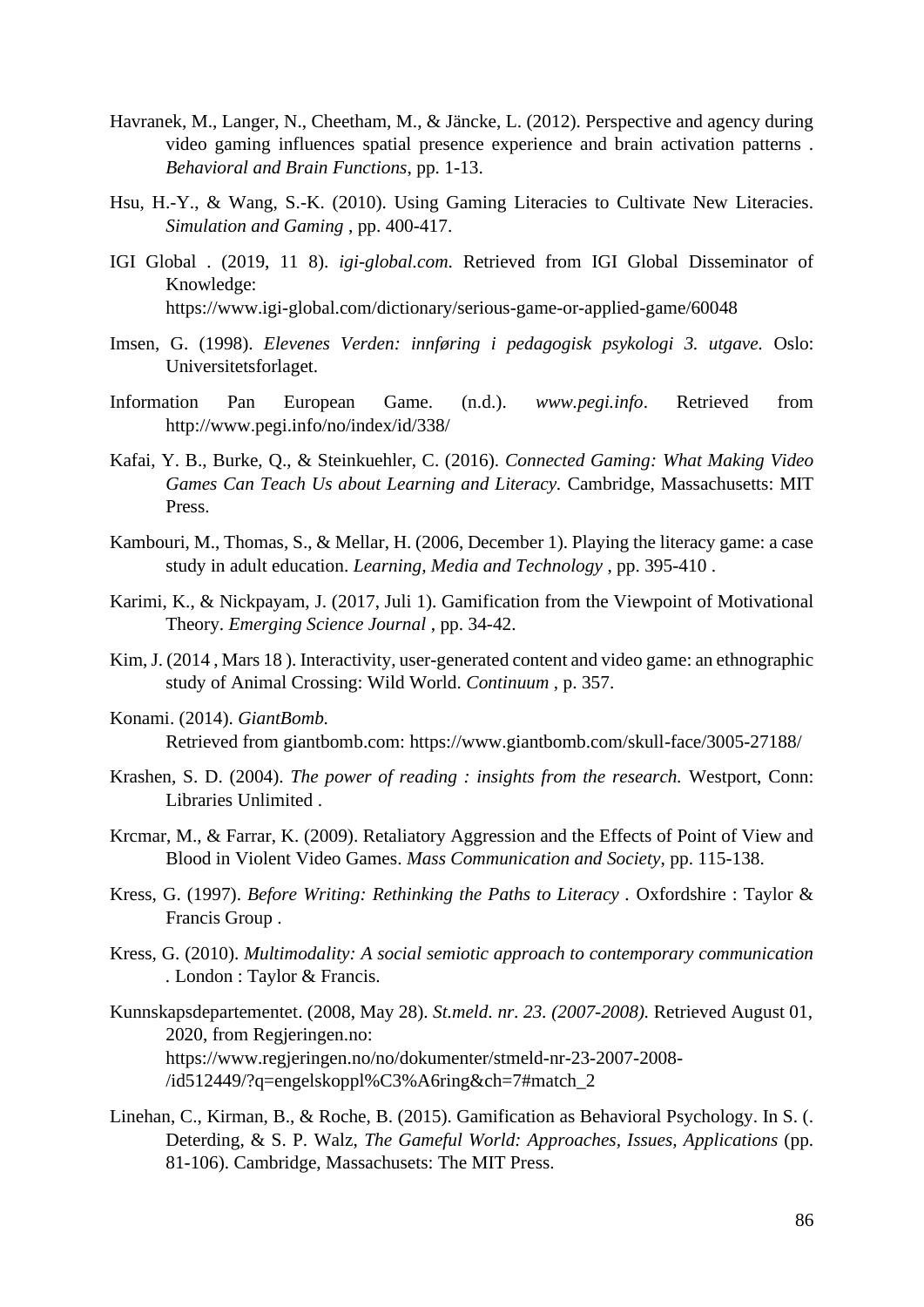Havranek, M., Langer, N., Cheetham, M., & Jäncke, L. (2012). Perspective and agency during video gaming influences spatial presence experience and brain activation patterns . *Behavioral and Brain Functions*, pp. 1-13.

Hsu, H.-Y., & Wang, S.-K. (2010). Using Gaming Literacies to Cultivate New Literacies. *Simulation and Gaming* , pp. 400-417.

IGI Global . (2019, 11 8). *igi-global.com*. Retrieved from IGI Global Disseminator of Knowledge: https://www.igi-global.com/dictionary/serious-game-or-applied-game/60048

Imsen, G. (1998). *Elevenes Verden: innføring i pedagogisk psykologi 3. utgave*. Oslo: Universitetsforlaget.

Information Pan European Game. (n.d.). *www.pegi.info*. Retrieved from http://www.pegi.info/no/index/id/338/

Kafai, Y. B., Burke, Q., & Steinkuehler, C. (2016). *Connected Gaming: What Making Video Games Can Teach Us about Learning and Literacy*. Cambridge, Massachusetts: MIT Press.

Kambouri, M., Thomas, S., & Mellar, H. (2006, December 1). Playing the literacy game: a case study in adult education. *Learning, Media and Technology* , pp. 395-410 .

Karimi, K., & Nickpayam, J. (2017, Juli 1). Gamification from the Viewpoint of Motivational Theory. *Emerging Science Journal* , pp. 34-42.

Kim, J. (2014 , Mars 18 ). Interactivity, user-generated content and video game: an ethnographic study of Animal Crossing: Wild World. *Continuum* , p. 357.

Konami. (2014). *GiantBomb*. Retrieved from giantbomb.com: https://www.giantbomb.com/skull-face/3005-27188/

Krashen, S. D. (2004). *The power of reading : insights from the research*. Westport, Conn: Libraries Unlimited .

Krcmar, M., & Farrar, K. (2009). Retaliatory Aggression and the Effects of Point of View and Blood in Violent Video Games. *Mass Communication and Society*, pp. 115-138.

Kress, G. (1997). *Before Writing: Rethinking the Paths to Literacy* . Oxfordshire : Taylor & Francis Group .

Kress, G. (2010). *Multimodality: A social semiotic approach to contemporary communication* . London : Taylor & Francis.

Kunnskapsdepartementet. (2008, May 28). *St.meld. nr. 23. (2007-2008)*. Retrieved August 01, 2020, from Regjeringen.no: https://www.regjeringen.no/no/dokumenter/stmeld-nr-23-2007-2008-/id512449/?q=engelskoppl%C3%A6ring&ch=7#match_2

Linehan, C., Kirman, B., & Roche, B. (2015). Gamification as Behavioral Psychology. In S. (. Deterding, & S. P. Walz, *The Gameful World: Approaches, Issues, Applications* (pp. 81-106). Cambridge, Massachusets: The MIT Press.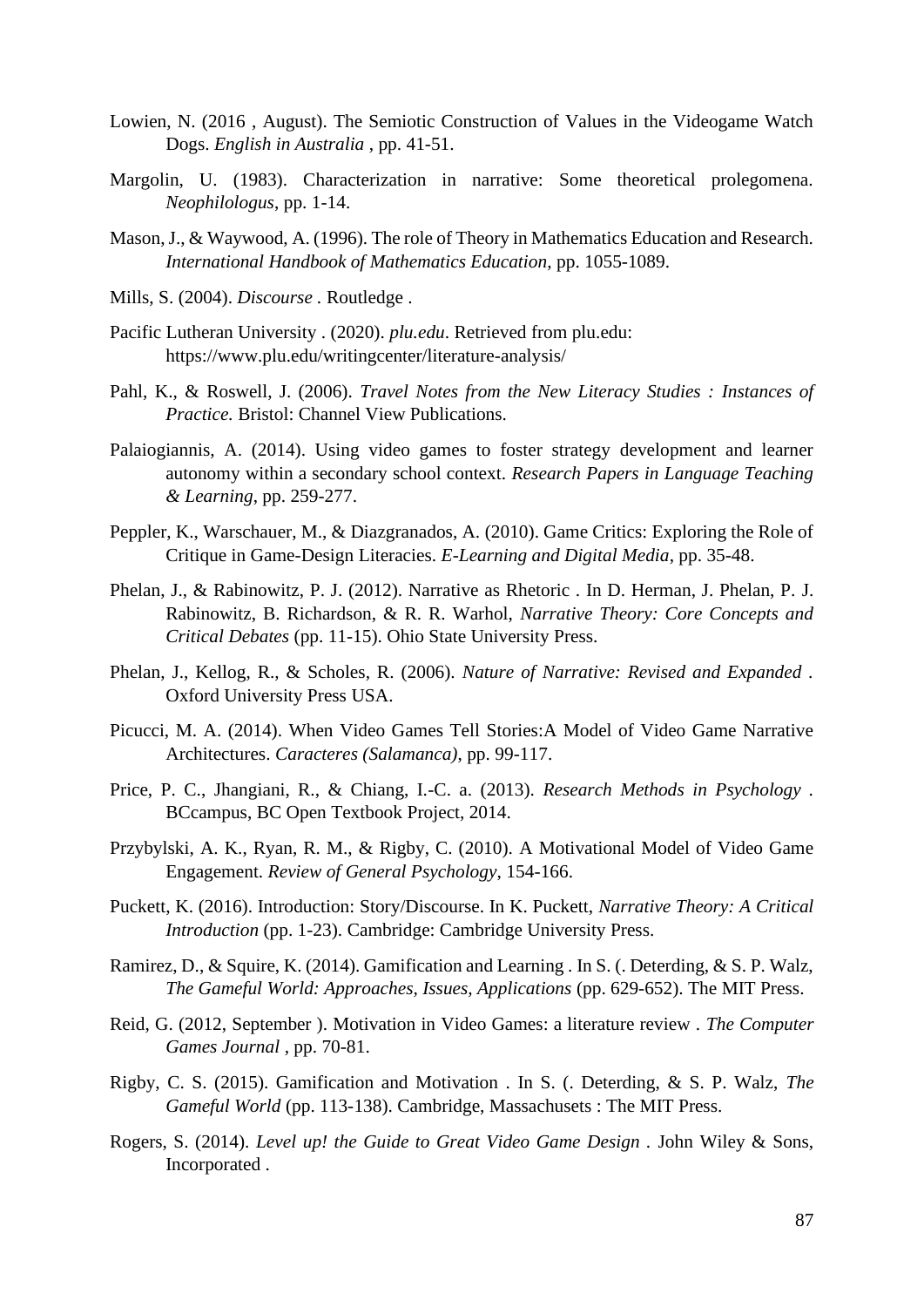Lowien, N. (2016 , August). The Semiotic Construction of Values in the Videogame Watch Dogs. *English in Australia* , pp. 41-51.

Margolin, U. (1983). Characterization in narrative: Some theoretical prolegomena. *Neophilologus*, pp. 1-14.

Mason, J., & Waywood, A. (1996). The role of Theory in Mathematics Education and Research. *International Handbook of Mathematics Education*, pp. 1055-1089.

Mills, S. (2004). *Discourse* . Routledge .

Pacific Lutheran University . (2020). *plu.edu*. Retrieved from plu.edu: https://www.plu.edu/writingcenter/literature-analysis/

Pahl, K., & Roswell, J. (2006). *Travel Notes from the New Literacy Studies : Instances of Practice.* Bristol: Channel View Publications.

Palaiogiannis, A. (2014). Using video games to foster strategy development and learner autonomy within a secondary school context. *Research Papers in Language Teaching & Learning*, pp. 259-277.

Peppler, K., Warschauer, M., & Diazgranados, A. (2010). Game Critics: Exploring the Role of Critique in Game-Design Literacies. *E-Learning and Digital Media*, pp. 35-48.

Phelan, J., & Rabinowitz, P. J. (2012). Narrative as Rhetoric . In D. Herman, J. Phelan, P. J. Rabinowitz, B. Richardson, & R. R. Warhol, *Narrative Theory: Core Concepts and Critical Debates* (pp. 11-15). Ohio State University Press.

Phelan, J., Kellog, R., & Scholes, R. (2006). *Nature of Narrative: Revised and Expanded* . Oxford University Press USA.

Picucci, M. A. (2014). When Video Games Tell Stories:A Model of Video Game Narrative Architectures. *Caracteres (Salamanca)*, pp. 99-117.

Price, P. C., Jhangiani, R., & Chiang, I.-C. a. (2013). *Research Methods in Psychology* . BCcampus, BC Open Textbook Project, 2014.

Przybylski, A. K., Ryan, R. M., & Rigby, C. (2010). A Motivational Model of Video Game Engagement. *Review of General Psychology*, 154-166.

Puckett, K. (2016). Introduction: Story/Discourse. In K. Puckett, *Narrative Theory: A Critical Introduction* (pp. 1-23). Cambridge: Cambridge University Press.

Ramirez, D., & Squire, K. (2014). Gamification and Learning . In S. (. Deterding, & S. P. Walz, *The Gameful World: Approaches, Issues, Applications* (pp. 629-652). The MIT Press.

Reid, G. (2012, September ). Motivation in Video Games: a literature review . *The Computer Games Journal* , pp. 70-81.

Rigby, C. S. (2015). Gamification and Motivation . In S. (. Deterding, & S. P. Walz, *The Gameful World* (pp. 113-138). Cambridge, Massachusets : The MIT Press.

Rogers, S. (2014). *Level up! the Guide to Great Video Game Design* . John Wiley & Sons, Incorporated .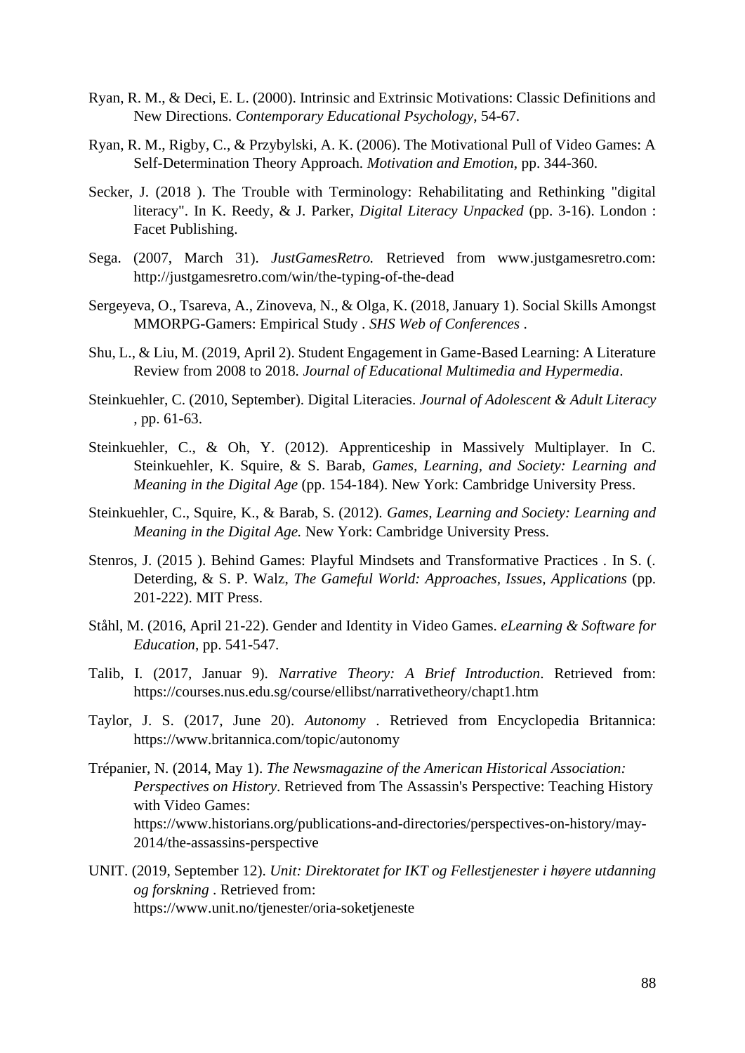Ryan, R. M., & Deci, E. L. (2000). Intrinsic and Extrinsic Motivations: Classic Definitions and New Directions. *Contemporary Educational Psychology*, 54-67.

Ryan, R. M., Rigby, C., & Przybylski, A. K. (2006). The Motivational Pull of Video Games: A Self-Determination Theory Approach. *Motivation and Emotion*, pp. 344-360.

Secker, J. (2018 ). The Trouble with Terminology: Rehabilitating and Rethinking "digital literacy". In K. Reedy, & J. Parker, *Digital Literacy Unpacked* (pp. 3-16). London : Facet Publishing.

Sega. (2007, March 31). *JustGamesRetro.* Retrieved from www.justgamesretro.com: http://justgamesretro.com/win/the-typing-of-the-dead

Sergeyeva, O., Tsareva, A., Zinoveva, N., & Olga, K. (2018, January 1). Social Skills Amongst MMORPG-Gamers: Empirical Study . *SHS Web of Conferences* .

Shu, L., & Liu, M. (2019, April 2). Student Engagement in Game-Based Learning: A Literature Review from 2008 to 2018. *Journal of Educational Multimedia and Hypermedia*.

Steinkuehler, C. (2010, September). Digital Literacies. *Journal of Adolescent & Adult Literacy* , pp. 61-63.

Steinkuehler, C., & Oh, Y. (2012). Apprenticeship in Massively Multiplayer. In C. Steinkuehler, K. Squire, & S. Barab, *Games, Learning, and Society: Learning and Meaning in the Digital Age* (pp. 154-184). New York: Cambridge University Press.

Steinkuehler, C., Squire, K., & Barab, S. (2012). *Games, Learning and Society: Learning and Meaning in the Digital Age.* New York: Cambridge University Press.

Stenros, J. (2015 ). Behind Games: Playful Mindsets and Transformative Practices . In S. (. Deterding, & S. P. Walz, *The Gameful World: Approaches, Issues, Applications* (pp. 201-222). MIT Press.

Ståhl, M. (2016, April 21-22). Gender and Identity in Video Games. *eLearning & Software for Education*, pp. 541-547.

Talib, I. (2017, Januar 9). *Narrative Theory: A Brief Introduction*. Retrieved from: https://courses.nus.edu.sg/course/ellibst/narrativetheory/chapt1.htm

Taylor, J. S. (2017, June 20). *Autonomy* . Retrieved from Encyclopedia Britannica: https://www.britannica.com/topic/autonomy

Trépanier, N. (2014, May 1). *The Newsmagazine of the American Historical Association: Perspectives on History*. Retrieved from The Assassin's Perspective: Teaching History with Video Games: https://www.historians.org/publications-and-directories/perspectives-on-history/may-2014/the-assassins-perspective

UNIT. (2019, September 12). *Unit: Direktoratet for IKT og Fellestjenester i høyere utdanning og forskning* . Retrieved from: https://www.unit.no/tjenester/oria-soketjeneste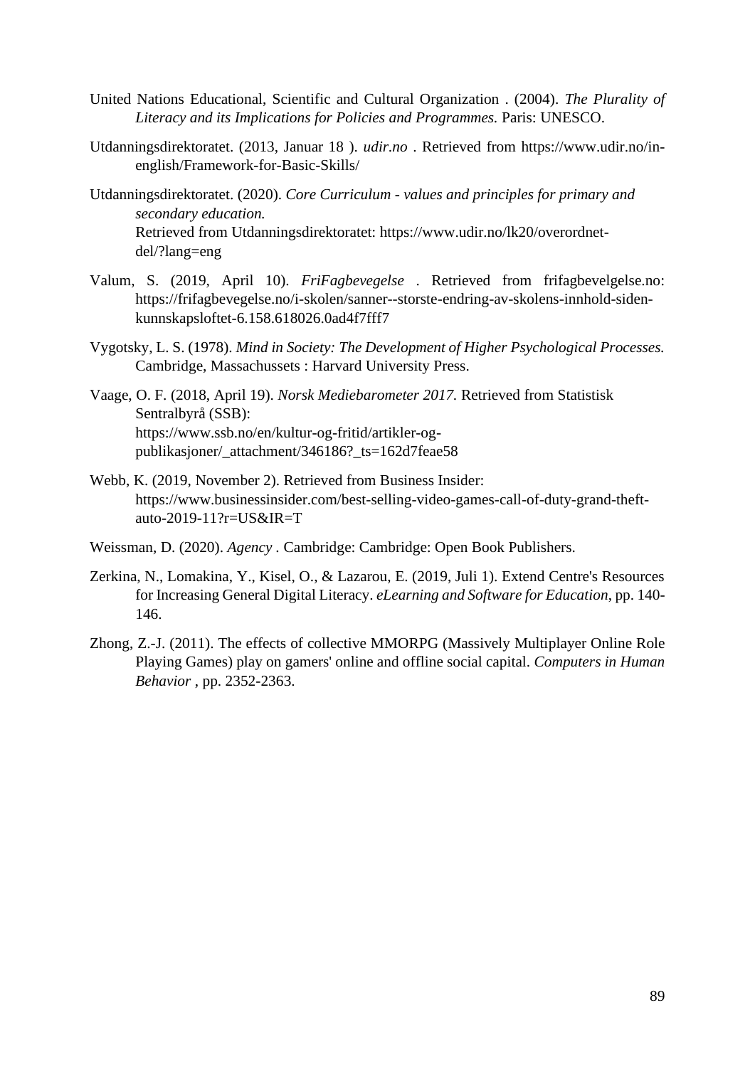United Nations Educational, Scientific and Cultural Organization . (2004). *The Plurality of Literacy and its Implications for Policies and Programmes.* Paris: UNESCO.

Utdanningsdirektoratet. (2013, Januar 18 ). *udir.no* . Retrieved from https://www.udir.no/in-english/Framework-for-Basic-Skills/

Utdanningsdirektoratet. (2020). *Core Curriculum - values and principles for primary and secondary education.* Retrieved from Utdanningsdirektoratet: https://www.udir.no/lk20/overordnet-del/?lang=eng

Valum, S. (2019, April 10). *FriFagbevegelse* . Retrieved from frifagbevelgelse.no: https://frifagbevegelse.no/i-skolen/sanner--storste-endring-av-skolens-innhold-siden-kunnskapsloftet-6.158.618026.0ad4f7fff7

Vygotsky, L. S. (1978). *Mind in Society: The Development of Higher Psychological Processes.* Cambridge, Massachussets : Harvard University Press.

Vaage, O. F. (2018, April 19). *Norsk Mediebarometer 2017.* Retrieved from Statistisk Sentralbyrå (SSB): https://www.ssb.no/en/kultur-og-fritid/artikler-og-publikasjoner/_attachment/346186?_ts=162d7feae58

Webb, K. (2019, November 2). Retrieved from Business Insider: https://www.businessinsider.com/best-selling-video-games-call-of-duty-grand-theft-auto-2019-11?r=US&IR=T

Weissman, D. (2020). *Agency* . Cambridge: Cambridge: Open Book Publishers.

Zerkina, N., Lomakina, Y., Kisel, O., & Lazarou, E. (2019, Juli 1). Extend Centre's Resources for Increasing General Digital Literacy. *eLearning and Software for Education*, pp. 140-146.

Zhong, Z.-J. (2011). The effects of collective MMORPG (Massively Multiplayer Online Role Playing Games) play on gamers' online and offline social capital. *Computers in Human Behavior* , pp. 2352-2363.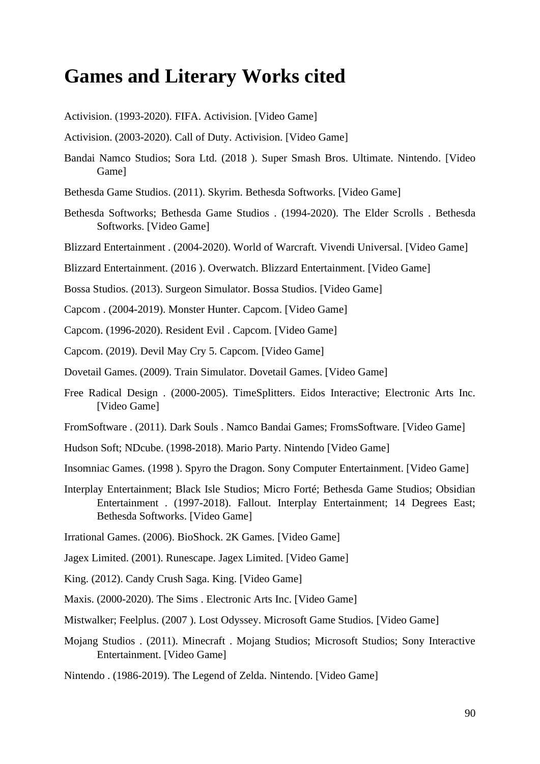# Games and Literary Works cited

Activision. (1993-2020). FIFA. Activision. [Video Game]

Activision. (2003-2020). Call of Duty. Activision. [Video Game]

Bandai Namco Studios; Sora Ltd. (2018 ). Super Smash Bros. Ultimate. Nintendo. [Video Game]

Bethesda Game Studios. (2011). Skyrim. Bethesda Softworks. [Video Game]

Bethesda Softworks; Bethesda Game Studios . (1994-2020). The Elder Scrolls . Bethesda Softworks. [Video Game]

Blizzard Entertainment . (2004-2020). World of Warcraft. Vivendi Universal. [Video Game]

Blizzard Entertainment. (2016 ). Overwatch. Blizzard Entertainment. [Video Game]

Bossa Studios. (2013). Surgeon Simulator. Bossa Studios. [Video Game]

Capcom . (2004-2019). Monster Hunter. Capcom. [Video Game]

Capcom. (1996-2020). Resident Evil . Capcom. [Video Game]

Capcom. (2019). Devil May Cry 5. Capcom. [Video Game]

Dovetail Games. (2009). Train Simulator. Dovetail Games. [Video Game]

Free Radical Design . (2000-2005). TimeSplitters. Eidos Interactive; Electronic Arts Inc. [Video Game]

FromSoftware . (2011). Dark Souls . Namco Bandai Games; FromsSoftware. [Video Game]

Hudson Soft; NDcube. (1998-2018). Mario Party. Nintendo [Video Game]

Insomniac Games. (1998 ). Spyro the Dragon. Sony Computer Entertainment. [Video Game]

Interplay Entertainment; Black Isle Studios; Micro Forté; Bethesda Game Studios; Obsidian Entertainment . (1997-2018). Fallout. Interplay Entertainment; 14 Degrees East; Bethesda Softworks. [Video Game]

Irrational Games. (2006). BioShock. 2K Games. [Video Game]

Jagex Limited. (2001). Runescape. Jagex Limited. [Video Game]

King. (2012). Candy Crush Saga. King. [Video Game]

Maxis. (2000-2020). The Sims . Electronic Arts Inc. [Video Game]

Mistwalker; Feelplus. (2007 ). Lost Odyssey. Microsoft Game Studios. [Video Game]

Mojang Studios . (2011). Minecraft . Mojang Studios; Microsoft Studios; Sony Interactive Entertainment. [Video Game]

Nintendo . (1986-2019). The Legend of Zelda. Nintendo. [Video Game]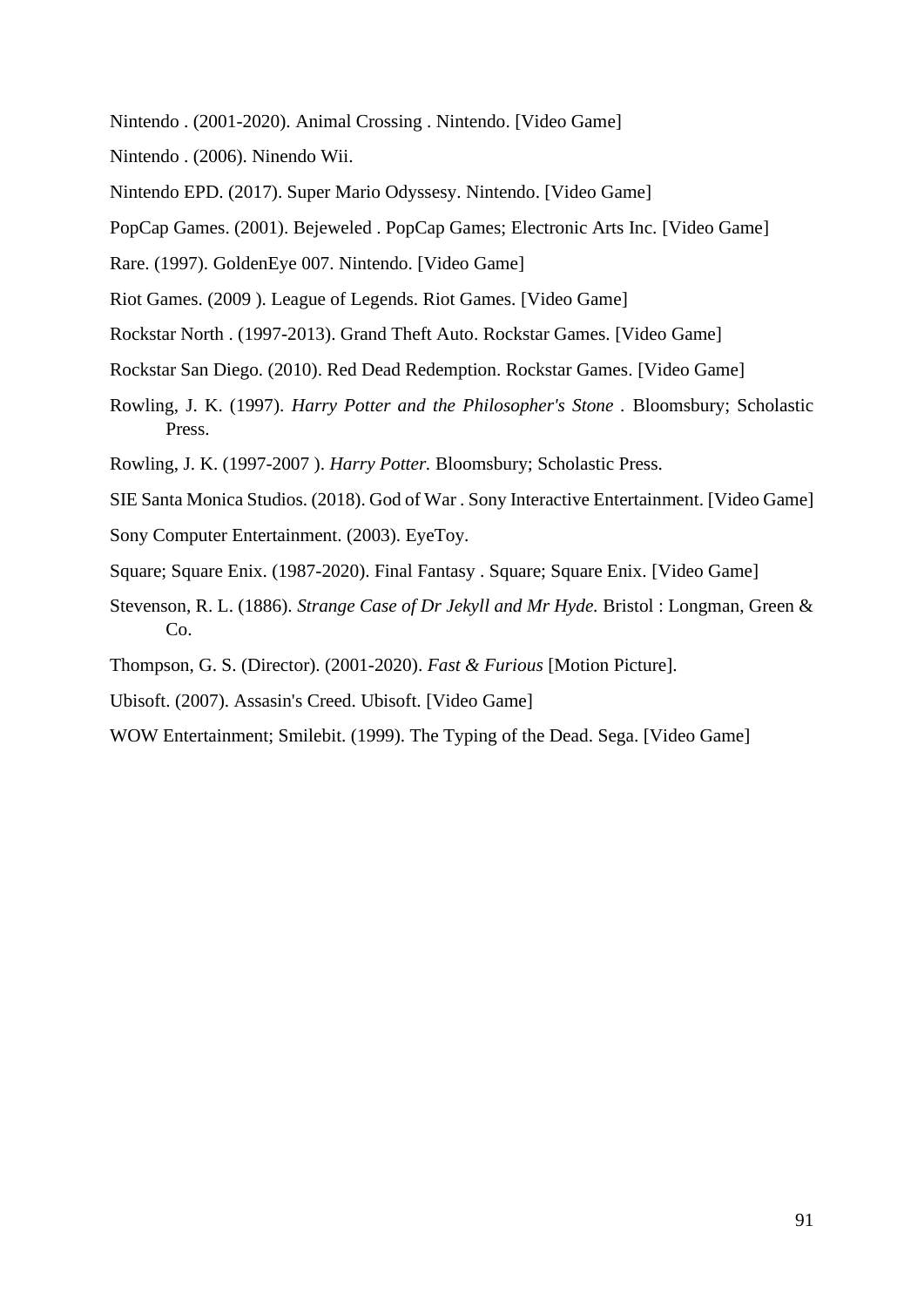Nintendo . (2001-2020). Animal Crossing . Nintendo. [Video Game]

Nintendo . (2006). Ninendo Wii.

Nintendo EPD. (2017). Super Mario Odyssesy. Nintendo. [Video Game]

PopCap Games. (2001). Bejeweled . PopCap Games; Electronic Arts Inc. [Video Game]

Rare. (1997). GoldenEye 007. Nintendo. [Video Game]

Riot Games. (2009 ). League of Legends. Riot Games. [Video Game]

Rockstar North . (1997-2013). Grand Theft Auto. Rockstar Games. [Video Game]

Rockstar San Diego. (2010). Red Dead Redemption. Rockstar Games. [Video Game]

Rowling, J. K. (1997). *Harry Potter and the Philosopher's Stone* . Bloomsbury; Scholastic Press.

Rowling, J. K. (1997-2007 ). *Harry Potter.* Bloomsbury; Scholastic Press.

SIE Santa Monica Studios. (2018). God of War . Sony Interactive Entertainment. [Video Game]

Sony Computer Entertainment. (2003). EyeToy.

Square; Square Enix. (1987-2020). Final Fantasy . Square; Square Enix. [Video Game]

Stevenson, R. L. (1886). *Strange Case of Dr Jekyll and Mr Hyde.* Bristol : Longman, Green & Co.

Thompson, G. S. (Director). (2001-2020). *Fast & Furious* [Motion Picture].

Ubisoft. (2007). Assasin's Creed. Ubisoft. [Video Game]

WOW Entertainment; Smilebit. (1999). The Typing of the Dead. Sega. [Video Game]